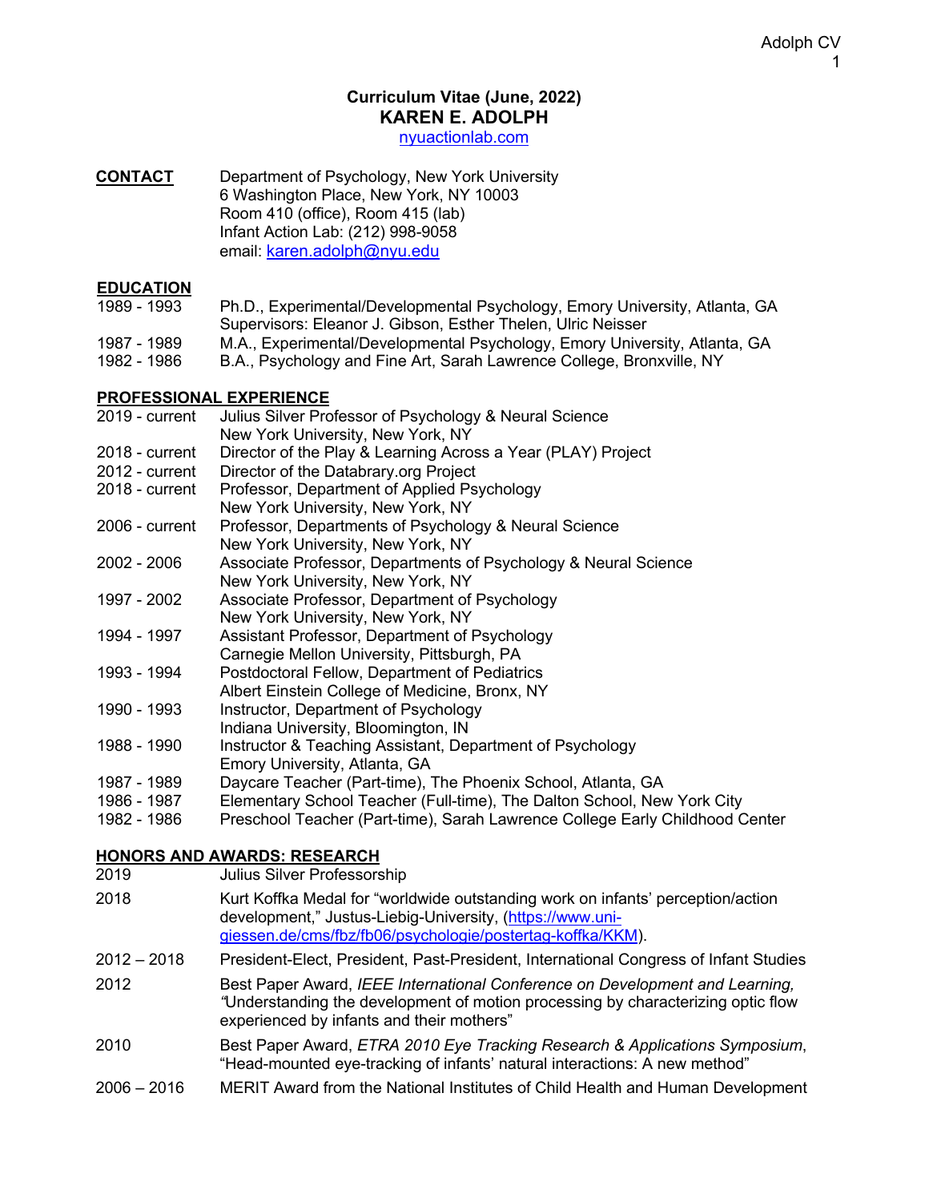**Curriculum Vitae (June, 2022)**
# KAREN E. ADOLPH
[nyuactionlab.com](nyuactionlab.com)

**CONTACT**

Department of Psychology, New York University
6 Washington Place, New York, NY 10003
Room 410 (office), Room 415 (lab)
Infant Action Lab: (212) 998-9058
email: [karen.adolph@nyu.edu](mailto:karen.adolph@nyu.edu)

## EDUCATION

| | |
|---|---|
| 1989 - 1993 | Ph.D., Experimental/Developmental Psychology, Emory University, Atlanta, GA<br>Supervisors: Eleanor J. Gibson, Esther Thelen, Ulric Neisser |
| 1987 - 1989 | M.A., Experimental/Developmental Psychology, Emory University, Atlanta, GA |
| 1982 - 1986 | B.A., Psychology and Fine Art, Sarah Lawrence College, Bronxville, NY |

## PROFESSIONAL EXPERIENCE

| | |
|---|---|
| 2019 - current | Julius Silver Professor of Psychology & Neural Science<br>New York University, New York, NY |
| 2018 - current | Director of the Play & Learning Across a Year (PLAY) Project |
| 2012 - current | Director of the Databrary.org Project |
| 2018 - current | Professor, Department of Applied Psychology<br>New York University, New York, NY |
| 2006 - current | Professor, Departments of Psychology & Neural Science<br>New York University, New York, NY |
| 2002 - 2006 | Associate Professor, Departments of Psychology & Neural Science<br>New York University, New York, NY |
| 1997 - 2002 | Associate Professor, Department of Psychology<br>New York University, New York, NY |
| 1994 - 1997 | Assistant Professor, Department of Psychology<br>Carnegie Mellon University, Pittsburgh, PA |
| 1993 - 1994 | Postdoctoral Fellow, Department of Pediatrics<br>Albert Einstein College of Medicine, Bronx, NY |
| 1990 - 1993 | Instructor, Department of Psychology<br>Indiana University, Bloomington, IN |
| 1988 - 1990 | Instructor & Teaching Assistant, Department of Psychology<br>Emory University, Atlanta, GA |
| 1987 - 1989 | Daycare Teacher (Part-time), The Phoenix School, Atlanta, GA |
| 1986 - 1987 | Elementary School Teacher (Full-time), The Dalton School, New York City |
| 1982 - 1986 | Preschool Teacher (Part-time), Sarah Lawrence College Early Childhood Center |

## HONORS AND AWARDS: RESEARCH

| | |
|---|---|
| 2019 | Julius Silver Professorship |
| 2018 | Kurt Koffka Medal for "worldwide outstanding work on infants' perception/action development," Justus-Liebig-University, ([https://www.uni-giessen.de/cms/fbz/fb06/psychologie/postertag-koffka/KKM](https://www.uni-giessen.de/cms/fbz/fb06/psychologie/postertag-koffka/KKM)). |
| 2012 – 2018 | President-Elect, President, Past-President, International Congress of Infant Studies |
| 2012 | Best Paper Award, *IEEE International Conference on Development and Learning, "*Understanding the development of motion processing by characterizing optic flow experienced by infants and their mothers" |
| 2010 | Best Paper Award, *ETRA 2010 Eye Tracking Research & Applications Symposium*, "Head-mounted eye-tracking of infants' natural interactions: A new method" |
| 2006 – 2016 | MERIT Award from the National Institutes of Child Health and Human Development |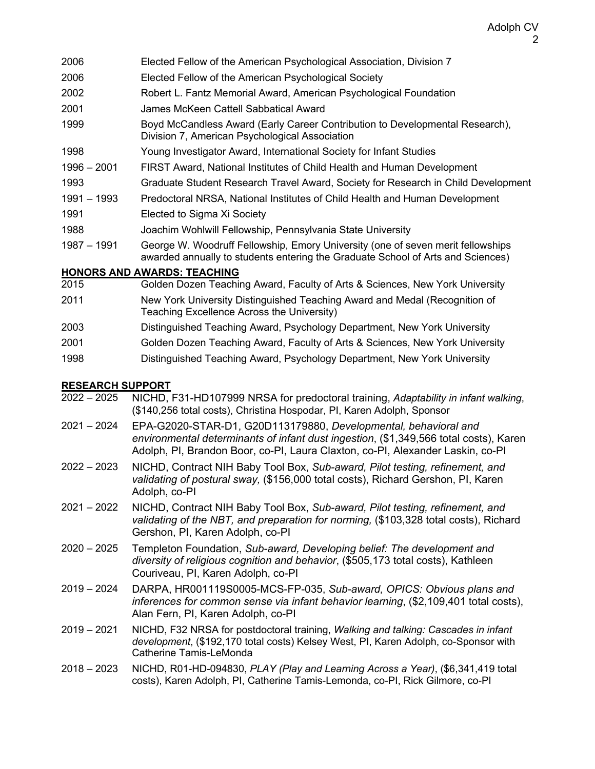| | |
|---|---|
| 2006 | Elected Fellow of the American Psychological Association, Division 7 |
| 2006 | Elected Fellow of the American Psychological Society |
| 2002 | Robert L. Fantz Memorial Award, American Psychological Foundation |
| 2001 | James McKeen Cattell Sabbatical Award |
| 1999 | Boyd McCandless Award (Early Career Contribution to Developmental Research), Division 7, American Psychological Association |
| 1998 | Young Investigator Award, International Society for Infant Studies |
| 1996 – 2001 | FIRST Award, National Institutes of Child Health and Human Development |
| 1993 | Graduate Student Research Travel Award, Society for Research in Child Development |
| 1991 – 1993 | Predoctoral NRSA, National Institutes of Child Health and Human Development |
| 1991 | Elected to Sigma Xi Society |
| 1988 | Joachim Wohlwill Fellowship, Pennsylvania State University |
| 1987 – 1991 | George W. Woodruff Fellowship, Emory University (one of seven merit fellowships awarded annually to students entering the Graduate School of Arts and Sciences) |

## HONORS AND AWARDS: TEACHING

| | |
|---|---|
| 2015 | Golden Dozen Teaching Award, Faculty of Arts & Sciences, New York University |
| 2011 | New York University Distinguished Teaching Award and Medal (Recognition of Teaching Excellence Across the University) |
| 2003 | Distinguished Teaching Award, Psychology Department, New York University |
| 2001 | Golden Dozen Teaching Award, Faculty of Arts & Sciences, New York University |
| 1998 | Distinguished Teaching Award, Psychology Department, New York University |

## RESEARCH SUPPORT

| | |
|---|---|
| 2022 – 2025 | NICHD, F31-HD107999 NRSA for predoctoral training, *Adaptability in infant walking*, ($140,256 total costs), Christina Hospodar, PI, Karen Adolph, Sponsor |
| 2021 – 2024 | EPA-G2020-STAR-D1, G20D113179880, *Developmental, behavioral and environmental determinants of infant dust ingestion*, ($1,349,566 total costs), Karen Adolph, PI, Brandon Boor, co-PI, Laura Claxton, co-PI, Alexander Laskin, co-PI |
| 2022 – 2023 | NICHD, Contract NIH Baby Tool Box, *Sub-award, Pilot testing, refinement, and validating of postural sway,* ($156,000 total costs), Richard Gershon, PI, Karen Adolph, co-PI |
| 2021 – 2022 | NICHD, Contract NIH Baby Tool Box, *Sub-award, Pilot testing, refinement, and validating of the NBT, and preparation for norming,* ($103,328 total costs), Richard Gershon, PI, Karen Adolph, co-PI |
| 2020 – 2025 | Templeton Foundation, *Sub-award, Developing belief: The development and diversity of religious cognition and behavior*, ($505,173 total costs), Kathleen Couriveau, PI, Karen Adolph, co-PI |
| 2019 – 2024 | DARPA, HR001119S0005-MCS-FP-035, *Sub-award, OPICS: Obvious plans and inferences for common sense via infant behavior learning*, ($2,109,401 total costs), Alan Fern, PI, Karen Adolph, co-PI |
| 2019 – 2021 | NICHD, F32 NRSA for postdoctoral training, *Walking and talking: Cascades in infant development*, ($192,170 total costs) Kelsey West, PI, Karen Adolph, co-Sponsor with Catherine Tamis-LeMonda |
| 2018 – 2023 | NICHD, R01-HD-094830, *PLAY (Play and Learning Across a Year)*, ($6,341,419 total costs), Karen Adolph, PI, Catherine Tamis-Lemonda, co-PI, Rick Gilmore, co-PI |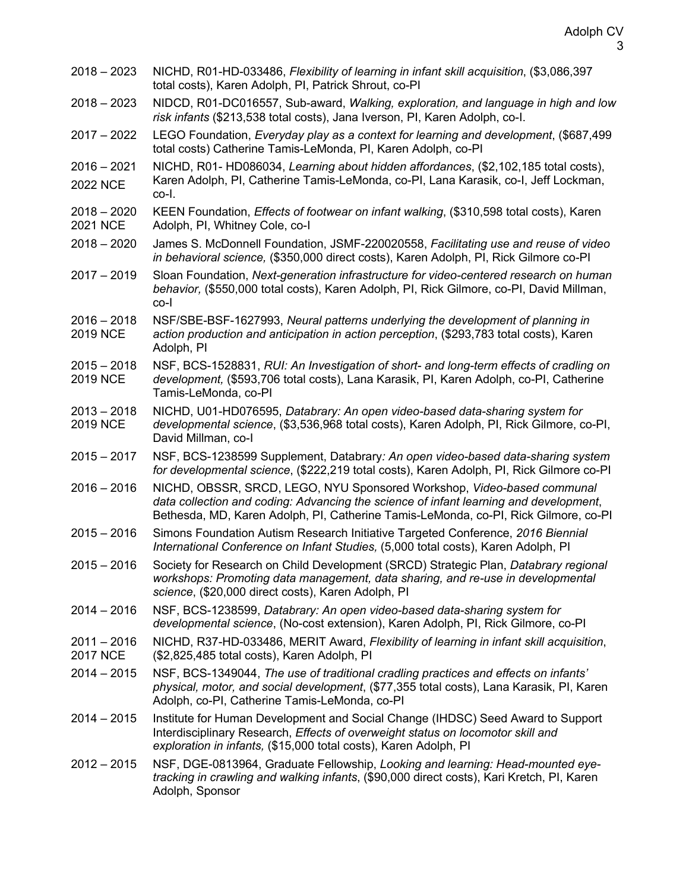2018 – 2023 NICHD, R01-HD-033486, *Flexibility of learning in infant skill acquisition*, ($3,086,397 total costs), Karen Adolph, PI, Patrick Shrout, co-PI

2018 – 2023 NIDCD, R01-DC016557, Sub-award, *Walking, exploration, and language in high and low risk infants* ($213,538 total costs), Jana Iverson, PI, Karen Adolph, co-I.

2017 – 2022 LEGO Foundation, *Everyday play as a context for learning and development*, ($687,499 total costs) Catherine Tamis-LeMonda, PI, Karen Adolph, co-PI

2016 – 2021 2022 NCE NICHD, R01- HD086034, *Learning about hidden affordances*, ($2,102,185 total costs), Karen Adolph, PI, Catherine Tamis-LeMonda, co-PI, Lana Karasik, co-I, Jeff Lockman, co-I.

2018 – 2020 2021 NCE KEEN Foundation, *Effects of footwear on infant walking*, ($310,598 total costs), Karen Adolph, PI, Whitney Cole, co-I

2018 – 2020 James S. McDonnell Foundation, JSMF-220020558, *Facilitating use and reuse of video in behavioral science,* ($350,000 direct costs), Karen Adolph, PI, Rick Gilmore co-PI

2017 – 2019 Sloan Foundation, *Next-generation infrastructure for video-centered research on human behavior,* ($550,000 total costs), Karen Adolph, PI, Rick Gilmore, co-PI, David Millman, co-I

2016 – 2018 2019 NCE NSF/SBE-BSF-1627993, *Neural patterns underlying the development of planning in action production and anticipation in action perception*, ($293,783 total costs), Karen Adolph, PI

2015 – 2018 2019 NCE NSF, BCS-1528831, *RUI: An Investigation of short- and long-term effects of cradling on development,* ($593,706 total costs), Lana Karasik, PI, Karen Adolph, co-PI, Catherine Tamis-LeMonda, co-PI

2013 – 2018 2019 NCE NICHD, U01-HD076595, *Databrary: An open video-based data-sharing system for developmental science*, ($3,536,968 total costs), Karen Adolph, PI, Rick Gilmore, co-PI, David Millman, co-I

2015 – 2017 NSF, BCS-1238599 Supplement, Databrary*: An open video-based data-sharing system for developmental science*, ($222,219 total costs), Karen Adolph, PI, Rick Gilmore co-PI

2016 – 2016 NICHD, OBSSR, SRCD, LEGO, NYU Sponsored Workshop, *Video-based communal data collection and coding: Advancing the science of infant learning and development*, Bethesda, MD, Karen Adolph, PI, Catherine Tamis-LeMonda, co-PI, Rick Gilmore, co-PI

2015 – 2016 Simons Foundation Autism Research Initiative Targeted Conference, *2016 Biennial International Conference on Infant Studies,* (5,000 total costs), Karen Adolph, PI

2015 – 2016 Society for Research on Child Development (SRCD) Strategic Plan, *Databrary regional workshops: Promoting data management, data sharing, and re-use in developmental science*, ($20,000 direct costs), Karen Adolph, PI

2014 – 2016 NSF, BCS-1238599, *Databrary: An open video-based data-sharing system for developmental science*, (No-cost extension), Karen Adolph, PI, Rick Gilmore, co-PI

2011 – 2016 2017 NCE NICHD, R37-HD-033486, MERIT Award, *Flexibility of learning in infant skill acquisition*, ($2,825,485 total costs), Karen Adolph, PI

2014 – 2015 NSF, BCS-1349044, *The use of traditional cradling practices and effects on infants' physical, motor, and social development*, ($77,355 total costs), Lana Karasik, PI, Karen Adolph, co-PI, Catherine Tamis-LeMonda, co-PI

2014 – 2015 Institute for Human Development and Social Change (IHDSC) Seed Award to Support Interdisciplinary Research, *Effects of overweight status on locomotor skill and exploration in infants,* ($15,000 total costs), Karen Adolph, PI

2012 – 2015 NSF, DGE-0813964, Graduate Fellowship, *Looking and learning: Head-mounted eye-tracking in crawling and walking infants*, ($90,000 direct costs), Kari Kretch, PI, Karen Adolph, Sponsor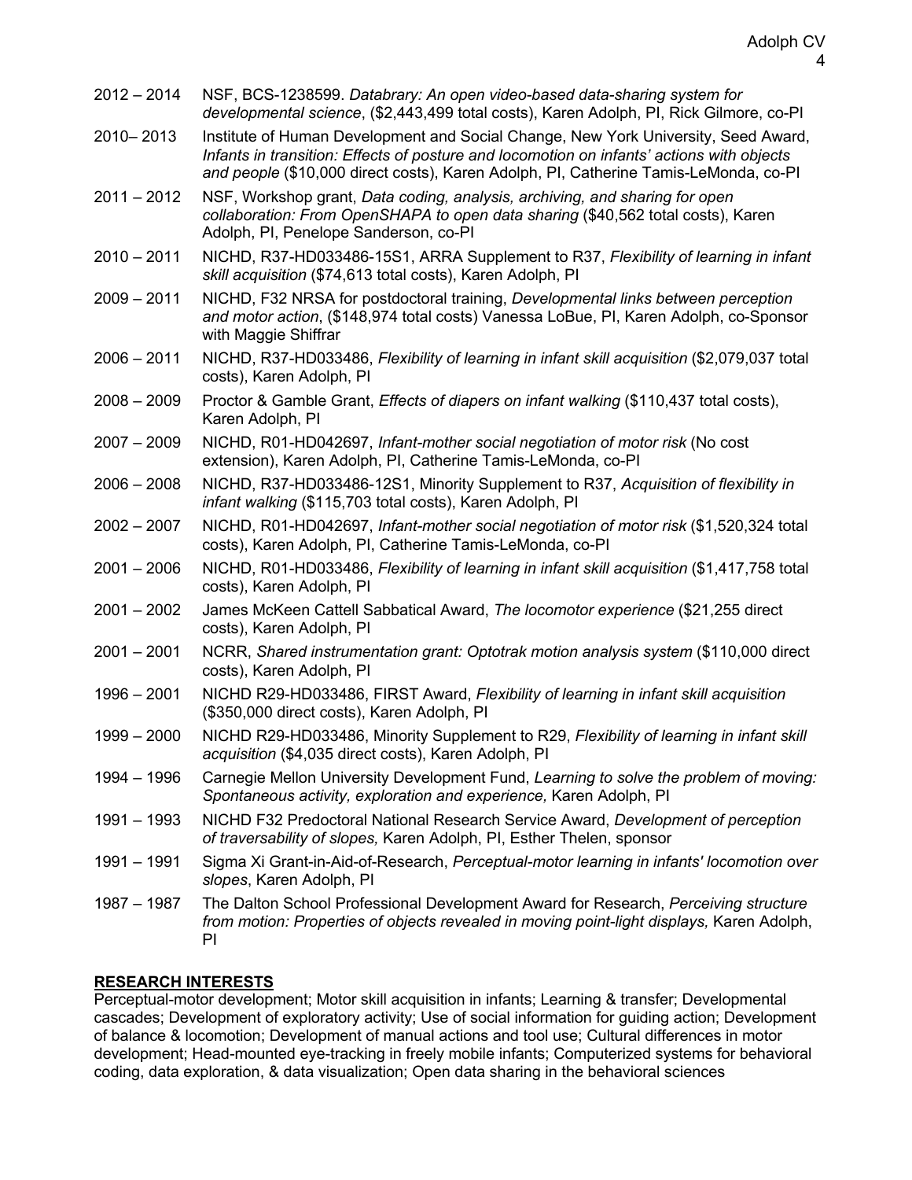2012 – 2014 NSF, BCS-1238599. *Databrary: An open video-based data-sharing system for developmental science*, ($2,443,499 total costs), Karen Adolph, PI, Rick Gilmore, co-PI

2010– 2013 Institute of Human Development and Social Change, New York University, Seed Award, *Infants in transition: Effects of posture and locomotion on infants' actions with objects and people* ($10,000 direct costs), Karen Adolph, PI, Catherine Tamis-LeMonda, co-PI

2011 – 2012 NSF, Workshop grant, *Data coding, analysis, archiving, and sharing for open collaboration: From OpenSHAPA to open data sharing* ($40,562 total costs), Karen Adolph, PI, Penelope Sanderson, co-PI

2010 – 2011 NICHD, R37-HD033486-15S1, ARRA Supplement to R37, *Flexibility of learning in infant skill acquisition* ($74,613 total costs), Karen Adolph, PI

2009 – 2011 NICHD, F32 NRSA for postdoctoral training, *Developmental links between perception and motor action*, ($148,974 total costs) Vanessa LoBue, PI, Karen Adolph, co-Sponsor with Maggie Shiffrar

2006 – 2011 NICHD, R37-HD033486, *Flexibility of learning in infant skill acquisition* ($2,079,037 total costs), Karen Adolph, PI

2008 – 2009 Proctor & Gamble Grant, *Effects of diapers on infant walking* ($110,437 total costs), Karen Adolph, PI

2007 – 2009 NICHD, R01-HD042697, *Infant-mother social negotiation of motor risk* (No cost extension), Karen Adolph, PI, Catherine Tamis-LeMonda, co-PI

2006 – 2008 NICHD, R37-HD033486-12S1, Minority Supplement to R37, *Acquisition of flexibility in infant walking* ($115,703 total costs), Karen Adolph, PI

2002 – 2007 NICHD, R01-HD042697, *Infant-mother social negotiation of motor risk* ($1,520,324 total costs), Karen Adolph, PI, Catherine Tamis-LeMonda, co-PI

2001 – 2006 NICHD, R01-HD033486, *Flexibility of learning in infant skill acquisition* ($1,417,758 total costs), Karen Adolph, PI

2001 – 2002 James McKeen Cattell Sabbatical Award, *The locomotor experience* ($21,255 direct costs), Karen Adolph, PI

2001 – 2001 NCRR, *Shared instrumentation grant: Optotrak motion analysis system* ($110,000 direct costs), Karen Adolph, PI

1996 – 2001 NICHD R29-HD033486, FIRST Award, *Flexibility of learning in infant skill acquisition* ($350,000 direct costs), Karen Adolph, PI

1999 – 2000 NICHD R29-HD033486, Minority Supplement to R29, *Flexibility of learning in infant skill acquisition* ($4,035 direct costs), Karen Adolph, PI

1994 – 1996 Carnegie Mellon University Development Fund, *Learning to solve the problem of moving: Spontaneous activity, exploration and experience,* Karen Adolph, PI

1991 – 1993 NICHD F32 Predoctoral National Research Service Award, *Development of perception of traversability of slopes,* Karen Adolph, PI, Esther Thelen, sponsor

1991 – 1991 Sigma Xi Grant-in-Aid-of-Research, *Perceptual-motor learning in infants' locomotion over slopes*, Karen Adolph, PI

1987 – 1987 The Dalton School Professional Development Award for Research, *Perceiving structure from motion: Properties of objects revealed in moving point-light displays,* Karen Adolph, PI

## RESEARCH INTERESTS

Perceptual-motor development; Motor skill acquisition in infants; Learning & transfer; Developmental cascades; Development of exploratory activity; Use of social information for guiding action; Development of balance & locomotion; Development of manual actions and tool use; Cultural differences in motor development; Head-mounted eye-tracking in freely mobile infants; Computerized systems for behavioral coding, data exploration, & data visualization; Open data sharing in the behavioral sciences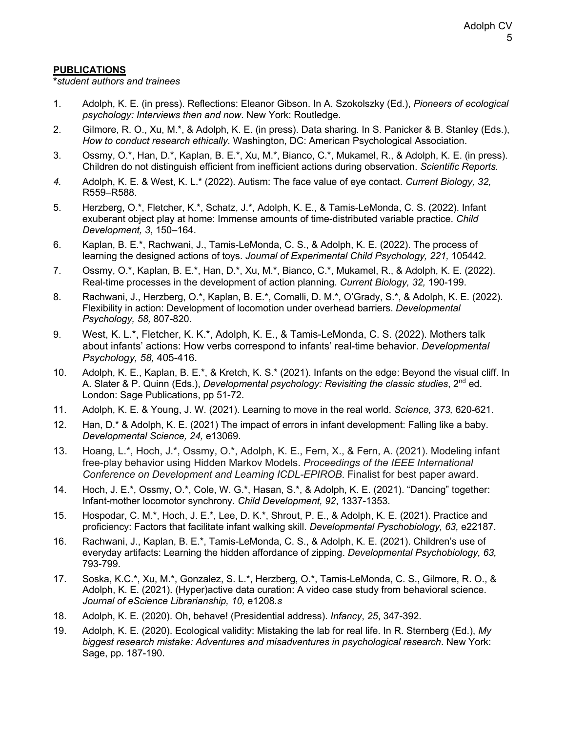## **PUBLICATIONS**

***student authors and trainees***

1. Adolph, K. E. (in press). Reflections: Eleanor Gibson. In A. Szokolszky (Ed.), *Pioneers of ecological psychology: Interviews then and now*. New York: Routledge.
2. Gilmore, R. O., Xu, M.*, & Adolph, K. E. (in press). Data sharing. In S. Panicker & B. Stanley (Eds.), *How to conduct research ethically*. Washington, DC: American Psychological Association.
3. Ossmy, O.*, Han, D.*, Kaplan, B. E.*, Xu, M.*, Bianco, C.*, Mukamel, R., & Adolph, K. E. (in press). Children do not distinguish efficient from inefficient actions during observation. *Scientific Reports.*
4. Adolph, K. E. & West, K. L.* (2022). Autism: The face value of eye contact. *Current Biology, 32,* R559–R588.
5. Herzberg, O.*, Fletcher, K.*, Schatz, J.*, Adolph, K. E., & Tamis-LeMonda, C. S. (2022). Infant exuberant object play at home: Immense amounts of time-distributed variable practice. *Child Development, 3*, 150–164.
6. Kaplan, B. E.*, Rachwani, J., Tamis-LeMonda, C. S., & Adolph, K. E. (2022). The process of learning the designed actions of toys. *Journal of Experimental Child Psychology, 221,* 105442.
7. Ossmy, O.*, Kaplan, B. E.*, Han, D.*, Xu, M.*, Bianco, C.*, Mukamel, R., & Adolph, K. E. (2022). Real-time processes in the development of action planning. *Current Biology, 32,* 190-199.
8. Rachwani, J., Herzberg, O.*, Kaplan, B. E.*, Comalli, D. M.*, O'Grady, S.*, & Adolph, K. E. (2022). Flexibility in action: Development of locomotion under overhead barriers. *Developmental Psychology, 58,* 807-820.
9. West, K. L.*, Fletcher, K. K.*, Adolph, K. E., & Tamis-LeMonda, C. S. (2022). Mothers talk about infants' actions: How verbs correspond to infants' real-time behavior. *Developmental Psychology, 58,* 405-416.
10. Adolph, K. E., Kaplan, B. E.*, & Kretch, K. S.* (2021). Infants on the edge: Beyond the visual cliff. In A. Slater & P. Quinn (Eds.), *Developmental psychology: Revisiting the classic studies*, 2nd ed. London: Sage Publications, pp 51-72.
11. Adolph, K. E. & Young, J. W. (2021). Learning to move in the real world. *Science, 373,* 620-621.
12. Han, D.* & Adolph, K. E. (2021) The impact of errors in infant development: Falling like a baby. *Developmental Science, 24,* e13069.
13. Hoang, L.*, Hoch, J.*, Ossmy, O.*, Adolph, K. E., Fern, X., & Fern, A. (2021). Modeling infant free-play behavior using Hidden Markov Models. *Proceedings of the IEEE International Conference on Development and Learning ICDL-EPIROB*. Finalist for best paper award.
14. Hoch, J. E.*, Ossmy, O.*, Cole, W. G.*, Hasan, S.*, & Adolph, K. E. (2021). "Dancing" together: Infant-mother locomotor synchrony. *Child Development, 92*, 1337-1353.
15. Hospodar, C. M.*, Hoch, J. E.*, Lee, D. K.*, Shrout, P. E., & Adolph, K. E. (2021). Practice and proficiency: Factors that facilitate infant walking skill. *Developmental Pyschobiology, 63,* e22187.
16. Rachwani, J., Kaplan, B. E.*, Tamis-LeMonda, C. S., & Adolph, K. E. (2021). Children's use of everyday artifacts: Learning the hidden affordance of zipping. *Developmental Psychobiology, 63,* 793-799.
17. Soska, K.C.*, Xu, M.*, Gonzalez, S. L.*, Herzberg, O.*, Tamis-LeMonda, C. S., Gilmore, R. O., & Adolph, K. E. (2021). (Hyper)active data curation: A video case study from behavioral science. *Journal of eScience Librarianship, 10,* e1208.*s*
18. Adolph, K. E. (2020). Oh, behave! (Presidential address). *Infancy*, *25*, 347-392.
19. Adolph, K. E. (2020). Ecological validity: Mistaking the lab for real life. In R. Sternberg (Ed.), *My biggest research mistake: Adventures and misadventures in psychological research*. New York: Sage, pp. 187-190.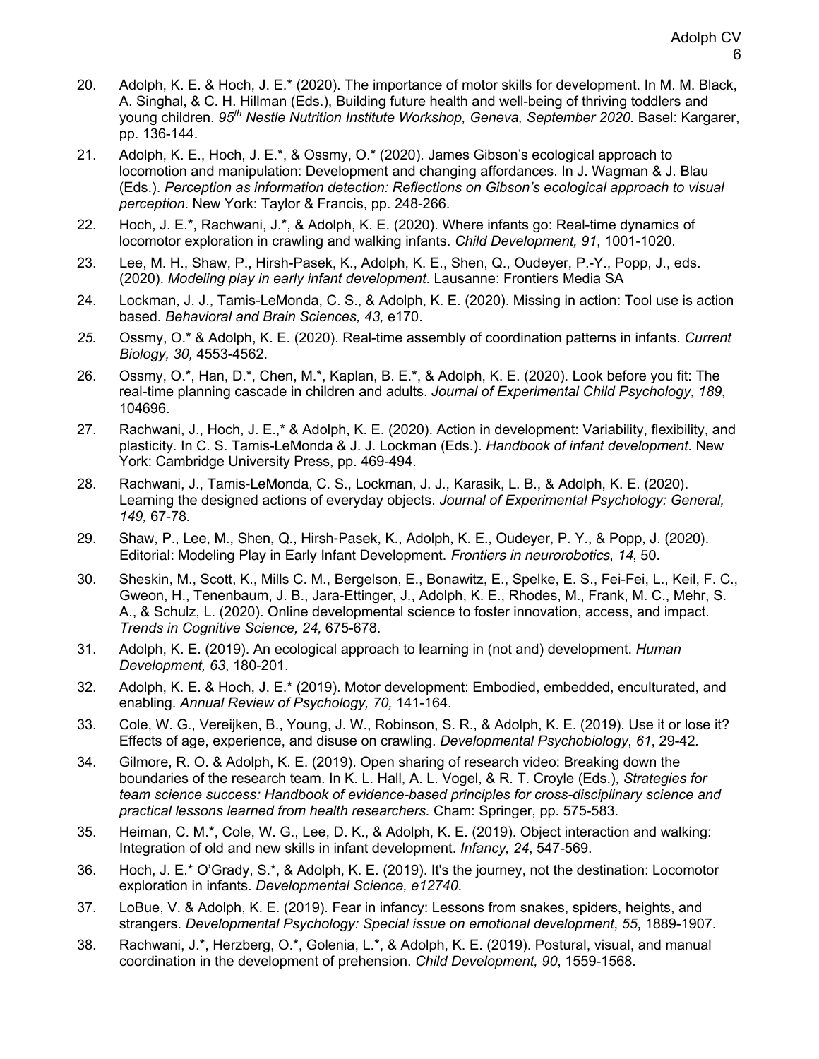20. Adolph, K. E. & Hoch, J. E.* (2020). The importance of motor skills for development. In M. M. Black, A. Singhal, & C. H. Hillman (Eds.), Building future health and well-being of thriving toddlers and young children. *95th Nestle Nutrition Institute Workshop, Geneva, September 2020*. Basel: Kargarer, pp. 136-144.

21. Adolph, K. E., Hoch, J. E.*, & Ossmy, O.* (2020). James Gibson's ecological approach to locomotion and manipulation: Development and changing affordances. In J. Wagman & J. Blau (Eds.). *Perception as information detection: Reflections on Gibson's ecological approach to visual perception*. New York: Taylor & Francis, pp. 248-266.

22. Hoch, J. E.*, Rachwani, J.*, & Adolph, K. E. (2020). Where infants go: Real-time dynamics of locomotor exploration in crawling and walking infants. *Child Development, 91*, 1001-1020.

23. Lee, M. H., Shaw, P., Hirsh-Pasek, K., Adolph, K. E., Shen, Q., Oudeyer, P.-Y., Popp, J., eds. (2020). *Modeling play in early infant development*. Lausanne: Frontiers Media SA

24. Lockman, J. J., Tamis-LeMonda, C. S., & Adolph, K. E. (2020). Missing in action: Tool use is action based. *Behavioral and Brain Sciences, 43,* e170.

25. Ossmy, O.* & Adolph, K. E. (2020). Real-time assembly of coordination patterns in infants. *Current Biology, 30,* 4553-4562.

26. Ossmy, O.*, Han, D.*, Chen, M.*, Kaplan, B. E.*, & Adolph, K. E. (2020). Look before you fit: The real-time planning cascade in children and adults. *Journal of Experimental Child Psychology*, *189*, 104696.

27. Rachwani, J., Hoch, J. E.,* & Adolph, K. E. (2020). Action in development: Variability, flexibility, and plasticity. In C. S. Tamis-LeMonda & J. J. Lockman (Eds.). *Handbook of infant development*. New York: Cambridge University Press, pp. 469-494.

28. Rachwani, J., Tamis-LeMonda, C. S., Lockman, J. J., Karasik, L. B., & Adolph, K. E. (2020). Learning the designed actions of everyday objects. *Journal of Experimental Psychology: General, 149,* 67-78.

29. Shaw, P., Lee, M., Shen, Q., Hirsh-Pasek, K., Adolph, K. E., Oudeyer, P. Y., & Popp, J. (2020). Editorial: Modeling Play in Early Infant Development. *Frontiers in neurorobotics*, *14*, 50.

30. Sheskin, M., Scott, K., Mills C. M., Bergelson, E., Bonawitz, E., Spelke, E. S., Fei-Fei, L., Keil, F. C., Gweon, H., Tenenbaum, J. B., Jara-Ettinger, J., Adolph, K. E., Rhodes, M., Frank, M. C., Mehr, S. A., & Schulz, L. (2020). Online developmental science to foster innovation, access, and impact. *Trends in Cognitive Science, 24,* 675-678.

31. Adolph, K. E. (2019). An ecological approach to learning in (not and) development. *Human Development, 63*, 180-201.

32. Adolph, K. E. & Hoch, J. E.* (2019). Motor development: Embodied, embedded, enculturated, and enabling. *Annual Review of Psychology, 70,* 141-164.

33. Cole, W. G., Vereijken, B., Young, J. W., Robinson, S. R., & Adolph, K. E. (2019). Use it or lose it? Effects of age, experience, and disuse on crawling. *Developmental Psychobiology*, *61*, 29-42.

34. Gilmore, R. O. & Adolph, K. E. (2019). Open sharing of research video: Breaking down the boundaries of the research team. In K. L. Hall, A. L. Vogel, & R. T. Croyle (Eds.), *Strategies for team science success: Handbook of evidence-based principles for cross-disciplinary science and practical lessons learned from health researchers.* Cham: Springer, pp. 575-583.

35. Heiman, C. M.*, Cole, W. G., Lee, D. K., & Adolph, K. E. (2019). Object interaction and walking: Integration of old and new skills in infant development. *Infancy, 24*, 547-569.

36. Hoch, J. E.* O'Grady, S.*, & Adolph, K. E. (2019). It's the journey, not the destination: Locomotor exploration in infants. *Developmental Science, e12740*.

37. LoBue, V. & Adolph, K. E. (2019). Fear in infancy: Lessons from snakes, spiders, heights, and strangers. *Developmental Psychology: Special issue on emotional development*, *55*, 1889-1907.

38. Rachwani, J.*, Herzberg, O.*, Golenia, L.*, & Adolph, K. E. (2019). Postural, visual, and manual coordination in the development of prehension. *Child Development, 90*, 1559-1568.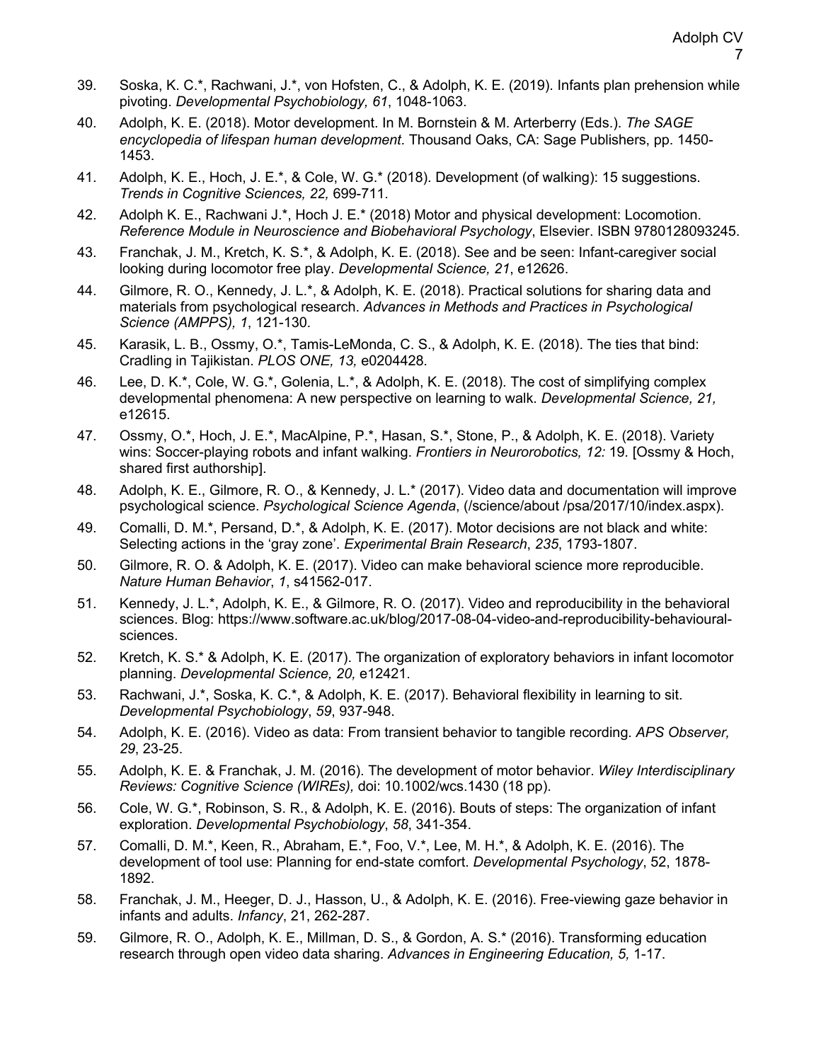39. Soska, K. C.*, Rachwani, J.*, von Hofsten, C., & Adolph, K. E. (2019). Infants plan prehension while pivoting. *Developmental Psychobiology, 61*, 1048-1063.

40. Adolph, K. E. (2018). Motor development. In M. Bornstein & M. Arterberry (Eds.). *The SAGE encyclopedia of lifespan human development*. Thousand Oaks, CA: Sage Publishers, pp. 1450-1453.

41. Adolph, K. E., Hoch, J. E.*, & Cole, W. G.* (2018). Development (of walking): 15 suggestions. *Trends in Cognitive Sciences, 22,* 699-711.

42. Adolph K. E., Rachwani J.*, Hoch J. E.* (2018) Motor and physical development: Locomotion. *Reference Module in Neuroscience and Biobehavioral Psychology*, Elsevier. ISBN 9780128093245.

43. Franchak, J. M., Kretch, K. S.*, & Adolph, K. E. (2018). See and be seen: Infant-caregiver social looking during locomotor free play. *Developmental Science, 21*, e12626.

44. Gilmore, R. O., Kennedy, J. L.*, & Adolph, K. E. (2018). Practical solutions for sharing data and materials from psychological research. *Advances in Methods and Practices in Psychological Science (AMPPS), 1*, 121-130.

45. Karasik, L. B., Ossmy, O.*, Tamis-LeMonda, C. S., & Adolph, K. E. (2018). The ties that bind: Cradling in Tajikistan. *PLOS ONE, 13,* e0204428.

46. Lee, D. K.*, Cole, W. G.*, Golenia, L.*, & Adolph, K. E. (2018). The cost of simplifying complex developmental phenomena: A new perspective on learning to walk. *Developmental Science, 21,* e12615.

47. Ossmy, O.*, Hoch, J. E.*, MacAlpine, P.*, Hasan, S.*, Stone, P., & Adolph, K. E. (2018). Variety wins: Soccer-playing robots and infant walking. *Frontiers in Neurorobotics, 12:* 19. [Ossmy & Hoch, shared first authorship].

48. Adolph, K. E., Gilmore, R. O., & Kennedy, J. L.* (2017). Video data and documentation will improve psychological science. *Psychological Science Agenda*, (/science/about /psa/2017/10/index.aspx).

49. Comalli, D. M.*, Persand, D.*, & Adolph, K. E. (2017). Motor decisions are not black and white: Selecting actions in the 'gray zone'. *Experimental Brain Research*, *235*, 1793-1807.

50. Gilmore, R. O. & Adolph, K. E. (2017). Video can make behavioral science more reproducible. *Nature Human Behavior*, *1*, s41562-017.

51. Kennedy, J. L.*, Adolph, K. E., & Gilmore, R. O. (2017). Video and reproducibility in the behavioral sciences. Blog: https://www.software.ac.uk/blog/2017-08-04-video-and-reproducibility-behavioural-sciences.

52. Kretch, K. S.* & Adolph, K. E. (2017). The organization of exploratory behaviors in infant locomotor planning. *Developmental Science, 20,* e12421.

53. Rachwani, J.*, Soska, K. C.*, & Adolph, K. E. (2017). Behavioral flexibility in learning to sit. *Developmental Psychobiology*, *59*, 937-948.

54. Adolph, K. E. (2016). Video as data: From transient behavior to tangible recording. *APS Observer, 29*, 23-25.

55. Adolph, K. E. & Franchak, J. M. (2016). The development of motor behavior. *Wiley Interdisciplinary Reviews: Cognitive Science (WIREs),* doi: 10.1002/wcs.1430 (18 pp).

56. Cole, W. G.*, Robinson, S. R., & Adolph, K. E. (2016). Bouts of steps: The organization of infant exploration. *Developmental Psychobiology*, *58*, 341-354.

57. Comalli, D. M.*, Keen, R., Abraham, E.*, Foo, V.*, Lee, M. H.*, & Adolph, K. E. (2016). The development of tool use: Planning for end-state comfort. *Developmental Psychology*, 52, 1878-1892.

58. Franchak, J. M., Heeger, D. J., Hasson, U., & Adolph, K. E. (2016). Free-viewing gaze behavior in infants and adults. *Infancy*, 21, 262-287.

59. Gilmore, R. O., Adolph, K. E., Millman, D. S., & Gordon, A. S.* (2016). Transforming education research through open video data sharing. *Advances in Engineering Education, 5,* 1-17.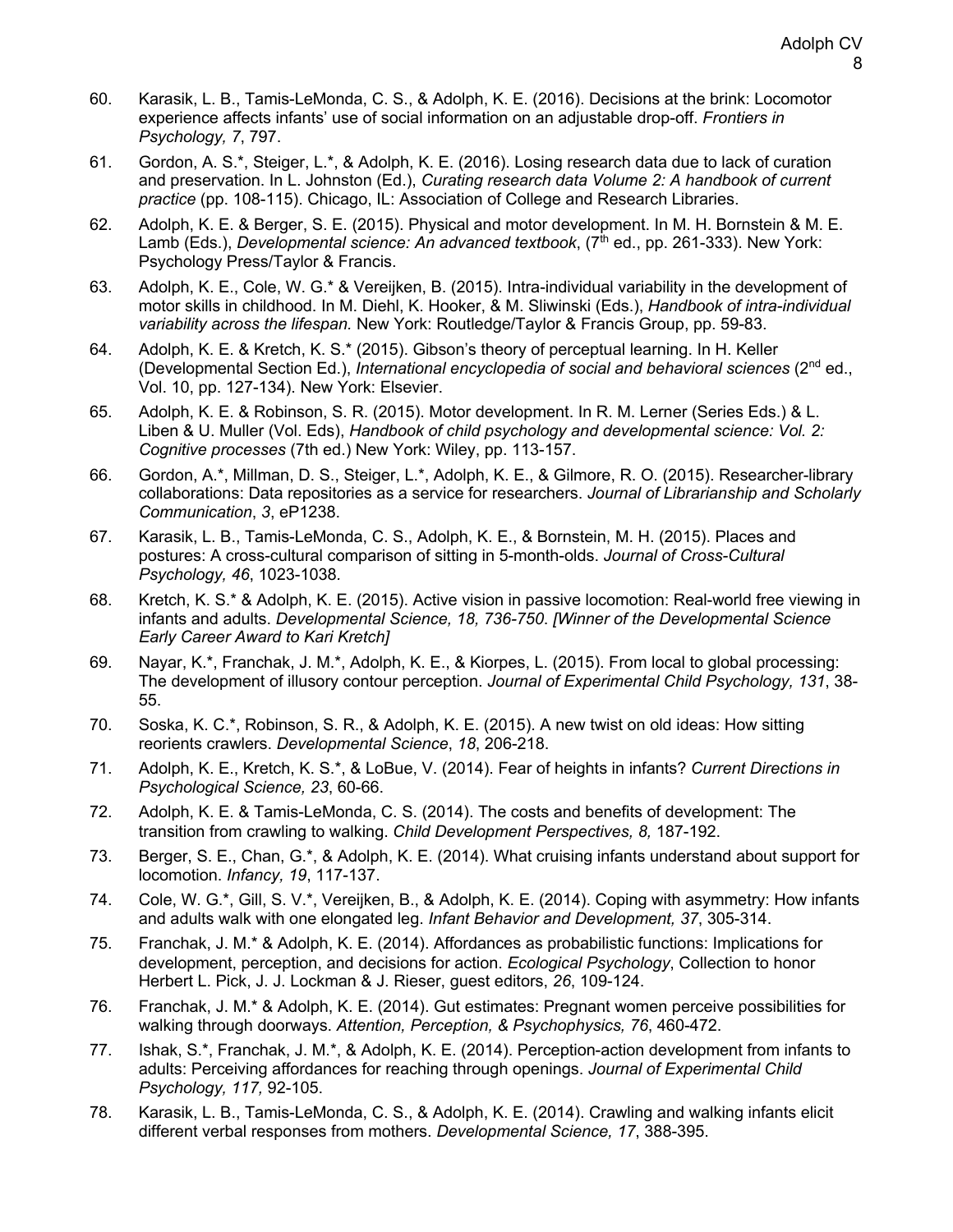60. Karasik, L. B., Tamis-LeMonda, C. S., & Adolph, K. E. (2016). Decisions at the brink: Locomotor experience affects infants' use of social information on an adjustable drop-off. *Frontiers in Psychology, 7*, 797.

61. Gordon, A. S.*, Steiger, L.*, & Adolph, K. E. (2016). Losing research data due to lack of curation and preservation. In L. Johnston (Ed.), *Curating research data Volume 2: A handbook of current practice* (pp. 108-115). Chicago, IL: Association of College and Research Libraries.

62. Adolph, K. E. & Berger, S. E. (2015). Physical and motor development. In M. H. Bornstein & M. E. Lamb (Eds.), *Developmental science: An advanced textbook*, (7th ed., pp. 261-333). New York: Psychology Press/Taylor & Francis.

63. Adolph, K. E., Cole, W. G.* & Vereijken, B. (2015). Intra-individual variability in the development of motor skills in childhood. In M. Diehl, K. Hooker, & M. Sliwinski (Eds.), *Handbook of intra-individual variability across the lifespan.* New York: Routledge/Taylor & Francis Group, pp. 59-83.

64. Adolph, K. E. & Kretch, K. S.* (2015). Gibson's theory of perceptual learning. In H. Keller (Developmental Section Ed.), *International encyclopedia of social and behavioral sciences* (2nd ed., Vol. 10, pp. 127-134). New York: Elsevier.

65. Adolph, K. E. & Robinson, S. R. (2015). Motor development. In R. M. Lerner (Series Eds.) & L. Liben & U. Muller (Vol. Eds), *Handbook of child psychology and developmental science: Vol. 2: Cognitive processes* (7th ed.) New York: Wiley, pp. 113-157.

66. Gordon, A.*, Millman, D. S., Steiger, L.*, Adolph, K. E., & Gilmore, R. O. (2015). Researcher-library collaborations: Data repositories as a service for researchers. *Journal of Librarianship and Scholarly Communication*, *3*, eP1238.

67. Karasik, L. B., Tamis-LeMonda, C. S., Adolph, K. E., & Bornstein, M. H. (2015). Places and postures: A cross-cultural comparison of sitting in 5-month-olds. *Journal of Cross-Cultural Psychology, 46*, 1023-1038.

68. Kretch, K. S.* & Adolph, K. E. (2015). Active vision in passive locomotion: Real-world free viewing in infants and adults. *Developmental Science, 18, 736-750*. *[Winner of the Developmental Science Early Career Award to Kari Kretch]*

69. Nayar, K.*, Franchak, J. M.*, Adolph, K. E., & Kiorpes, L. (2015). From local to global processing: The development of illusory contour perception. *Journal of Experimental Child Psychology, 131*, 38-55.

70. Soska, K. C.*, Robinson, S. R., & Adolph, K. E. (2015). A new twist on old ideas: How sitting reorients crawlers. *Developmental Science*, *18*, 206-218.

71. Adolph, K. E., Kretch, K. S.*, & LoBue, V. (2014). Fear of heights in infants? *Current Directions in Psychological Science, 23*, 60-66.

72. Adolph, K. E. & Tamis-LeMonda, C. S. (2014). The costs and benefits of development: The transition from crawling to walking. *Child Development Perspectives, 8,* 187-192.

73. Berger, S. E., Chan, G.*, & Adolph, K. E. (2014). What cruising infants understand about support for locomotion. *Infancy, 19*, 117-137.

74. Cole, W. G.*, Gill, S. V.*, Vereijken, B., & Adolph, K. E. (2014). Coping with asymmetry: How infants and adults walk with one elongated leg. *Infant Behavior and Development, 37*, 305-314.

75. Franchak, J. M.* & Adolph, K. E. (2014). Affordances as probabilistic functions: Implications for development, perception, and decisions for action. *Ecological Psychology*, Collection to honor Herbert L. Pick, J. J. Lockman & J. Rieser, guest editors, *26*, 109-124.

76. Franchak, J. M.* & Adolph, K. E. (2014). Gut estimates: Pregnant women perceive possibilities for walking through doorways. *Attention, Perception, & Psychophysics, 76*, 460-472.

77. Ishak, S.*, Franchak, J. M.*, & Adolph, K. E. (2014). Perception-action development from infants to adults: Perceiving affordances for reaching through openings. *Journal of Experimental Child Psychology, 117,* 92-105.

78. Karasik, L. B., Tamis-LeMonda, C. S., & Adolph, K. E. (2014). Crawling and walking infants elicit different verbal responses from mothers. *Developmental Science, 17*, 388-395.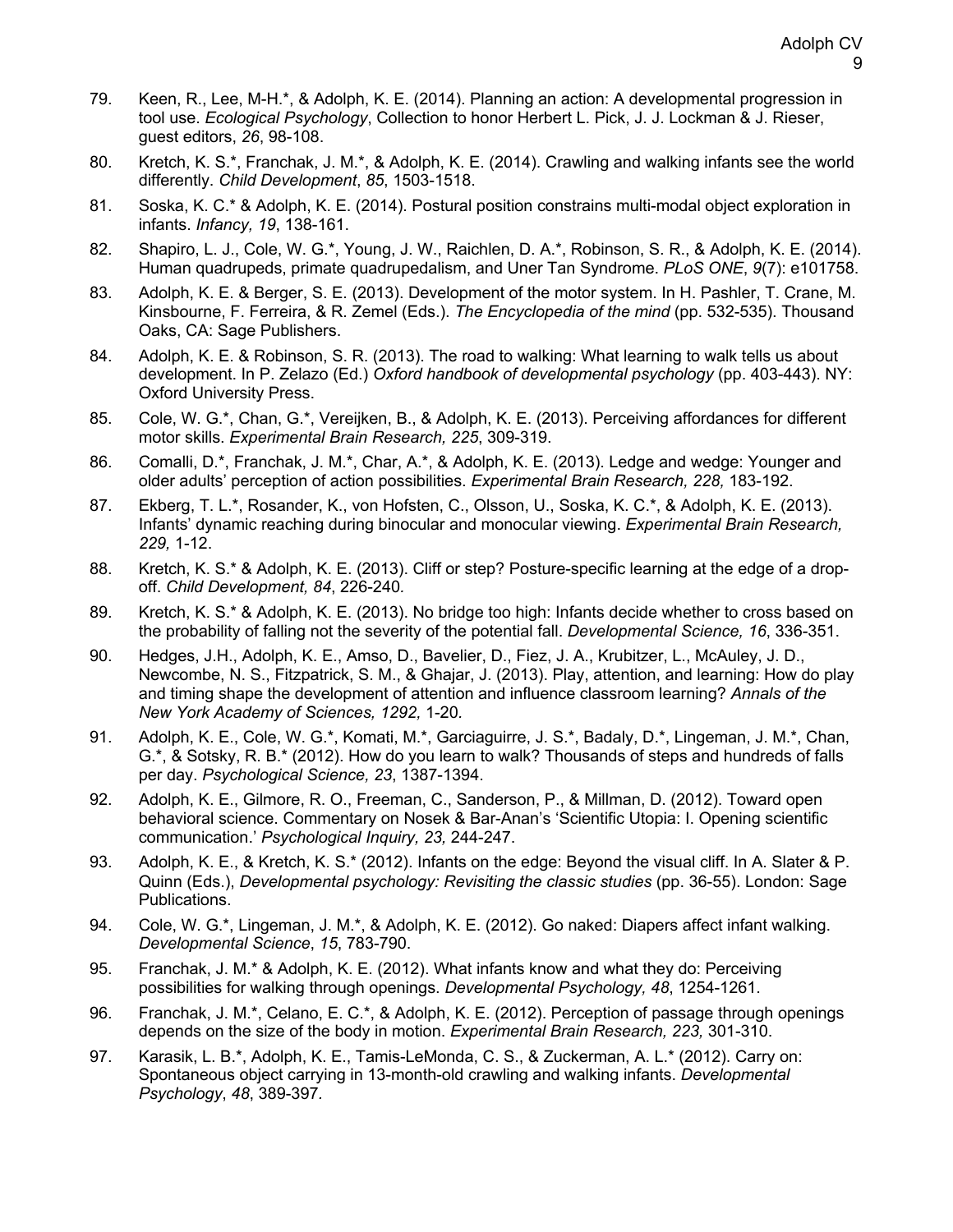79. Keen, R., Lee, M-H.*, & Adolph, K. E. (2014). Planning an action: A developmental progression in tool use. *Ecological Psychology*, Collection to honor Herbert L. Pick, J. J. Lockman & J. Rieser, guest editors, *26*, 98-108.

80. Kretch, K. S.*, Franchak, J. M.*, & Adolph, K. E. (2014). Crawling and walking infants see the world differently. *Child Development*, *85*, 1503-1518.

81. Soska, K. C.* & Adolph, K. E. (2014). Postural position constrains multi-modal object exploration in infants. *Infancy, 19*, 138-161.

82. Shapiro, L. J., Cole, W. G.*, Young, J. W., Raichlen, D. A.*, Robinson, S. R., & Adolph, K. E. (2014). Human quadrupeds, primate quadrupedalism, and Uner Tan Syndrome. *PLoS ONE*, *9*(7): e101758.

83. Adolph, K. E. & Berger, S. E. (2013). Development of the motor system. In H. Pashler, T. Crane, M. Kinsbourne, F. Ferreira, & R. Zemel (Eds.). *The Encyclopedia of the mind* (pp. 532-535). Thousand Oaks, CA: Sage Publishers.

84. Adolph, K. E. & Robinson, S. R. (2013). The road to walking: What learning to walk tells us about development. In P. Zelazo (Ed.) *Oxford handbook of developmental psychology* (pp. 403-443). NY: Oxford University Press.

85. Cole, W. G.*, Chan, G.*, Vereijken, B., & Adolph, K. E. (2013). Perceiving affordances for different motor skills. *Experimental Brain Research, 225*, 309-319.

86. Comalli, D.*, Franchak, J. M.*, Char, A.*, & Adolph, K. E. (2013). Ledge and wedge: Younger and older adults' perception of action possibilities. *Experimental Brain Research, 228,* 183-192.

87. Ekberg, T. L.*, Rosander, K., von Hofsten, C., Olsson, U., Soska, K. C.*, & Adolph, K. E. (2013). Infants' dynamic reaching during binocular and monocular viewing. *Experimental Brain Research, 229,* 1-12.

88. Kretch, K. S.* & Adolph, K. E. (2013). Cliff or step? Posture-specific learning at the edge of a drop-off. *Child Development, 84*, 226-240.

89. Kretch, K. S.* & Adolph, K. E. (2013). No bridge too high: Infants decide whether to cross based on the probability of falling not the severity of the potential fall. *Developmental Science, 16*, 336-351.

90. Hedges, J.H., Adolph, K. E., Amso, D., Bavelier, D., Fiez, J. A., Krubitzer, L., McAuley, J. D., Newcombe, N. S., Fitzpatrick, S. M., & Ghajar, J. (2013). Play, attention, and learning: How do play and timing shape the development of attention and influence classroom learning? *Annals of the New York Academy of Sciences, 1292,* 1-20.

91. Adolph, K. E., Cole, W. G.*, Komati, M.*, Garciaguirre, J. S.*, Badaly, D.*, Lingeman, J. M.*, Chan, G.*, & Sotsky, R. B.* (2012). How do you learn to walk? Thousands of steps and hundreds of falls per day. *Psychological Science, 23*, 1387-1394.

92. Adolph, K. E., Gilmore, R. O., Freeman, C., Sanderson, P., & Millman, D. (2012). Toward open behavioral science. Commentary on Nosek & Bar-Anan's 'Scientific Utopia: I. Opening scientific communication.' *Psychological Inquiry, 23,* 244-247.

93. Adolph, K. E., & Kretch, K. S.* (2012). Infants on the edge: Beyond the visual cliff. In A. Slater & P. Quinn (Eds.), *Developmental psychology: Revisiting the classic studies* (pp. 36-55). London: Sage Publications.

94. Cole, W. G.*, Lingeman, J. M.*, & Adolph, K. E. (2012). Go naked: Diapers affect infant walking. *Developmental Science*, *15*, 783-790.

95. Franchak, J. M.* & Adolph, K. E. (2012). What infants know and what they do: Perceiving possibilities for walking through openings. *Developmental Psychology, 48*, 1254-1261.

96. Franchak, J. M.*, Celano, E. C.*, & Adolph, K. E. (2012). Perception of passage through openings depends on the size of the body in motion. *Experimental Brain Research, 223,* 301-310.

97. Karasik, L. B.*, Adolph, K. E., Tamis-LeMonda, C. S., & Zuckerman, A. L.* (2012). Carry on: Spontaneous object carrying in 13-month-old crawling and walking infants. *Developmental Psychology*, *48*, 389-397.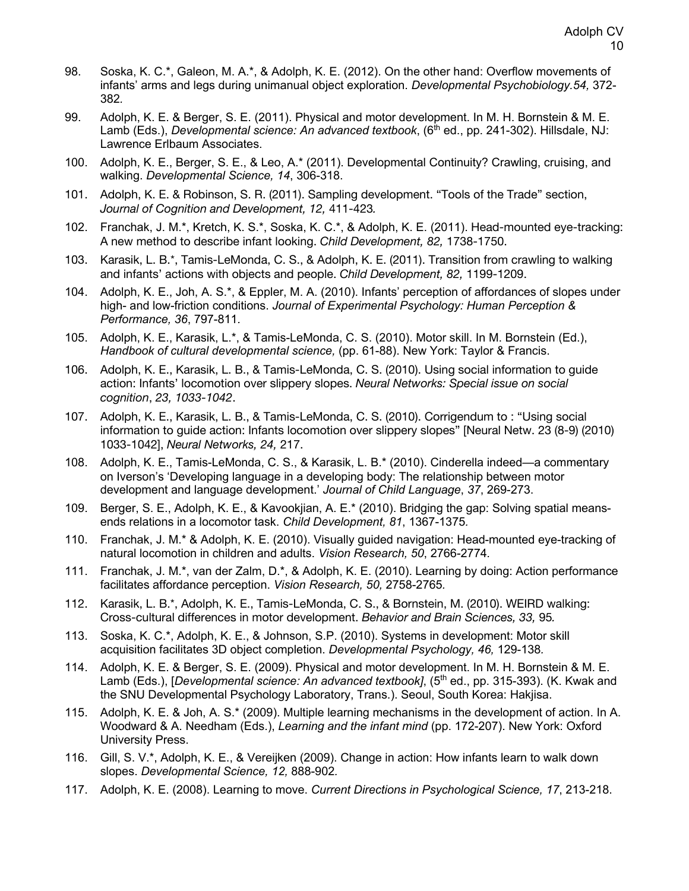98. Soska, K. C.*, Galeon, M. A.*, & Adolph, K. E. (2012). On the other hand: Overflow movements of infants' arms and legs during unimanual object exploration. *Developmental Psychobiology.54,* 372-382.

99. Adolph, K. E. & Berger, S. E. (2011). Physical and motor development. In M. H. Bornstein & M. E. Lamb (Eds.), *Developmental science: An advanced textbook*, (6th ed., pp. 241-302). Hillsdale, NJ: Lawrence Erlbaum Associates.

100. Adolph, K. E., Berger, S. E., & Leo, A.* (2011). Developmental Continuity? Crawling, cruising, and walking. *Developmental Science, 14*, 306-318.

101. Adolph, K. E. & Robinson, S. R. (2011). Sampling development. "Tools of the Trade" section, *Journal of Cognition and Development, 12,* 411-423*.*

102. Franchak, J. M.*, Kretch, K. S.*, Soska, K. C.*, & Adolph, K. E. (2011). Head-mounted eye-tracking: A new method to describe infant looking. *Child Development, 82,* 1738-1750.

103. Karasik, L. B.*, Tamis-LeMonda, C. S., & Adolph, K. E. (2011). Transition from crawling to walking and infants' actions with objects and people. *Child Development, 82,* 1199-1209.

104. Adolph, K. E., Joh, A. S.*, & Eppler, M. A. (2010). Infants' perception of affordances of slopes under high- and low-friction conditions. *Journal of Experimental Psychology: Human Perception & Performance, 36*, 797-811.

105. Adolph, K. E., Karasik, L.*, & Tamis-LeMonda, C. S. (2010). Motor skill. In M. Bornstein (Ed.), *Handbook of cultural developmental science,* (pp. 61-88). New York: Taylor & Francis.

106. Adolph, K. E., Karasik, L. B., & Tamis-LeMonda, C. S. (2010). Using social information to guide action: Infants' locomotion over slippery slopes. *Neural Networks: Special issue on social cognition*, *23, 1033-1042*.

107. Adolph, K. E., Karasik, L. B., & Tamis-LeMonda, C. S. (2010). Corrigendum to : "Using social information to guide action: Infants locomotion over slippery slopes" [Neural Netw. 23 (8-9) (2010) 1033-1042], *Neural Networks, 24,* 217.

108. Adolph, K. E., Tamis-LeMonda, C. S., & Karasik, L. B.* (2010). Cinderella indeed—a commentary on Iverson's 'Developing language in a developing body: The relationship between motor development and language development.' *Journal of Child Language*, *37*, 269-273.

109. Berger, S. E., Adolph, K. E., & Kavookjian, A. E.* (2010). Bridging the gap: Solving spatial means-ends relations in a locomotor task. *Child Development, 81*, 1367-1375*.*

110. Franchak, J. M.* & Adolph, K. E. (2010). Visually guided navigation: Head-mounted eye-tracking of natural locomotion in children and adults. *Vision Research, 50*, 2766-2774.

111. Franchak, J. M.*, van der Zalm, D.*, & Adolph, K. E. (2010). Learning by doing: Action performance facilitates affordance perception. *Vision Research, 50,* 2758-2765*.*

112. Karasik, L. B.*, Adolph, K. E., Tamis-LeMonda, C. S., & Bornstein, M. (2010). WEIRD walking: Cross-cultural differences in motor development. *Behavior and Brain Sciences, 33,* 95*.*

113. Soska, K. C.*, Adolph, K. E., & Johnson, S.P. (2010). Systems in development: Motor skill acquisition facilitates 3D object completion. *Developmental Psychology, 46,* 129-138*.*

114. Adolph, K. E. & Berger, S. E. (2009). Physical and motor development. In M. H. Bornstein & M. E. Lamb (Eds.), [*Developmental science: An advanced textbook]*, (5th ed., pp. 315-393). (K. Kwak and the SNU Developmental Psychology Laboratory, Trans.). Seoul, South Korea: Hakjisa.

115. Adolph, K. E. & Joh, A. S.* (2009). Multiple learning mechanisms in the development of action. In A. Woodward & A. Needham (Eds.), *Learning and the infant mind* (pp. 172-207). New York: Oxford University Press.

116. Gill, S. V.*, Adolph, K. E., & Vereijken (2009). Change in action: How infants learn to walk down slopes. *Developmental Science, 12,* 888-902*.*

117. Adolph, K. E. (2008). Learning to move. *Current Directions in Psychological Science, 17*, 213-218.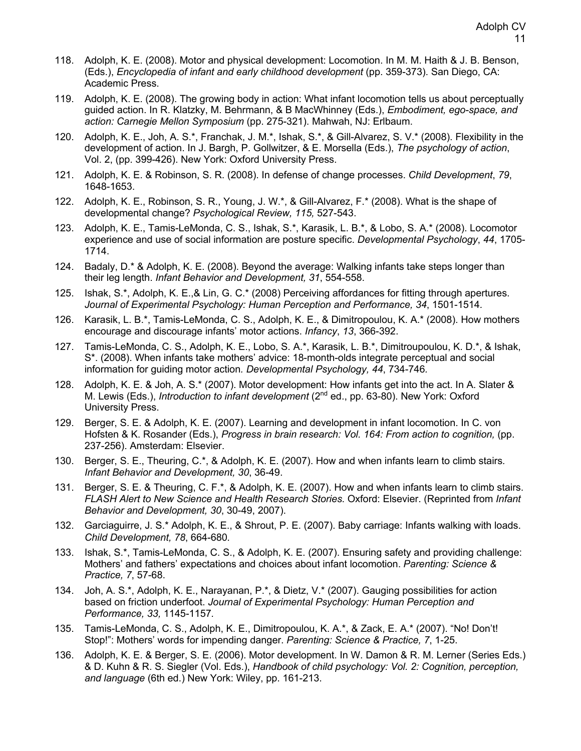118. Adolph, K. E. (2008). Motor and physical development: Locomotion. In M. M. Haith & J. B. Benson, (Eds.), *Encyclopedia of infant and early childhood development* (pp. 359-373). San Diego, CA: Academic Press.

119. Adolph, K. E. (2008). The growing body in action: What infant locomotion tells us about perceptually guided action. In R. Klatzky, M. Behrmann, & B MacWhinney (Eds.), *Embodiment, ego-space, and action: Carnegie Mellon Symposium* (pp. 275-321). Mahwah, NJ: Erlbaum.

120. Adolph, K. E., Joh, A. S.*, Franchak, J. M.*, Ishak, S.*, & Gill-Alvarez, S. V.* (2008). Flexibility in the development of action. In J. Bargh, P. Gollwitzer, & E. Morsella (Eds.), *The psychology of action*, Vol. 2, (pp. 399-426). New York: Oxford University Press.

121. Adolph, K. E. & Robinson, S. R. (2008). In defense of change processes. *Child Development*, *79*, 1648-1653.

122. Adolph, K. E., Robinson, S. R., Young, J. W.*, & Gill-Alvarez, F.* (2008). What is the shape of developmental change? *Psychological Review, 115,* 527-543.

123. Adolph, K. E., Tamis-LeMonda, C. S., Ishak, S.*, Karasik, L. B.*, & Lobo, S. A.* (2008). Locomotor experience and use of social information are posture specific. *Developmental Psychology*, *44*, 1705-1714.

124. Badaly, D.* & Adolph, K. E. (2008). Beyond the average: Walking infants take steps longer than their leg length. *Infant Behavior and Development, 31*, 554-558.

125. Ishak, S.*, Adolph, K. E.,& Lin, G. C.* (2008) Perceiving affordances for fitting through apertures. *Journal of Experimental Psychology: Human Perception and Performance, 34*, 1501-1514.

126. Karasik, L. B.*, Tamis-LeMonda, C. S., Adolph, K. E., & Dimitropoulou, K. A.* (2008). How mothers encourage and discourage infants' motor actions. *Infancy*, *13*, 366-392.

127. Tamis-LeMonda, C. S., Adolph, K. E., Lobo, S. A.*, Karasik, L. B.*, Dimitroupoulou, K. D.*, & Ishak, S*. (2008). When infants take mothers' advice: 18-month-olds integrate perceptual and social information for guiding motor action. *Developmental Psychology, 44*, 734-746.

128. Adolph, K. E. & Joh, A. S.* (2007). Motor development: How infants get into the act. In A. Slater & M. Lewis (Eds.), *Introduction to infant development* (2nd ed., pp. 63-80). New York: Oxford University Press.

129. Berger, S. E. & Adolph, K. E. (2007). Learning and development in infant locomotion. In C. von Hofsten & K. Rosander (Eds.), *Progress in brain research: Vol. 164: From action to cognition,* (pp. 237-256). Amsterdam: Elsevier.

130. Berger, S. E., Theuring, C.*, & Adolph, K. E. (2007). How and when infants learn to climb stairs*.* *Infant Behavior and Development, 30*, 36-49.

131. Berger, S. E. & Theuring, C. F.*, & Adolph, K. E. (2007). How and when infants learn to climb stairs. *FLASH Alert to New Science and Health Research Stories.* Oxford: Elsevier. (Reprinted from *Infant Behavior and Development, 30*, 30-49, 2007).

132. Garciaguirre, J. S.* Adolph, K. E., & Shrout, P. E. (2007). Baby carriage: Infants walking with loads. *Child Development, 78*, 664-680.

133. Ishak, S.*, Tamis-LeMonda, C. S., & Adolph, K. E. (2007). Ensuring safety and providing challenge: Mothers' and fathers' expectations and choices about infant locomotion. *Parenting: Science & Practice, 7*, 57-68.

134. Joh, A. S.*, Adolph, K. E., Narayanan, P.*, & Dietz, V.* (2007). Gauging possibilities for action based on friction underfoot. *Journal of Experimental Psychology: Human Perception and Performance, 33,* 1145-1157.

135. Tamis-LeMonda, C. S., Adolph, K. E., Dimitropoulou, K. A.*, & Zack, E. A.* (2007). "No! Don't! Stop!": Mothers' words for impending danger. *Parenting: Science & Practice, 7*, 1-25.

136. Adolph, K. E. & Berger, S. E. (2006). Motor development. In W. Damon & R. M. Lerner (Series Eds.) & D. Kuhn & R. S. Siegler (Vol. Eds.), *Handbook of child psychology: Vol. 2: Cognition, perception, and language* (6th ed.) New York: Wiley, pp. 161-213.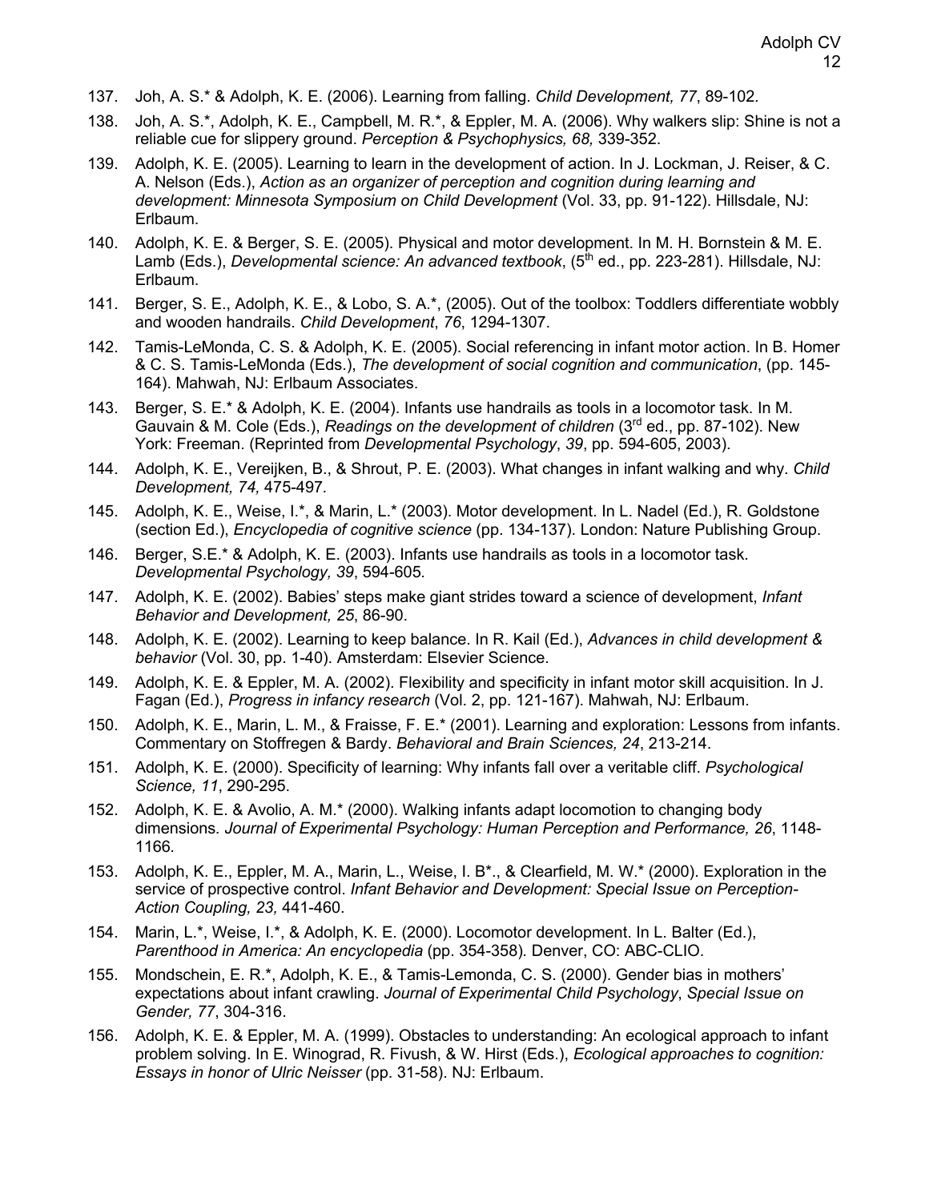137. Joh, A. S.* & Adolph, K. E. (2006). Learning from falling. *Child Development, 77*, 89-102.

138. Joh, A. S.*, Adolph, K. E., Campbell, M. R.*, & Eppler, M. A. (2006). Why walkers slip: Shine is not a reliable cue for slippery ground. *Perception & Psychophysics, 68,* 339-352.

139. Adolph, K. E. (2005). Learning to learn in the development of action. In J. Lockman, J. Reiser, & C. A. Nelson (Eds.), *Action as an organizer of perception and cognition during learning and development: Minnesota Symposium on Child Development* (Vol. 33, pp. 91-122). Hillsdale, NJ: Erlbaum.

140. Adolph, K. E. & Berger, S. E. (2005). Physical and motor development. In M. H. Bornstein & M. E. Lamb (Eds.), *Developmental science: An advanced textbook*, (5th ed., pp. 223-281). Hillsdale, NJ: Erlbaum.

141. Berger, S. E., Adolph, K. E., & Lobo, S. A.*, (2005). Out of the toolbox: Toddlers differentiate wobbly and wooden handrails. *Child Development*, *76*, 1294-1307.

142. Tamis-LeMonda, C. S. & Adolph, K. E. (2005). Social referencing in infant motor action. In B. Homer & C. S. Tamis-LeMonda (Eds.), *The development of social cognition and communication*, (pp. 145-164). Mahwah, NJ: Erlbaum Associates.

143. Berger, S. E.* & Adolph, K. E. (2004). Infants use handrails as tools in a locomotor task. In M. Gauvain & M. Cole (Eds.), *Readings on the development of children* (3rd ed., pp. 87-102). New York: Freeman. (Reprinted from *Developmental Psychology*, *39*, pp. 594-605, 2003).

144. Adolph, K. E., Vereijken, B., & Shrout, P. E. (2003). What changes in infant walking and why. *Child Development, 74,* 475-497.

145. Adolph, K. E., Weise, I.*, & Marin, L.* (2003). Motor development. In L. Nadel (Ed.), R. Goldstone (section Ed.), *Encyclopedia of cognitive science* (pp. 134-137). London: Nature Publishing Group.

146. Berger, S.E.* & Adolph, K. E. (2003). Infants use handrails as tools in a locomotor task. *Developmental Psychology, 39*, 594-605.

147. Adolph, K. E. (2002). Babies' steps make giant strides toward a science of development, *Infant Behavior and Development, 25*, 86-90.

148. Adolph, K. E. (2002). Learning to keep balance. In R. Kail (Ed.), *Advances in child development & behavior* (Vol. 30, pp. 1-40). Amsterdam: Elsevier Science.

149. Adolph, K. E. & Eppler, M. A. (2002). Flexibility and specificity in infant motor skill acquisition. In J. Fagan (Ed.), *Progress in infancy research* (Vol. 2, pp. 121-167). Mahwah, NJ: Erlbaum.

150. Adolph, K. E., Marin, L. M., & Fraisse, F. E.* (2001). Learning and exploration: Lessons from infants. Commentary on Stoffregen & Bardy. *Behavioral and Brain Sciences, 24*, 213-214.

151. Adolph, K. E. (2000). Specificity of learning: Why infants fall over a veritable cliff. *Psychological Science, 11*, 290-295.

152. Adolph, K. E. & Avolio, A. M.* (2000). Walking infants adapt locomotion to changing body dimensions. *Journal of Experimental Psychology: Human Perception and Performance, 26*, 1148-1166.

153. Adolph, K. E., Eppler, M. A., Marin, L., Weise, I. B*., & Clearfield, M. W.* (2000). Exploration in the service of prospective control. *Infant Behavior and Development: Special Issue on Perception-Action Coupling, 23,* 441-460.

154. Marin, L.*, Weise, I.*, & Adolph, K. E. (2000). Locomotor development. In L. Balter (Ed.), *Parenthood in America: An encyclopedia* (pp. 354-358). Denver, CO: ABC-CLIO.

155. Mondschein, E. R.*, Adolph, K. E., & Tamis-Lemonda, C. S. (2000). Gender bias in mothers' expectations about infant crawling. *Journal of Experimental Child Psychology*, *Special Issue on Gender, 77*, 304-316.

156. Adolph, K. E. & Eppler, M. A. (1999). Obstacles to understanding: An ecological approach to infant problem solving. In E. Winograd, R. Fivush, & W. Hirst (Eds.), *Ecological approaches to cognition: Essays in honor of Ulric Neisser* (pp. 31-58). NJ: Erlbaum.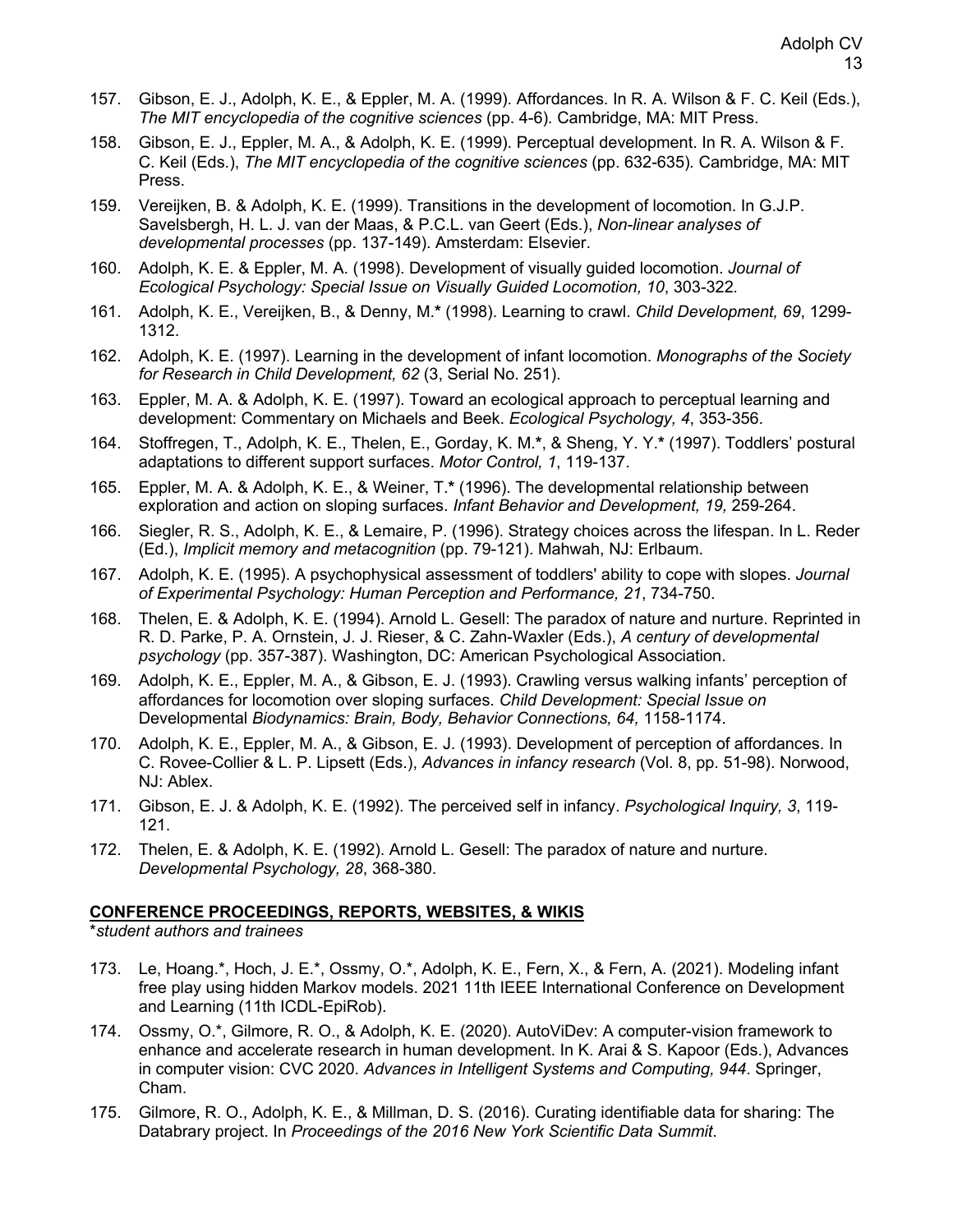157. Gibson, E. J., Adolph, K. E., & Eppler, M. A. (1999). Affordances. In R. A. Wilson & F. C. Keil (Eds.), *The MIT encyclopedia of the cognitive sciences* (pp. 4-6). Cambridge, MA: MIT Press.

158. Gibson, E. J., Eppler, M. A., & Adolph, K. E. (1999). Perceptual development. In R. A. Wilson & F. C. Keil (Eds.), *The MIT encyclopedia of the cognitive sciences* (pp. 632-635). Cambridge, MA: MIT Press.

159. Vereijken, B. & Adolph, K. E. (1999). Transitions in the development of locomotion. In G.J.P. Savelsbergh, H. L. J. van der Maas, & P.C.L. van Geert (Eds.), *Non-linear analyses of developmental processes* (pp. 137-149). Amsterdam: Elsevier.

160. Adolph, K. E. & Eppler, M. A. (1998). Development of visually guided locomotion. *Journal of Ecological Psychology: Special Issue on Visually Guided Locomotion, 10*, 303-322.

161. Adolph, K. E., Vereijken, B., & Denny, M.* (1998). Learning to crawl. *Child Development, 69*, 1299-1312.

162. Adolph, K. E. (1997). Learning in the development of infant locomotion. *Monographs of the Society for Research in Child Development, 62* (3, Serial No. 251).

163. Eppler, M. A. & Adolph, K. E. (1997). Toward an ecological approach to perceptual learning and development: Commentary on Michaels and Beek. *Ecological Psychology, 4*, 353-356.

164. Stoffregen, T., Adolph, K. E., Thelen, E., Gorday, K. M.*, & Sheng, Y. Y.* (1997). Toddlers' postural adaptations to different support surfaces. *Motor Control, 1*, 119-137.

165. Eppler, M. A. & Adolph, K. E., & Weiner, T.* (1996). The developmental relationship between exploration and action on sloping surfaces. *Infant Behavior and Development, 19,* 259-264.

166. Siegler, R. S., Adolph, K. E., & Lemaire, P. (1996). Strategy choices across the lifespan. In L. Reder (Ed.), *Implicit memory and metacognition* (pp. 79-121). Mahwah, NJ: Erlbaum.

167. Adolph, K. E. (1995). A psychophysical assessment of toddlers' ability to cope with slopes. *Journal of Experimental Psychology: Human Perception and Performance, 21*, 734-750.

168. Thelen, E. & Adolph, K. E. (1994). Arnold L. Gesell: The paradox of nature and nurture. Reprinted in R. D. Parke, P. A. Ornstein, J. J. Rieser, & C. Zahn-Waxler (Eds.), *A century of developmental psychology* (pp. 357-387). Washington, DC: American Psychological Association.

169. Adolph, K. E., Eppler, M. A., & Gibson, E. J. (1993). Crawling versus walking infants' perception of affordances for locomotion over sloping surfaces. *Child Development: Special Issue on* Developmental *Biodynamics: Brain, Body, Behavior Connections, 64,* 1158-1174.

170. Adolph, K. E., Eppler, M. A., & Gibson, E. J. (1993). Development of perception of affordances. In C. Rovee-Collier & L. P. Lipsett (Eds.), *Advances in infancy research* (Vol. 8, pp. 51-98). Norwood, NJ: Ablex.

171. Gibson, E. J. & Adolph, K. E. (1992). The perceived self in infancy. *Psychological Inquiry, 3*, 119-121.

172. Thelen, E. & Adolph, K. E. (1992). Arnold L. Gesell: The paradox of nature and nurture. *Developmental Psychology, 28*, 368-380.

## CONFERENCE PROCEEDINGS, REPORTS, WEBSITES, & WIKIS

**student authors and trainees*

173. Le, Hoang.*, Hoch, J. E.*, Ossmy, O.*, Adolph, K. E., Fern, X., & Fern, A. (2021). Modeling infant free play using hidden Markov models. 2021 11th IEEE International Conference on Development and Learning (11th ICDL-EpiRob).

174. Ossmy, O.*, Gilmore, R. O., & Adolph, K. E. (2020). AutoViDev: A computer-vision framework to enhance and accelerate research in human development. In K. Arai & S. Kapoor (Eds.), Advances in computer vision: CVC 2020. *Advances in Intelligent Systems and Computing, 944*. Springer, Cham.

175. Gilmore, R. O., Adolph, K. E., & Millman, D. S. (2016). Curating identifiable data for sharing: The Databrary project. In *Proceedings of the 2016 New York Scientific Data Summit*.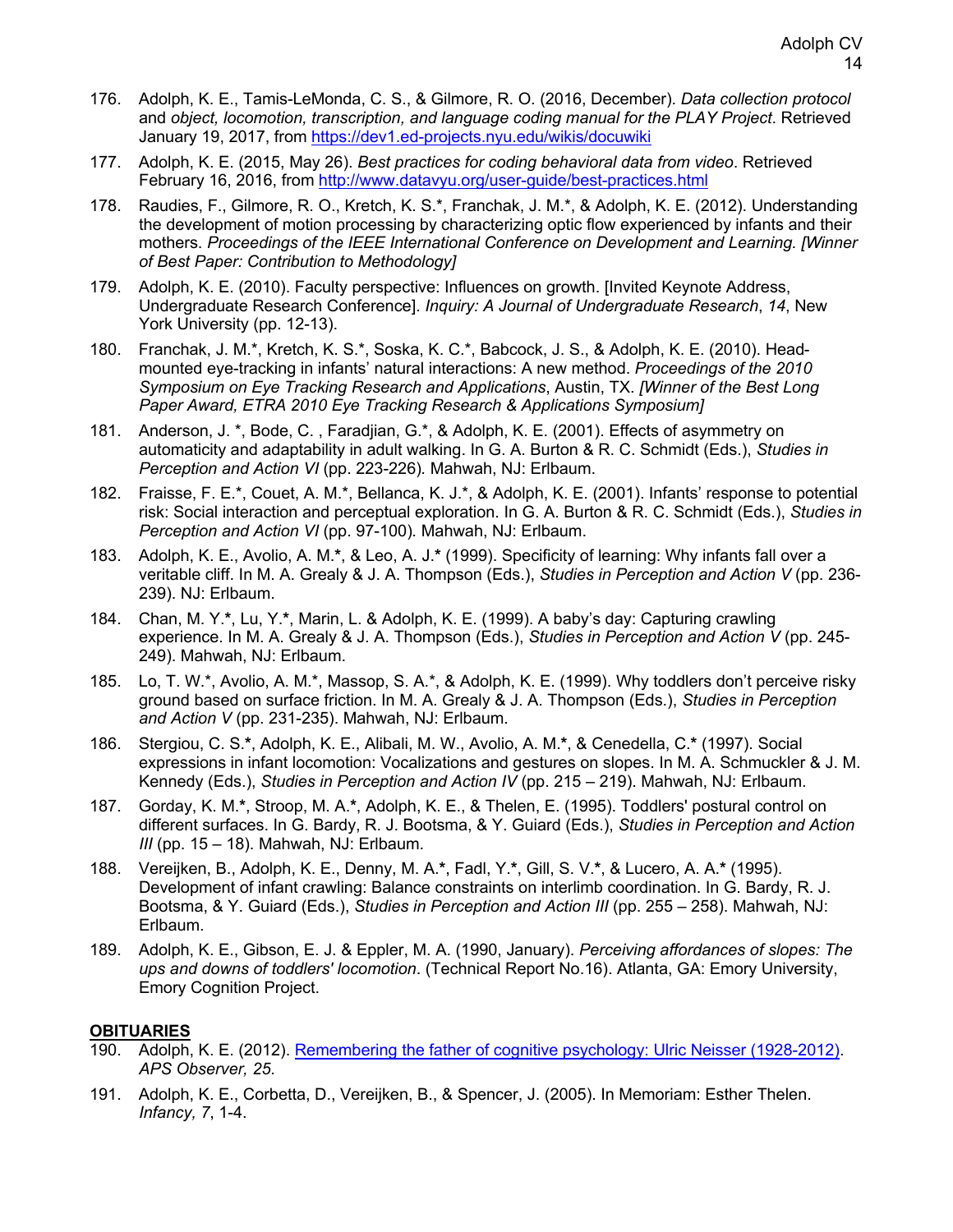176. Adolph, K. E., Tamis-LeMonda, C. S., & Gilmore, R. O. (2016, December). *Data collection protocol* and *object, locomotion, transcription, and language coding manual for the PLAY Project*. Retrieved January 19, 2017, from [https://dev1.ed-projects.nyu.edu/wikis/docuwiki](https://dev1.ed-projects.nyu.edu/wikis/docuwiki)

177. Adolph, K. E. (2015, May 26). *Best practices for coding behavioral data from video*. Retrieved February 16, 2016, from [http://www.datavyu.org/user-guide/best-practices.html](http://www.datavyu.org/user-guide/best-practices.html)

178. Raudies, F., Gilmore, R. O., Kretch, K. S.*, Franchak, J. M.*, & Adolph, K. E. (2012). Understanding the development of motion processing by characterizing optic flow experienced by infants and their mothers. *Proceedings of the IEEE International Conference on Development and Learning. [Winner of Best Paper: Contribution to Methodology]*

179. Adolph, K. E. (2010). Faculty perspective: Influences on growth. [Invited Keynote Address, Undergraduate Research Conference]. *Inquiry: A Journal of Undergraduate Research*, *14*, New York University (pp. 12-13).

180. Franchak, J. M.*, Kretch, K. S.*, Soska, K. C.*, Babcock, J. S., & Adolph, K. E. (2010). Head-mounted eye-tracking in infants' natural interactions: A new method. *Proceedings of the 2010 Symposium on Eye Tracking Research and Applications*, Austin, TX. *[Winner of the Best Long Paper Award, ETRA 2010 Eye Tracking Research & Applications Symposium]*

181. Anderson, J. *, Bode, C. , Faradjian, G.*, & Adolph, K. E. (2001). Effects of asymmetry on automaticity and adaptability in adult walking. In G. A. Burton & R. C. Schmidt (Eds.), *Studies in Perception and Action VI* (pp. 223-226). Mahwah, NJ: Erlbaum.

182. Fraisse, F. E.*, Couet, A. M.*, Bellanca, K. J.*, & Adolph, K. E. (2001). Infants' response to potential risk: Social interaction and perceptual exploration. In G. A. Burton & R. C. Schmidt (Eds.), *Studies in Perception and Action VI* (pp. 97-100). Mahwah, NJ: Erlbaum.

183. Adolph, K. E., Avolio, A. M.*, & Leo, A. J.* (1999). Specificity of learning: Why infants fall over a veritable cliff. In M. A. Grealy & J. A. Thompson (Eds.), *Studies in Perception and Action V* (pp. 236-239). NJ: Erlbaum.

184. Chan, M. Y.*, Lu, Y.*, Marin, L. & Adolph, K. E. (1999). A baby's day: Capturing crawling experience. In M. A. Grealy & J. A. Thompson (Eds.), *Studies in Perception and Action V* (pp. 245-249). Mahwah, NJ: Erlbaum.

185. Lo, T. W.*, Avolio, A. M.*, Massop, S. A.*, & Adolph, K. E. (1999). Why toddlers don't perceive risky ground based on surface friction. In M. A. Grealy & J. A. Thompson (Eds.), *Studies in Perception and Action V* (pp. 231-235). Mahwah, NJ: Erlbaum.

186. Stergiou, C. S.*, Adolph, K. E., Alibali, M. W., Avolio, A. M.*, & Cenedella, C.* (1997). Social expressions in infant locomotion: Vocalizations and gestures on slopes. In M. A. Schmuckler & J. M. Kennedy (Eds.), *Studies in Perception and Action IV* (pp. 215 – 219). Mahwah, NJ: Erlbaum.

187. Gorday, K. M.*, Stroop, M. A.*, Adolph, K. E., & Thelen, E. (1995). Toddlers' postural control on different surfaces. In G. Bardy, R. J. Bootsma, & Y. Guiard (Eds.), *Studies in Perception and Action III* (pp. 15 – 18). Mahwah, NJ: Erlbaum.

188. Vereijken, B., Adolph, K. E., Denny, M. A.*, Fadl, Y.*, Gill, S. V.*, & Lucero, A. A.* (1995). Development of infant crawling: Balance constraints on interlimb coordination. In G. Bardy, R. J. Bootsma, & Y. Guiard (Eds.), *Studies in Perception and Action III* (pp. 255 – 258). Mahwah, NJ: Erlbaum.

189. Adolph, K. E., Gibson, E. J. & Eppler, M. A. (1990, January). *Perceiving affordances of slopes: The ups and downs of toddlers' locomotion*. (Technical Report No.16). Atlanta, GA: Emory University, Emory Cognition Project.

## OBITUARIES

190. Adolph, K. E. (2012). Remembering the father of cognitive psychology: Ulric Neisser (1928-2012). *APS Observer, 25*.

191. Adolph, K. E., Corbetta, D., Vereijken, B., & Spencer, J. (2005). In Memoriam: Esther Thelen. *Infancy, 7*, 1-4.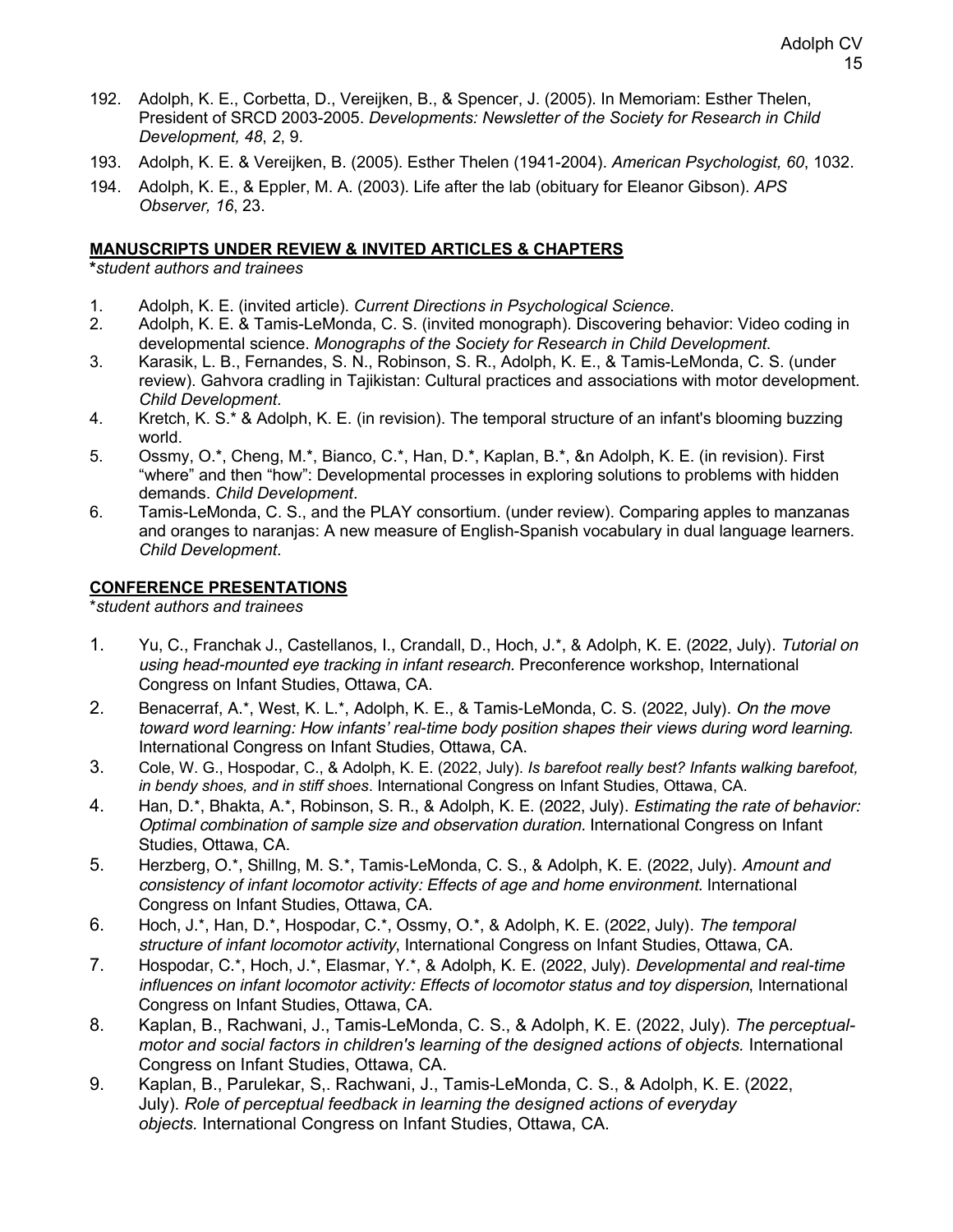192. Adolph, K. E., Corbetta, D., Vereijken, B., & Spencer, J. (2005). In Memoriam: Esther Thelen, President of SRCD 2003-2005. *Developments: Newsletter of the Society for Research in Child Development, 48*, *2*, 9.

193. Adolph, K. E. & Vereijken, B. (2005). Esther Thelen (1941-2004). *American Psychologist, 60*, 1032.

194. Adolph, K. E., & Eppler, M. A. (2003). Life after the lab (obituary for Eleanor Gibson). *APS Observer, 16*, 23.

## MANUSCRIPTS UNDER REVIEW & INVITED ARTICLES & CHAPTERS

**\****student authors and trainees*

1. Adolph, K. E. (invited article). *Current Directions in Psychological Science*.
2. Adolph, K. E. & Tamis-LeMonda, C. S. (invited monograph). Discovering behavior: Video coding in developmental science. *Monographs of the Society for Research in Child Development*.
3. Karasik, L. B., Fernandes, S. N., Robinson, S. R., Adolph, K. E., & Tamis-LeMonda, C. S. (under review). Gahvora cradling in Tajikistan: Cultural practices and associations with motor development. *Child Development*.
4. Kretch, K. S.* & Adolph, K. E. (in revision). The temporal structure of an infant's blooming buzzing world.
5. Ossmy, O.*, Cheng, M.*, Bianco, C.*, Han, D.*, Kaplan, B.*, &n Adolph, K. E. (in revision). First "where" and then "how": Developmental processes in exploring solutions to problems with hidden demands. *Child Development*.
6. Tamis-LeMonda, C. S., and the PLAY consortium. (under review). Comparing apples to manzanas and oranges to naranjas: A new measure of English-Spanish vocabulary in dual language learners. *Child Development*.

## CONFERENCE PRESENTATIONS

\**student authors and trainees*

1. Yu, C., Franchak J., Castellanos, I., Crandall, D., Hoch, J.*, & Adolph, K. E. (2022, July). *Tutorial on using head-mounted eye tracking in infant research*. Preconference workshop, International Congress on Infant Studies, Ottawa, CA.
2. Benacerraf, A.*, West, K. L.*, Adolph, K. E., & Tamis-LeMonda, C. S. (2022, July). *On the move toward word learning: How infants' real-time body position shapes their views during word learning*. International Congress on Infant Studies, Ottawa, CA.
3. Cole, W. G., Hospodar, C., & Adolph, K. E. (2022, July). *Is barefoot really best? Infants walking barefoot, in bendy shoes, and in stiff shoes*. International Congress on Infant Studies, Ottawa, CA.
4. Han, D.*, Bhakta, A.*, Robinson, S. R., & Adolph, K. E. (2022, July). *Estimating the rate of behavior: Optimal combination of sample size and observation duration.* International Congress on Infant Studies, Ottawa, CA.
5. Herzberg, O.*, Shillng, M. S.*, Tamis-LeMonda, C. S., & Adolph, K. E. (2022, July). *Amount and consistency of infant locomotor activity: Effects of age and home environment.* International Congress on Infant Studies, Ottawa, CA.
6. Hoch, J.*, Han, D.*, Hospodar, C.*, Ossmy, O.*, & Adolph, K. E. (2022, July). *The temporal structure of infant locomotor activity*, International Congress on Infant Studies, Ottawa, CA.
7. Hospodar, C.*, Hoch, J.*, Elasmar, Y.*, & Adolph, K. E. (2022, July). *Developmental and real-time influences on infant locomotor activity: Effects of locomotor status and toy dispersion*, International Congress on Infant Studies, Ottawa, CA.
8. Kaplan, B., Rachwani, J., Tamis-LeMonda, C. S., & Adolph, K. E. (2022, July). *The perceptual-motor and social factors in children's learning of the designed actions of objects.* International Congress on Infant Studies, Ottawa, CA.
9. Kaplan, B., Parulekar, S,. Rachwani, J., Tamis-LeMonda, C. S., & Adolph, K. E. (2022, July). *Role of perceptual feedback in learning the designed actions of everyday objects.* International Congress on Infant Studies, Ottawa, CA.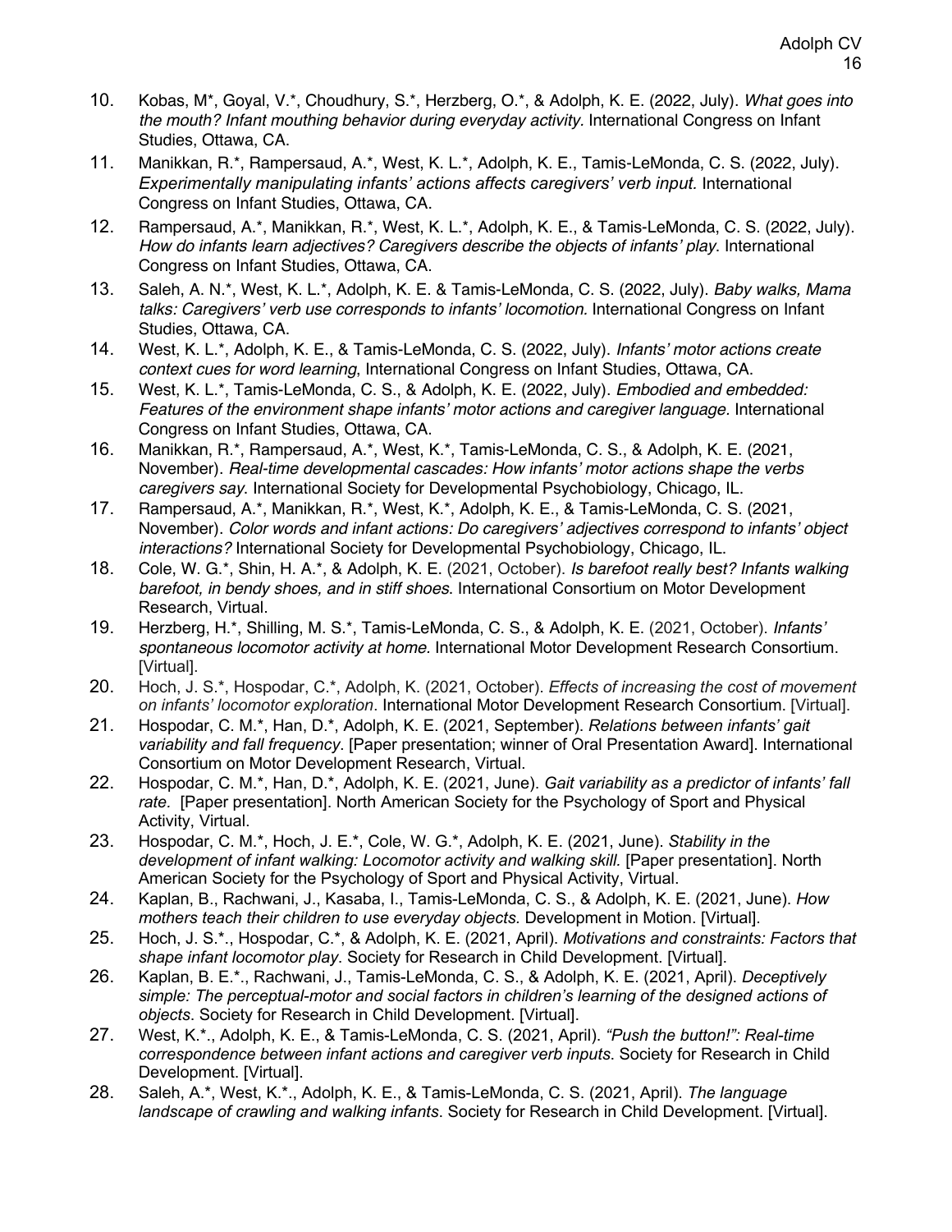10. Kobas, M*, Goyal, V.*, Choudhury, S.*, Herzberg, O.*, & Adolph, K. E. (2022, July). *What goes into the mouth? Infant mouthing behavior during everyday activity.* International Congress on Infant Studies, Ottawa, CA.
11. Manikkan, R.*, Rampersaud, A.*, West, K. L.*, Adolph, K. E., Tamis-LeMonda, C. S. (2022, July). *Experimentally manipulating infants' actions affects caregivers' verb input.* International Congress on Infant Studies, Ottawa, CA.
12. Rampersaud, A.*, Manikkan, R.*, West, K. L.*, Adolph, K. E., & Tamis-LeMonda, C. S. (2022, July). *How do infants learn adjectives? Caregivers describe the objects of infants' play*. International Congress on Infant Studies, Ottawa, CA.
13. Saleh, A. N.*, West, K. L.*, Adolph, K. E. & Tamis-LeMonda, C. S. (2022, July). *Baby walks, Mama talks: Caregivers' verb use corresponds to infants' locomotion.* International Congress on Infant Studies, Ottawa, CA.
14. West, K. L.*, Adolph, K. E., & Tamis-LeMonda, C. S. (2022, July). *Infants' motor actions create context cues for word learning*, International Congress on Infant Studies, Ottawa, CA.
15. West, K. L.*, Tamis-LeMonda, C. S., & Adolph, K. E. (2022, July). *Embodied and embedded: Features of the environment shape infants' motor actions and caregiver language.* International Congress on Infant Studies, Ottawa, CA.
16. Manikkan, R.*, Rampersaud, A.*, West, K.*, Tamis-LeMonda, C. S., & Adolph, K. E. (2021, November). *Real-time developmental cascades: How infants' motor actions shape the verbs caregivers say*. International Society for Developmental Psychobiology, Chicago, IL.
17. Rampersaud, A.*, Manikkan, R.*, West, K.*, Adolph, K. E., & Tamis-LeMonda, C. S. (2021, November). *Color words and infant actions: Do caregivers' adjectives correspond to infants' object interactions?* International Society for Developmental Psychobiology, Chicago, IL.
18. Cole, W. G.*, Shin, H. A.*, & Adolph, K. E. (2021, October). *Is barefoot really best? Infants walking barefoot, in bendy shoes, and in stiff shoes*. International Consortium on Motor Development Research, Virtual.
19. Herzberg, H.*, Shilling, M. S.*, Tamis-LeMonda, C. S., & Adolph, K. E. (2021, October). *Infants' spontaneous locomotor activity at home*. International Motor Development Research Consortium. [Virtual].
20. Hoch, J. S.*, Hospodar, C.*, Adolph, K. (2021, October). *Effects of increasing the cost of movement on infants' locomotor exploration*. International Motor Development Research Consortium. [Virtual].
21. Hospodar, C. M.*, Han, D.*, Adolph, K. E. (2021, September). *Relations between infants' gait variability and fall frequency*. [Paper presentation; winner of Oral Presentation Award]. International Consortium on Motor Development Research, Virtual.
22. Hospodar, C. M.*, Han, D.*, Adolph, K. E. (2021, June). *Gait variability as a predictor of infants' fall rate.* [Paper presentation]. North American Society for the Psychology of Sport and Physical Activity, Virtual.
23. Hospodar, C. M.*, Hoch, J. E.*, Cole, W. G.*, Adolph, K. E. (2021, June). *Stability in the development of infant walking: Locomotor activity and walking skill.* [Paper presentation]. North American Society for the Psychology of Sport and Physical Activity, Virtual.
24. Kaplan, B., Rachwani, J., Kasaba, I., Tamis-LeMonda, C. S., & Adolph, K. E. (2021, June). *How mothers teach their children to use everyday objects.* Development in Motion. [Virtual].
25. Hoch, J. S.*., Hospodar, C.*, & Adolph, K. E. (2021, April). *Motivations and constraints: Factors that shape infant locomotor play*. Society for Research in Child Development. [Virtual].
26. Kaplan, B. E.*., Rachwani, J., Tamis-LeMonda, C. S., & Adolph, K. E. (2021, April). *Deceptively simple: The perceptual-motor and social factors in children's learning of the designed actions of objects*. Society for Research in Child Development. [Virtual].
27. West, K.*., Adolph, K. E., & Tamis-LeMonda, C. S. (2021, April). *"Push the button!": Real-time correspondence between infant actions and caregiver verb inputs*. Society for Research in Child Development. [Virtual].
28. Saleh, A.*, West, K.*., Adolph, K. E., & Tamis-LeMonda, C. S. (2021, April). *The language landscape of crawling and walking infants*. Society for Research in Child Development. [Virtual].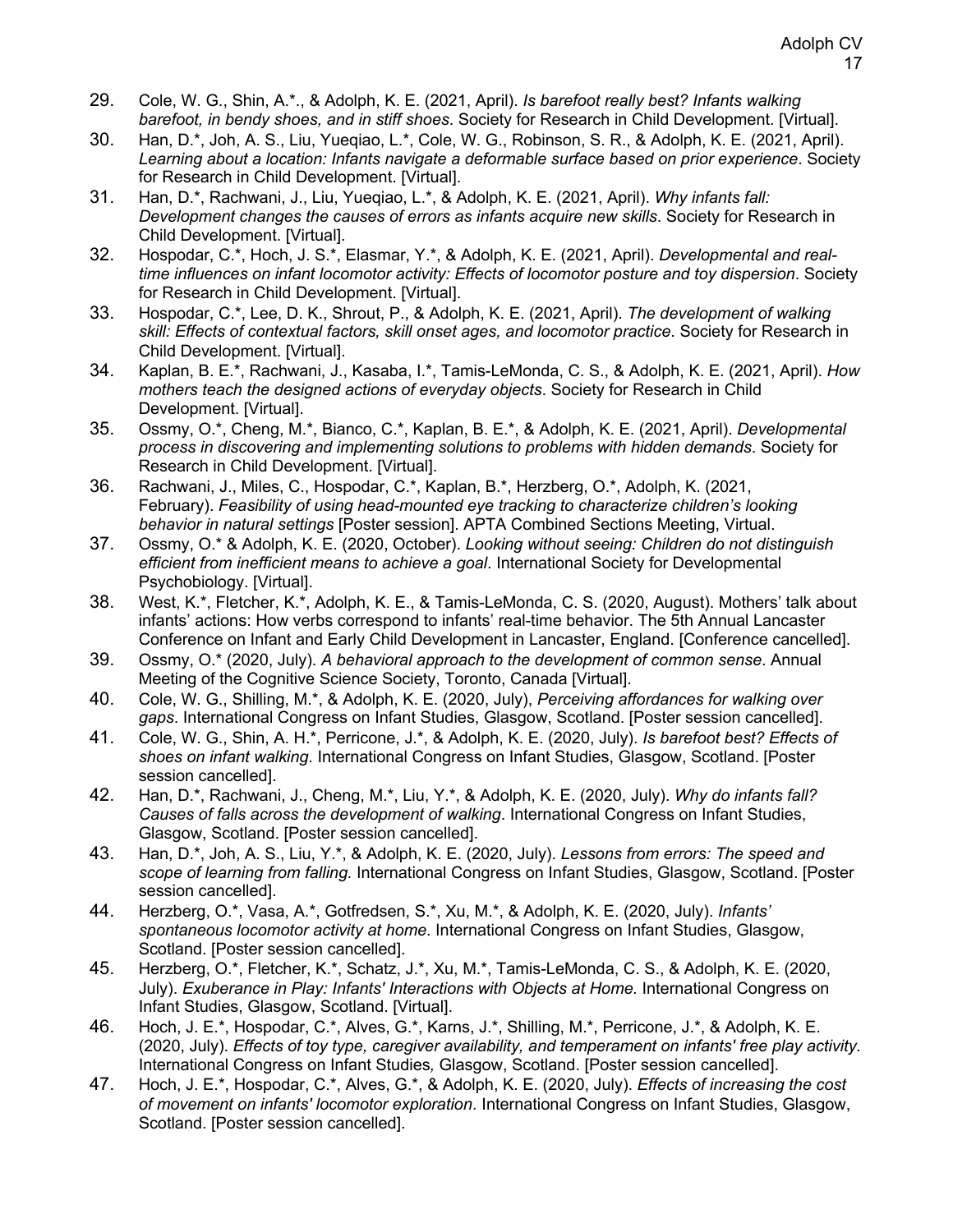29. Cole, W. G., Shin, A.*., & Adolph, K. E. (2021, April). *Is barefoot really best? Infants walking barefoot, in bendy shoes, and in stiff shoes*. Society for Research in Child Development. [Virtual].
30. Han, D.*, Joh, A. S., Liu, Yueqiao, L.*, Cole, W. G., Robinson, S. R., & Adolph, K. E. (2021, April). *Learning about a location: Infants navigate a deformable surface based on prior experience*. Society for Research in Child Development. [Virtual].
31. Han, D.*, Rachwani, J., Liu, Yueqiao, L.*, & Adolph, K. E. (2021, April). *Why infants fall: Development changes the causes of errors as infants acquire new skills*. Society for Research in Child Development. [Virtual].
32. Hospodar, C.*, Hoch, J. S.*, Elasmar, Y.*, & Adolph, K. E. (2021, April). *Developmental and real-time influences on infant locomotor activity: Effects of locomotor posture and toy dispersion*. Society for Research in Child Development. [Virtual].
33. Hospodar, C.*, Lee, D. K., Shrout, P., & Adolph, K. E. (2021, April). *The development of walking skill: Effects of contextual factors, skill onset ages, and locomotor practice*. Society for Research in Child Development. [Virtual].
34. Kaplan, B. E.*, Rachwani, J., Kasaba, I.*, Tamis-LeMonda, C. S., & Adolph, K. E. (2021, April). *How mothers teach the designed actions of everyday objects*. Society for Research in Child Development. [Virtual].
35. Ossmy, O.*, Cheng, M.*, Bianco, C.*, Kaplan, B. E.*, & Adolph, K. E. (2021, April). *Developmental process in discovering and implementing solutions to problems with hidden demands*. Society for Research in Child Development. [Virtual].
36. Rachwani, J., Miles, C., Hospodar, C.*, Kaplan, B.*, Herzberg, O.*, Adolph, K. (2021, February). *Feasibility of using head-mounted eye tracking to characterize children's looking behavior in natural settings* [Poster session]. APTA Combined Sections Meeting, Virtual.
37. Ossmy, O.* & Adolph, K. E. (2020, October). *Looking without seeing: Children do not distinguish efficient from inefficient means to achieve a goal*. International Society for Developmental Psychobiology. [Virtual].
38. West, K.*, Fletcher, K.*, Adolph, K. E., & Tamis-LeMonda, C. S. (2020, August). Mothers' talk about infants' actions: How verbs correspond to infants' real-time behavior. The 5th Annual Lancaster Conference on Infant and Early Child Development in Lancaster, England. [Conference cancelled].
39. Ossmy, O.* (2020, July). *A behavioral approach to the development of common sense*. Annual Meeting of the Cognitive Science Society, Toronto, Canada [Virtual].
40. Cole, W. G., Shilling, M.*, & Adolph, K. E. (2020, July), *Perceiving affordances for walking over gaps*. International Congress on Infant Studies, Glasgow, Scotland. [Poster session cancelled].
41. Cole, W. G., Shin, A. H.*, Perricone, J.*, & Adolph, K. E. (2020, July). *Is barefoot best? Effects of shoes on infant walking*. International Congress on Infant Studies, Glasgow, Scotland. [Poster session cancelled].
42. Han, D.*, Rachwani, J., Cheng, M.*, Liu, Y.*, & Adolph, K. E. (2020, July). *Why do infants fall? Causes of falls across the development of walking*. International Congress on Infant Studies, Glasgow, Scotland. [Poster session cancelled].
43. Han, D.*, Joh, A. S., Liu, Y.*, & Adolph, K. E. (2020, July). *Lessons from errors: The speed and scope of learning from falling.* International Congress on Infant Studies, Glasgow, Scotland. [Poster session cancelled].
44. Herzberg, O.*, Vasa, A.*, Gotfredsen, S.*, Xu, M.*, & Adolph, K. E. (2020, July). *Infants' spontaneous locomotor activity at home*. International Congress on Infant Studies, Glasgow, Scotland. [Poster session cancelled].
45. Herzberg, O.*, Fletcher, K.*, Schatz, J.*, Xu, M.*, Tamis-LeMonda, C. S., & Adolph, K. E. (2020, July). *Exuberance in Play: Infants' Interactions with Objects at Home.* International Congress on Infant Studies, Glasgow, Scotland. [Virtual].
46. Hoch, J. E.*, Hospodar, C.*, Alves, G.*, Karns, J.*, Shilling, M.*, Perricone, J.*, & Adolph, K. E. (2020, July). *Effects of toy type, caregiver availability, and temperament on infants' free play activity*. International Congress on Infant Studies, Glasgow, Scotland. [Poster session cancelled].
47. Hoch, J. E.*, Hospodar, C.*, Alves, G.*, & Adolph, K. E. (2020, July). *Effects of increasing the cost of movement on infants' locomotor exploration*. International Congress on Infant Studies, Glasgow, Scotland. [Poster session cancelled].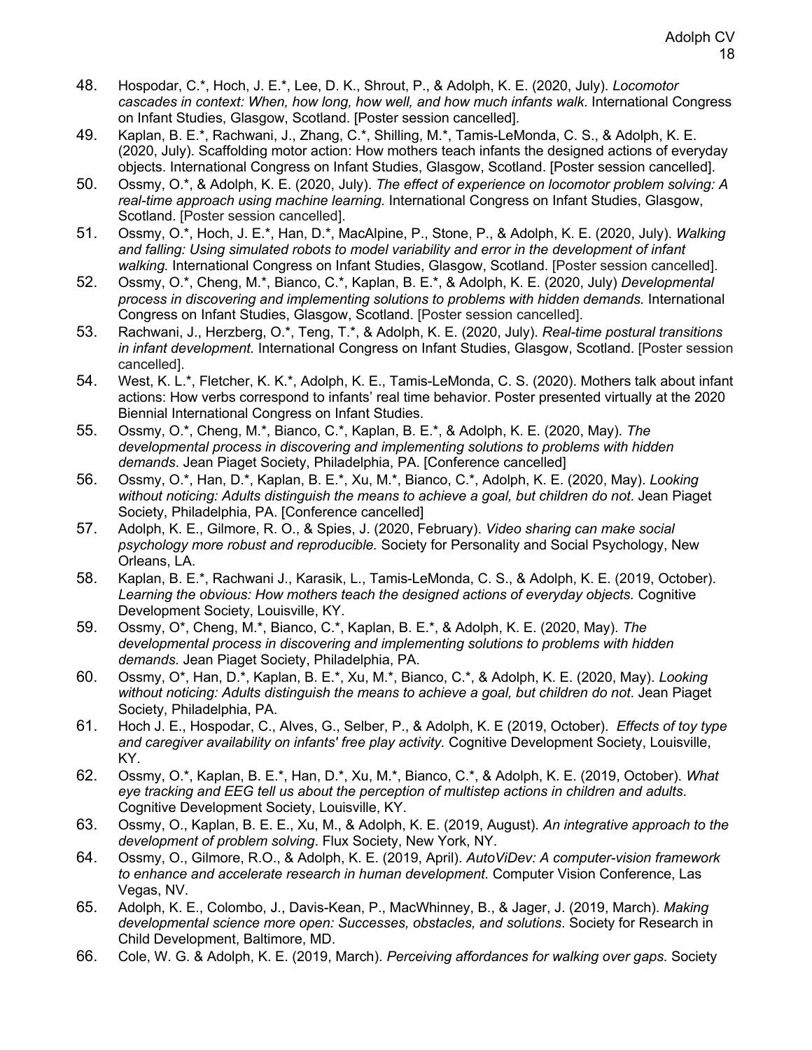48. Hospodar, C.*, Hoch, J. E.*, Lee, D. K., Shrout, P., & Adolph, K. E. (2020, July). *Locomotor cascades in context: When, how long, how well, and how much infants walk*. International Congress on Infant Studies, Glasgow, Scotland. [Poster session cancelled].
49. Kaplan, B. E.*, Rachwani, J., Zhang, C.*, Shilling, M.*, Tamis-LeMonda, C. S., & Adolph, K. E. (2020, July). Scaffolding motor action: How mothers teach infants the designed actions of everyday objects. International Congress on Infant Studies, Glasgow, Scotland. [Poster session cancelled].
50. Ossmy, O.*, & Adolph, K. E. (2020, July). *The effect of experience on locomotor problem solving: A real-time approach using machine learning.* International Congress on Infant Studies, Glasgow, Scotland. [Poster session cancelled].
51. Ossmy, O.*, Hoch, J. E.*, Han, D.*, MacAlpine, P., Stone, P., & Adolph, K. E. (2020, July). *Walking and falling: Using simulated robots to model variability and error in the development of infant walking.* International Congress on Infant Studies, Glasgow, Scotland. [Poster session cancelled].
52. Ossmy, O.*, Cheng, M.*, Bianco, C.*, Kaplan, B. E.*, & Adolph, K. E. (2020, July) *Developmental process in discovering and implementing solutions to problems with hidden demands.* International Congress on Infant Studies, Glasgow, Scotland. [Poster session cancelled].
53. Rachwani, J., Herzberg, O.*, Teng, T.*, & Adolph, K. E. (2020, July). *Real-time postural transitions in infant development.* International Congress on Infant Studies, Glasgow, Scotland. [Poster session cancelled].
54. West, K. L.*, Fletcher, K. K.*, Adolph, K. E., Tamis-LeMonda, C. S. (2020). Mothers talk about infant actions: How verbs correspond to infants' real time behavior. Poster presented virtually at the 2020 Biennial International Congress on Infant Studies.
55. Ossmy, O.*, Cheng, M.*, Bianco, C.*, Kaplan, B. E.*, & Adolph, K. E. (2020, May). *The developmental process in discovering and implementing solutions to problems with hidden demands*. Jean Piaget Society, Philadelphia, PA. [Conference cancelled]
56. Ossmy, O.*, Han, D.*, Kaplan, B. E.*, Xu, M.*, Bianco, C.*, Adolph, K. E. (2020, May). *Looking without noticing: Adults distinguish the means to achieve a goal, but children do not*. Jean Piaget Society, Philadelphia, PA. [Conference cancelled]
57. Adolph, K. E., Gilmore, R. O., & Spies, J. (2020, February). *Video sharing can make social psychology more robust and reproducible.* Society for Personality and Social Psychology, New Orleans, LA.
58. Kaplan, B. E.*, Rachwani J., Karasik, L., Tamis-LeMonda, C. S., & Adolph, K. E. (2019, October). *Learning the obvious: How mothers teach the designed actions of everyday objects.* Cognitive Development Society, Louisville, KY.
59. Ossmy, O*, Cheng, M.*, Bianco, C.*, Kaplan, B. E.*, & Adolph, K. E. (2020, May). *The developmental process in discovering and implementing solutions to problems with hidden demands.* Jean Piaget Society, Philadelphia, PA.
60. Ossmy, O*, Han, D.*, Kaplan, B. E.*, Xu, M.*, Bianco, C.*, & Adolph, K. E. (2020, May). *Looking without noticing: Adults distinguish the means to achieve a goal, but children do not*. Jean Piaget Society, Philadelphia, PA.
61. Hoch J. E., Hospodar, C., Alves, G., Selber, P., & Adolph, K. E (2019, October). *Effects of toy type and caregiver availability on infants' free play activity.* Cognitive Development Society, Louisville, KY.
62. Ossmy, O.*, Kaplan, B. E.*, Han, D.*, Xu, M.*, Bianco, C.*, & Adolph, K. E. (2019, October). *What eye tracking and EEG tell us about the perception of multistep actions in children and adults*. Cognitive Development Society, Louisville, KY.
63. Ossmy, O., Kaplan, B. E. E., Xu, M., & Adolph, K. E. (2019, August). *An integrative approach to the development of problem solving*. Flux Society, New York, NY.
64. Ossmy, O., Gilmore, R.O., & Adolph, K. E. (2019, April). *AutoViDev: A computer-vision framework to enhance and accelerate research in human development.* Computer Vision Conference, Las Vegas, NV.
65. Adolph, K. E., Colombo, J., Davis-Kean, P., MacWhinney, B., & Jager, J. (2019, March). *Making developmental science more open: Successes, obstacles, and solutions*. Society for Research in Child Development, Baltimore, MD.
66. Cole, W. G. & Adolph, K. E. (2019, March). *Perceiving affordances for walking over gaps*. Society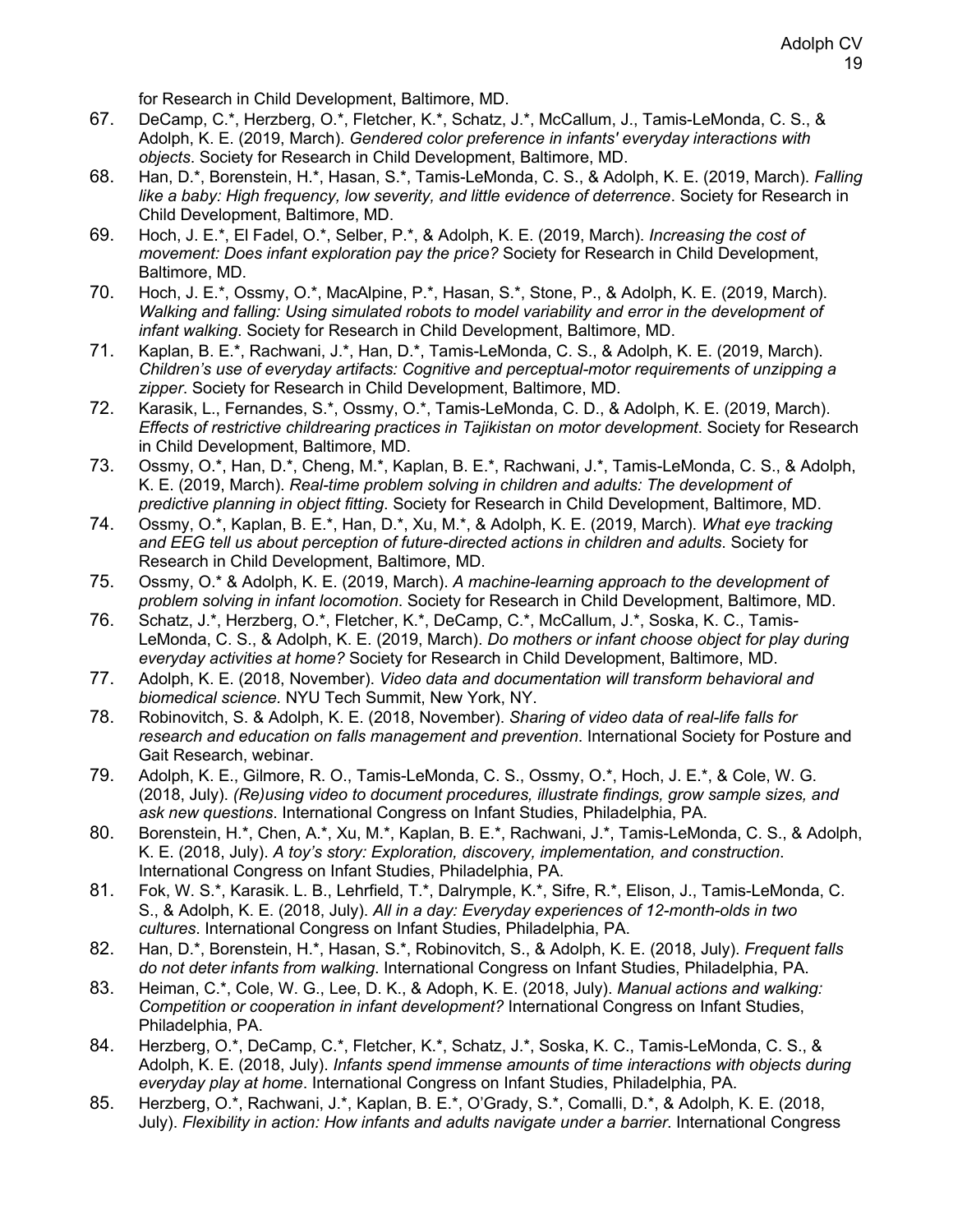for Research in Child Development, Baltimore, MD.

67. DeCamp, C.*, Herzberg, O.*, Fletcher, K.*, Schatz, J.*, McCallum, J., Tamis-LeMonda, C. S., & Adolph, K. E. (2019, March). *Gendered color preference in infants' everyday interactions with objects*. Society for Research in Child Development, Baltimore, MD.
68. Han, D.*, Borenstein, H.*, Hasan, S.*, Tamis-LeMonda, C. S., & Adolph, K. E. (2019, March). *Falling like a baby: High frequency, low severity, and little evidence of deterrence*. Society for Research in Child Development, Baltimore, MD.
69. Hoch, J. E.*, El Fadel, O.*, Selber, P.*, & Adolph, K. E. (2019, March). *Increasing the cost of movement: Does infant exploration pay the price?* Society for Research in Child Development, Baltimore, MD.
70. Hoch, J. E.*, Ossmy, O.*, MacAlpine, P.*, Hasan, S.*, Stone, P., & Adolph, K. E. (2019, March). *Walking and falling: Using simulated robots to model variability and error in the development of infant walking*. Society for Research in Child Development, Baltimore, MD.
71. Kaplan, B. E.*, Rachwani, J.*, Han, D.*, Tamis-LeMonda, C. S., & Adolph, K. E. (2019, March). *Children's use of everyday artifacts: Cognitive and perceptual-motor requirements of unzipping a zipper*. Society for Research in Child Development, Baltimore, MD.
72. Karasik, L., Fernandes, S.*, Ossmy, O.*, Tamis-LeMonda, C. D., & Adolph, K. E. (2019, March). *Effects of restrictive childrearing practices in Tajikistan on motor development*. Society for Research in Child Development, Baltimore, MD.
73. Ossmy, O.*, Han, D.*, Cheng, M.*, Kaplan, B. E.*, Rachwani, J.*, Tamis-LeMonda, C. S., & Adolph, K. E. (2019, March). *Real-time problem solving in children and adults: The development of predictive planning in object fitting*. Society for Research in Child Development, Baltimore, MD.
74. Ossmy, O.*, Kaplan, B. E.*, Han, D.*, Xu, M.*, & Adolph, K. E. (2019, March). *What eye tracking and EEG tell us about perception of future-directed actions in children and adults*. Society for Research in Child Development, Baltimore, MD.
75. Ossmy, O.* & Adolph, K. E. (2019, March). *A machine-learning approach to the development of problem solving in infant locomotion*. Society for Research in Child Development, Baltimore, MD.
76. Schatz, J.*, Herzberg, O.*, Fletcher, K.*, DeCamp, C.*, McCallum, J.*, Soska, K. C., Tamis-LeMonda, C. S., & Adolph, K. E. (2019, March). *Do mothers or infant choose object for play during everyday activities at home?* Society for Research in Child Development, Baltimore, MD.
77. Adolph, K. E. (2018, November). *Video data and documentation will transform behavioral and biomedical science.* NYU Tech Summit, New York, NY.
78. Robinovitch, S. & Adolph, K. E. (2018, November). *Sharing of video data of real-life falls for research and education on falls management and prevention*. International Society for Posture and Gait Research, webinar.
79. Adolph, K. E., Gilmore, R. O., Tamis-LeMonda, C. S., Ossmy, O.*, Hoch, J. E.*, & Cole, W. G. (2018, July). *(Re)using video to document procedures, illustrate findings, grow sample sizes, and ask new questions*. International Congress on Infant Studies, Philadelphia, PA.
80. Borenstein, H.*, Chen, A.*, Xu, M.*, Kaplan, B. E.*, Rachwani, J.*, Tamis-LeMonda, C. S., & Adolph, K. E. (2018, July). *A toy's story: Exploration, discovery, implementation, and construction*. International Congress on Infant Studies, Philadelphia, PA.
81. Fok, W. S.*, Karasik. L. B., Lehrfield, T.*, Dalrymple, K.*, Sifre, R.*, Elison, J., Tamis-LeMonda, C. S., & Adolph, K. E. (2018, July). *All in a day: Everyday experiences of 12-month-olds in two cultures*. International Congress on Infant Studies, Philadelphia, PA.
82. Han, D.*, Borenstein, H.*, Hasan, S.*, Robinovitch, S., & Adolph, K. E. (2018, July). *Frequent falls do not deter infants from walking*. International Congress on Infant Studies, Philadelphia, PA.
83. Heiman, C.*, Cole, W. G., Lee, D. K., & Adoph, K. E. (2018, July). *Manual actions and walking: Competition or cooperation in infant development?* International Congress on Infant Studies, Philadelphia, PA.
84. Herzberg, O.*, DeCamp, C.*, Fletcher, K.*, Schatz, J.*, Soska, K. C., Tamis-LeMonda, C. S., & Adolph, K. E. (2018, July). *Infants spend immense amounts of time interactions with objects during everyday play at home*. International Congress on Infant Studies, Philadelphia, PA.
85. Herzberg, O.*, Rachwani, J.*, Kaplan, B. E.*, O'Grady, S.*, Comalli, D.*, & Adolph, K. E. (2018, July). *Flexibility in action: How infants and adults navigate under a barrier*. International Congress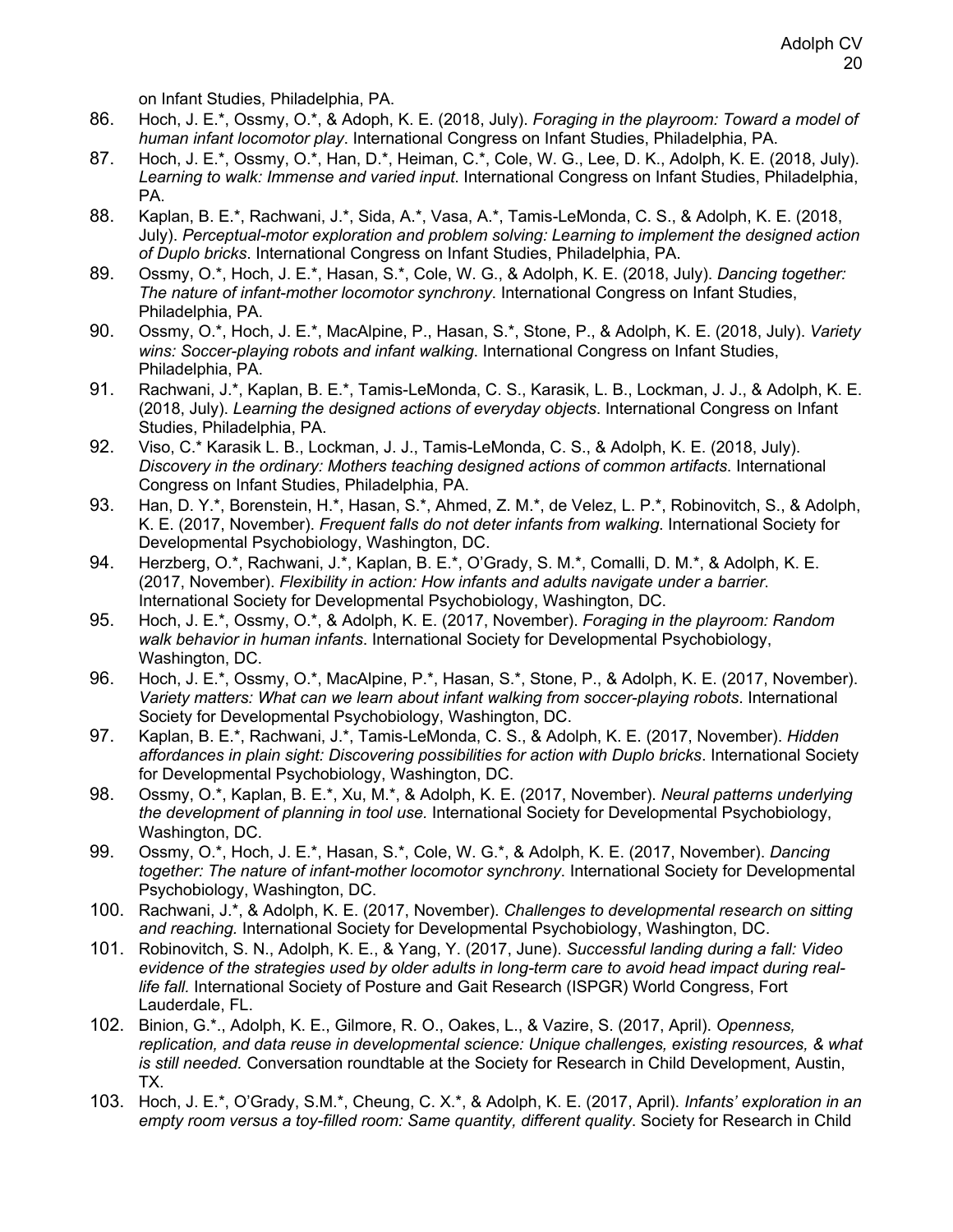on Infant Studies, Philadelphia, PA.

86. Hoch, J. E.*, Ossmy, O.*, & Adoph, K. E. (2018, July). *Foraging in the playroom: Toward a model of human infant locomotor play*. International Congress on Infant Studies, Philadelphia, PA.
87. Hoch, J. E.*, Ossmy, O.*, Han, D.*, Heiman, C.*, Cole, W. G., Lee, D. K., Adolph, K. E. (2018, July). *Learning to walk: Immense and varied input*. International Congress on Infant Studies, Philadelphia, PA.
88. Kaplan, B. E.*, Rachwani, J.*, Sida, A.*, Vasa, A.*, Tamis-LeMonda, C. S., & Adolph, K. E. (2018, July). *Perceptual-motor exploration and problem solving: Learning to implement the designed action of Duplo bricks*. International Congress on Infant Studies, Philadelphia, PA.
89. Ossmy, O.*, Hoch, J. E.*, Hasan, S.*, Cole, W. G., & Adolph, K. E. (2018, July). *Dancing together: The nature of infant-mother locomotor synchrony*. International Congress on Infant Studies, Philadelphia, PA.
90. Ossmy, O.*, Hoch, J. E.*, MacAlpine, P., Hasan, S.*, Stone, P., & Adolph, K. E. (2018, July). *Variety wins: Soccer-playing robots and infant walking*. International Congress on Infant Studies, Philadelphia, PA.
91. Rachwani, J.*, Kaplan, B. E.*, Tamis-LeMonda, C. S., Karasik, L. B., Lockman, J. J., & Adolph, K. E. (2018, July). *Learning the designed actions of everyday objects*. International Congress on Infant Studies, Philadelphia, PA.
92. Viso, C.* Karasik L. B., Lockman, J. J., Tamis-LeMonda, C. S., & Adolph, K. E. (2018, July). *Discovery in the ordinary: Mothers teaching designed actions of common artifacts*. International Congress on Infant Studies, Philadelphia, PA.
93. Han, D. Y.*, Borenstein, H.*, Hasan, S.*, Ahmed, Z. M.*, de Velez, L. P.*, Robinovitch, S., & Adolph, K. E. (2017, November). *Frequent falls do not deter infants from walking*. International Society for Developmental Psychobiology, Washington, DC.
94. Herzberg, O.*, Rachwani, J.*, Kaplan, B. E.*, O'Grady, S. M.*, Comalli, D. M.*, & Adolph, K. E. (2017, November). *Flexibility in action: How infants and adults navigate under a barrier*. International Society for Developmental Psychobiology, Washington, DC.
95. Hoch, J. E.*, Ossmy, O.*, & Adolph, K. E. (2017, November). *Foraging in the playroom: Random walk behavior in human infants*. International Society for Developmental Psychobiology, Washington, DC.
96. Hoch, J. E.*, Ossmy, O.*, MacAlpine, P.*, Hasan, S.*, Stone, P., & Adolph, K. E. (2017, November). *Variety matters: What can we learn about infant walking from soccer-playing robots*. International Society for Developmental Psychobiology, Washington, DC.
97. Kaplan, B. E.*, Rachwani, J.*, Tamis-LeMonda, C. S., & Adolph, K. E. (2017, November). *Hidden affordances in plain sight: Discovering possibilities for action with Duplo bricks*. International Society for Developmental Psychobiology, Washington, DC.
98. Ossmy, O.*, Kaplan, B. E.*, Xu, M.*, & Adolph, K. E. (2017, November). *Neural patterns underlying the development of planning in tool use.* International Society for Developmental Psychobiology, Washington, DC.
99. Ossmy, O.*, Hoch, J. E.*, Hasan, S.*, Cole, W. G.*, & Adolph, K. E. (2017, November). *Dancing together: The nature of infant-mother locomotor synchrony*. International Society for Developmental Psychobiology, Washington, DC.
100. Rachwani, J.*, & Adolph, K. E. (2017, November). *Challenges to developmental research on sitting and reaching.* International Society for Developmental Psychobiology, Washington, DC.
101. Robinovitch, S. N., Adolph, K. E., & Yang, Y. (2017, June). *Successful landing during a fall: Video evidence of the strategies used by older adults in long-term care to avoid head impact during real-life fall.* International Society of Posture and Gait Research (ISPGR) World Congress, Fort Lauderdale, FL.
102. Binion, G.*., Adolph, K. E., Gilmore, R. O., Oakes, L., & Vazire, S. (2017, April). *Openness, replication, and data reuse in developmental science: Unique challenges, existing resources, & what is still needed.* Conversation roundtable at the Society for Research in Child Development, Austin, TX.
103. Hoch, J. E.*, O'Grady, S.M.*, Cheung, C. X.*, & Adolph, K. E. (2017, April). *Infants' exploration in an empty room versus a toy-filled room: Same quantity, different quality*. Society for Research in Child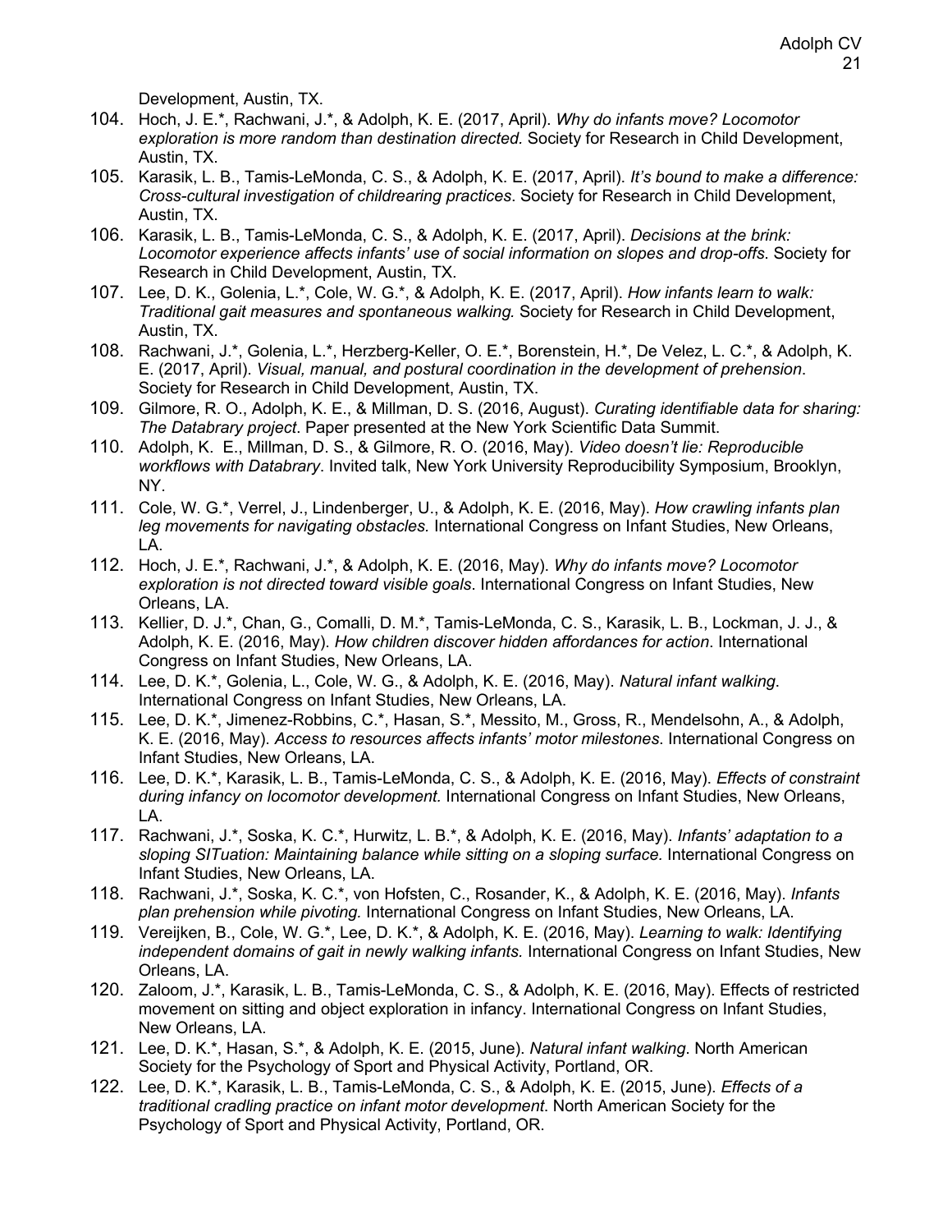Development, Austin, TX.

104. Hoch, J. E.*, Rachwani, J.*, & Adolph, K. E. (2017, April). *Why do infants move? Locomotor exploration is more random than destination directed.* Society for Research in Child Development, Austin, TX.
105. Karasik, L. B., Tamis-LeMonda, C. S., & Adolph, K. E. (2017, April). *It's bound to make a difference: Cross-cultural investigation of childrearing practices*. Society for Research in Child Development, Austin, TX.
106. Karasik, L. B., Tamis-LeMonda, C. S., & Adolph, K. E. (2017, April). *Decisions at the brink: Locomotor experience affects infants' use of social information on slopes and drop-offs*. Society for Research in Child Development, Austin, TX.
107. Lee, D. K., Golenia, L.*, Cole, W. G.*, & Adolph, K. E. (2017, April). *How infants learn to walk: Traditional gait measures and spontaneous walking.* Society for Research in Child Development, Austin, TX.
108. Rachwani, J.*, Golenia, L.*, Herzberg-Keller, O. E.*, Borenstein, H.*, De Velez, L. C.*, & Adolph, K. E. (2017, April). *Visual, manual, and postural coordination in the development of prehension*. Society for Research in Child Development, Austin, TX.
109. Gilmore, R. O., Adolph, K. E., & Millman, D. S. (2016, August). *Curating identifiable data for sharing: The Databrary project*. Paper presented at the New York Scientific Data Summit.
110. Adolph, K. E., Millman, D. S., & Gilmore, R. O. (2016, May). *Video doesn't lie: Reproducible workflows with Databrary*. Invited talk, New York University Reproducibility Symposium, Brooklyn, NY.
111. Cole, W. G.*, Verrel, J., Lindenberger, U., & Adolph, K. E. (2016, May). *How crawling infants plan leg movements for navigating obstacles.* International Congress on Infant Studies, New Orleans, LA.
112. Hoch, J. E.*, Rachwani, J.*, & Adolph, K. E. (2016, May). *Why do infants move? Locomotor exploration is not directed toward visible goals*. International Congress on Infant Studies, New Orleans, LA.
113. Kellier, D. J.*, Chan, G., Comalli, D. M.*, Tamis-LeMonda, C. S., Karasik, L. B., Lockman, J. J., & Adolph, K. E. (2016, May). *How children discover hidden affordances for action*. International Congress on Infant Studies, New Orleans, LA.
114. Lee, D. K.*, Golenia, L., Cole, W. G., & Adolph, K. E. (2016, May). *Natural infant walking*. International Congress on Infant Studies, New Orleans, LA.
115. Lee, D. K.*, Jimenez-Robbins, C.*, Hasan, S.*, Messito, M., Gross, R., Mendelsohn, A., & Adolph, K. E. (2016, May). *Access to resources affects infants' motor milestones*. International Congress on Infant Studies, New Orleans, LA.
116. Lee, D. K.*, Karasik, L. B., Tamis-LeMonda, C. S., & Adolph, K. E. (2016, May). *Effects of constraint during infancy on locomotor development.* International Congress on Infant Studies, New Orleans, LA.
117. Rachwani, J.*, Soska, K. C.*, Hurwitz, L. B.*, & Adolph, K. E. (2016, May). *Infants' adaptation to a sloping SITuation: Maintaining balance while sitting on a sloping surface.* International Congress on Infant Studies, New Orleans, LA.
118. Rachwani, J.*, Soska, K. C.*, von Hofsten, C., Rosander, K., & Adolph, K. E. (2016, May). *Infants plan prehension while pivoting.* International Congress on Infant Studies, New Orleans, LA.
119. Vereijken, B., Cole, W. G.*, Lee, D. K.*, & Adolph, K. E. (2016, May). *Learning to walk: Identifying independent domains of gait in newly walking infants.* International Congress on Infant Studies, New Orleans, LA.
120. Zaloom, J.*, Karasik, L. B., Tamis-LeMonda, C. S., & Adolph, K. E. (2016, May). Effects of restricted movement on sitting and object exploration in infancy. International Congress on Infant Studies, New Orleans, LA.
121. Lee, D. K.*, Hasan, S.*, & Adolph, K. E. (2015, June). *Natural infant walking*. North American Society for the Psychology of Sport and Physical Activity, Portland, OR.
122. Lee, D. K.*, Karasik, L. B., Tamis-LeMonda, C. S., & Adolph, K. E. (2015, June). *Effects of a traditional cradling practice on infant motor development*. North American Society for the Psychology of Sport and Physical Activity, Portland, OR.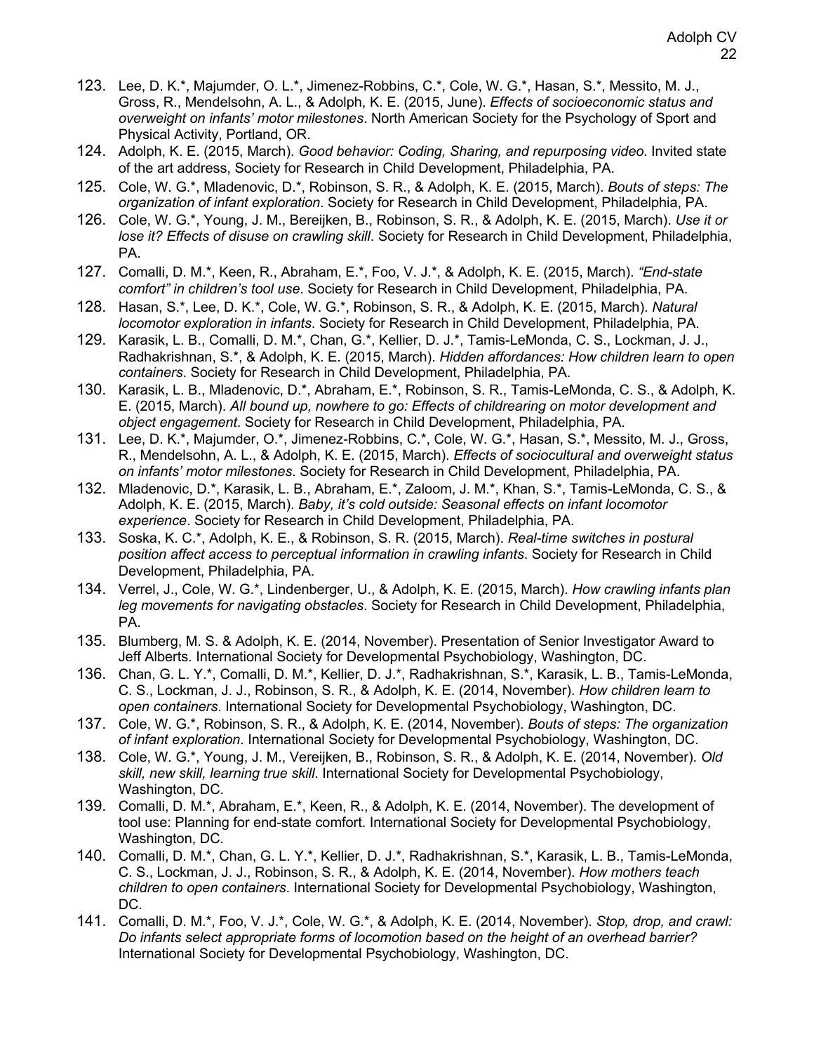123. Lee, D. K.*, Majumder, O. L.*, Jimenez-Robbins, C.*, Cole, W. G.*, Hasan, S.*, Messito, M. J., Gross, R., Mendelsohn, A. L., & Adolph, K. E. (2015, June). *Effects of socioeconomic status and overweight on infants' motor milestones*. North American Society for the Psychology of Sport and Physical Activity, Portland, OR.
124. Adolph, K. E. (2015, March). *Good behavior: Coding, Sharing, and repurposing video*. Invited state of the art address, Society for Research in Child Development, Philadelphia, PA.
125. Cole, W. G.*, Mladenovic, D.*, Robinson, S. R., & Adolph, K. E. (2015, March). *Bouts of steps: The organization of infant exploration*. Society for Research in Child Development, Philadelphia, PA.
126. Cole, W. G.*, Young, J. M., Bereijken, B., Robinson, S. R., & Adolph, K. E. (2015, March). *Use it or lose it? Effects of disuse on crawling skill*. Society for Research in Child Development, Philadelphia, PA.
127. Comalli, D. M.*, Keen, R., Abraham, E.*, Foo, V. J.*, & Adolph, K. E. (2015, March). *"End-state comfort" in children's tool use*. Society for Research in Child Development, Philadelphia, PA.
128. Hasan, S.*, Lee, D. K.*, Cole, W. G.*, Robinson, S. R., & Adolph, K. E. (2015, March). *Natural locomotor exploration in infants*. Society for Research in Child Development, Philadelphia, PA.
129. Karasik, L. B., Comalli, D. M.*, Chan, G.*, Kellier, D. J.*, Tamis-LeMonda, C. S., Lockman, J. J., Radhakrishnan, S.*, & Adolph, K. E. (2015, March). *Hidden affordances: How children learn to open containers*. Society for Research in Child Development, Philadelphia, PA.
130. Karasik, L. B., Mladenovic, D.*, Abraham, E.*, Robinson, S. R., Tamis-LeMonda, C. S., & Adolph, K. E. (2015, March). *All bound up, nowhere to go: Effects of childrearing on motor development and object engagement*. Society for Research in Child Development, Philadelphia, PA.
131. Lee, D. K.*, Majumder, O.*, Jimenez-Robbins, C.*, Cole, W. G.*, Hasan, S.*, Messito, M. J., Gross, R., Mendelsohn, A. L., & Adolph, K. E. (2015, March). *Effects of sociocultural and overweight status on infants' motor milestones*. Society for Research in Child Development, Philadelphia, PA.
132. Mladenovic, D.*, Karasik, L. B., Abraham, E.*, Zaloom, J. M.*, Khan, S.*, Tamis-LeMonda, C. S., & Adolph, K. E. (2015, March). *Baby, it's cold outside: Seasonal effects on infant locomotor experience*. Society for Research in Child Development, Philadelphia, PA.
133. Soska, K. C.*, Adolph, K. E., & Robinson, S. R. (2015, March). *Real-time switches in postural position affect access to perceptual information in crawling infants*. Society for Research in Child Development, Philadelphia, PA.
134. Verrel, J., Cole, W. G.*, Lindenberger, U., & Adolph, K. E. (2015, March). *How crawling infants plan leg movements for navigating obstacles*. Society for Research in Child Development, Philadelphia, PA.
135. Blumberg, M. S. & Adolph, K. E. (2014, November). Presentation of Senior Investigator Award to Jeff Alberts. International Society for Developmental Psychobiology, Washington, DC.
136. Chan, G. L. Y.*, Comalli, D. M.*, Kellier, D. J.*, Radhakrishnan, S.*, Karasik, L. B., Tamis-LeMonda, C. S., Lockman, J. J., Robinson, S. R., & Adolph, K. E. (2014, November). *How children learn to open containers*. International Society for Developmental Psychobiology, Washington, DC.
137. Cole, W. G.*, Robinson, S. R., & Adolph, K. E. (2014, November). *Bouts of steps: The organization of infant exploration*. International Society for Developmental Psychobiology, Washington, DC.
138. Cole, W. G.*, Young, J. M., Vereijken, B., Robinson, S. R., & Adolph, K. E. (2014, November). *Old skill, new skill, learning true skill*. International Society for Developmental Psychobiology, Washington, DC.
139. Comalli, D. M.*, Abraham, E.*, Keen, R., & Adolph, K. E. (2014, November). The development of tool use: Planning for end-state comfort. International Society for Developmental Psychobiology, Washington, DC.
140. Comalli, D. M.*, Chan, G. L. Y.*, Kellier, D. J.*, Radhakrishnan, S.*, Karasik, L. B., Tamis-LeMonda, C. S., Lockman, J. J., Robinson, S. R., & Adolph, K. E. (2014, November). *How mothers teach children to open containers*. International Society for Developmental Psychobiology, Washington, DC.
141. Comalli, D. M.*, Foo, V. J.*, Cole, W. G.*, & Adolph, K. E. (2014, November). *Stop, drop, and crawl: Do infants select appropriate forms of locomotion based on the height of an overhead barrier?* International Society for Developmental Psychobiology, Washington, DC.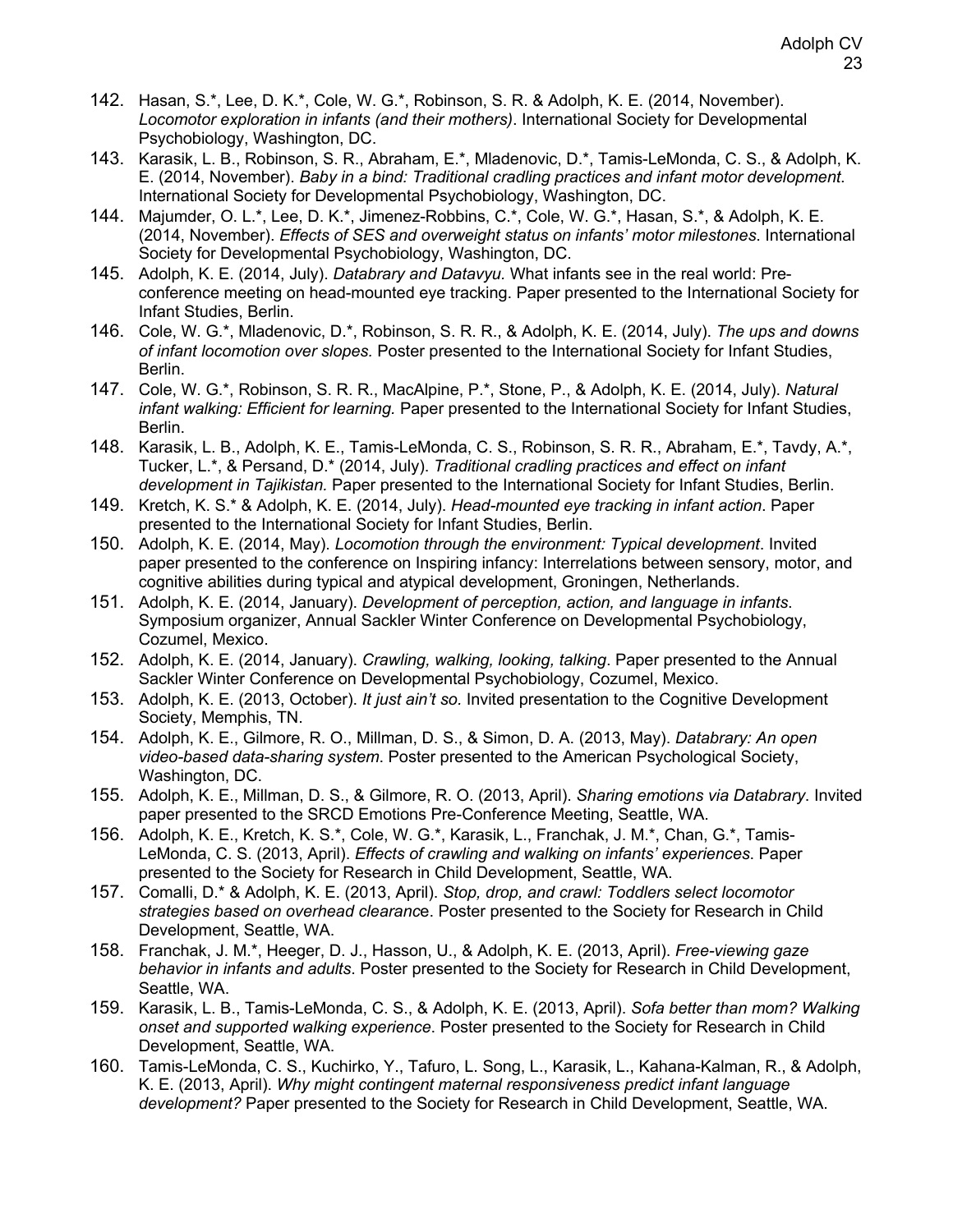142. Hasan, S.*, Lee, D. K.*, Cole, W. G.*, Robinson, S. R. & Adolph, K. E. (2014, November). *Locomotor exploration in infants (and their mothers)*. International Society for Developmental Psychobiology, Washington, DC.
143. Karasik, L. B., Robinson, S. R., Abraham, E.*, Mladenovic, D.*, Tamis-LeMonda, C. S., & Adolph, K. E. (2014, November). *Baby in a bind: Traditional cradling practices and infant motor development.* International Society for Developmental Psychobiology, Washington, DC.
144. Majumder, O. L.*, Lee, D. K.*, Jimenez-Robbins, C.*, Cole, W. G.*, Hasan, S.*, & Adolph, K. E. (2014, November). *Effects of SES and overweight status on infants' motor milestones*. International Society for Developmental Psychobiology, Washington, DC.
145. Adolph, K. E. (2014, July). *Databrary and Datavyu.* What infants see in the real world: Pre-conference meeting on head-mounted eye tracking. Paper presented to the International Society for Infant Studies, Berlin.
146. Cole, W. G.*, Mladenovic, D.*, Robinson, S. R. R., & Adolph, K. E. (2014, July). *The ups and downs of infant locomotion over slopes.* Poster presented to the International Society for Infant Studies, Berlin.
147. Cole, W. G.*, Robinson, S. R. R., MacAlpine, P.*, Stone, P., & Adolph, K. E. (2014, July). *Natural infant walking: Efficient for learning.* Paper presented to the International Society for Infant Studies, Berlin.
148. Karasik, L. B., Adolph, K. E., Tamis-LeMonda, C. S., Robinson, S. R. R., Abraham, E.*, Tavdy, A.*, Tucker, L.*, & Persand, D.* (2014, July). *Traditional cradling practices and effect on infant development in Tajikistan.* Paper presented to the International Society for Infant Studies, Berlin.
149. Kretch, K. S.* & Adolph, K. E. (2014, July). *Head-mounted eye tracking in infant action*. Paper presented to the International Society for Infant Studies, Berlin.
150. Adolph, K. E. (2014, May). *Locomotion through the environment: Typical development*. Invited paper presented to the conference on Inspiring infancy: Interrelations between sensory, motor, and cognitive abilities during typical and atypical development, Groningen, Netherlands.
151. Adolph, K. E. (2014, January). *Development of perception, action, and language in infants*. Symposium organizer, Annual Sackler Winter Conference on Developmental Psychobiology, Cozumel, Mexico.
152. Adolph, K. E. (2014, January). *Crawling, walking, looking, talking*. Paper presented to the Annual Sackler Winter Conference on Developmental Psychobiology, Cozumel, Mexico.
153. Adolph, K. E. (2013, October). *It just ain't so.* Invited presentation to the Cognitive Development Society, Memphis, TN.
154. Adolph, K. E., Gilmore, R. O., Millman, D. S., & Simon, D. A. (2013, May). *Databrary: An open video-based data-sharing system*. Poster presented to the American Psychological Society, Washington, DC.
155. Adolph, K. E., Millman, D. S., & Gilmore, R. O. (2013, April). *Sharing emotions via Databrary*. Invited paper presented to the SRCD Emotions Pre-Conference Meeting, Seattle, WA.
156. Adolph, K. E., Kretch, K. S.*, Cole, W. G.*, Karasik, L., Franchak, J. M.*, Chan, G.*, Tamis-LeMonda, C. S. (2013, April). *Effects of crawling and walking on infants' experiences*. Paper presented to the Society for Research in Child Development, Seattle, WA.
157. Comalli, D.* & Adolph, K. E. (2013, April). *Stop, drop, and crawl: Toddlers select locomotor strategies based on overhead clearance*. Poster presented to the Society for Research in Child Development, Seattle, WA.
158. Franchak, J. M.*, Heeger, D. J., Hasson, U., & Adolph, K. E. (2013, April). *Free-viewing gaze behavior in infants and adults*. Poster presented to the Society for Research in Child Development, Seattle, WA.
159. Karasik, L. B., Tamis-LeMonda, C. S., & Adolph, K. E. (2013, April). *Sofa better than mom? Walking onset and supported walking experience*. Poster presented to the Society for Research in Child Development, Seattle, WA.
160. Tamis-LeMonda, C. S., Kuchirko, Y., Tafuro, L. Song, L., Karasik, L., Kahana-Kalman, R., & Adolph, K. E. (2013, April). *Why might contingent maternal responsiveness predict infant language development?* Paper presented to the Society for Research in Child Development, Seattle, WA.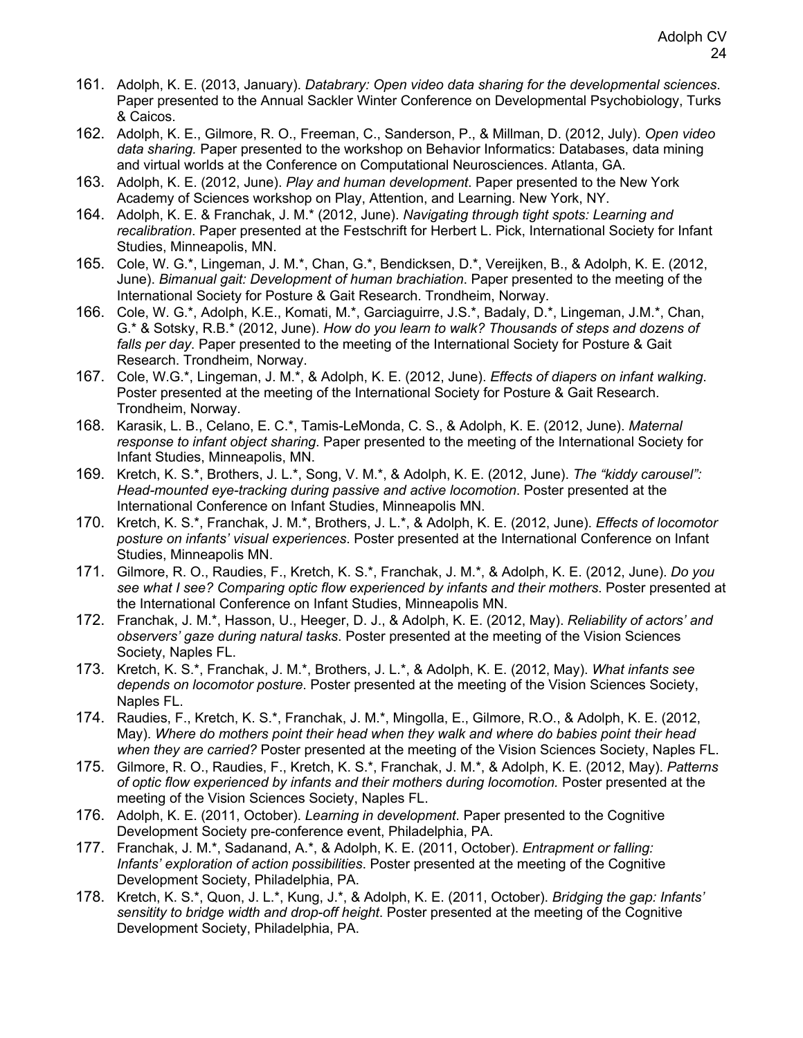161. Adolph, K. E. (2013, January). *Databrary: Open video data sharing for the developmental sciences*. Paper presented to the Annual Sackler Winter Conference on Developmental Psychobiology, Turks & Caicos.
162. Adolph, K. E., Gilmore, R. O., Freeman, C., Sanderson, P., & Millman, D. (2012, July). *Open video data sharing*. Paper presented to the workshop on Behavior Informatics: Databases, data mining and virtual worlds at the Conference on Computational Neurosciences. Atlanta, GA.
163. Adolph, K. E. (2012, June). *Play and human development*. Paper presented to the New York Academy of Sciences workshop on Play, Attention, and Learning. New York, NY.
164. Adolph, K. E. & Franchak, J. M.* (2012, June). *Navigating through tight spots: Learning and recalibration*. Paper presented at the Festschrift for Herbert L. Pick, International Society for Infant Studies, Minneapolis, MN.
165. Cole, W. G.*, Lingeman, J. M.*, Chan, G.*, Bendicksen, D.*, Vereijken, B., & Adolph, K. E. (2012, June). *Bimanual gait: Development of human brachiation*. Paper presented to the meeting of the International Society for Posture & Gait Research. Trondheim, Norway.
166. Cole, W. G.*, Adolph, K.E., Komati, M.*, Garciaguirre, J.S.*, Badaly, D.*, Lingeman, J.M.*, Chan, G.* & Sotsky, R.B.* (2012, June). *How do you learn to walk? Thousands of steps and dozens of falls per day*. Paper presented to the meeting of the International Society for Posture & Gait Research. Trondheim, Norway.
167. Cole, W.G.*, Lingeman, J. M.*, & Adolph, K. E. (2012, June). *Effects of diapers on infant walking*. Poster presented at the meeting of the International Society for Posture & Gait Research. Trondheim, Norway.
168. Karasik, L. B., Celano, E. C.*, Tamis-LeMonda, C. S., & Adolph, K. E. (2012, June). *Maternal response to infant object sharing*. Paper presented to the meeting of the International Society for Infant Studies, Minneapolis, MN.
169. Kretch, K. S.*, Brothers, J. L.*, Song, V. M.*, & Adolph, K. E. (2012, June). *The "kiddy carousel": Head-mounted eye-tracking during passive and active locomotion*. Poster presented at the International Conference on Infant Studies, Minneapolis MN.
170. Kretch, K. S.*, Franchak, J. M.*, Brothers, J. L.*, & Adolph, K. E. (2012, June). *Effects of locomotor posture on infants' visual experiences*. Poster presented at the International Conference on Infant Studies, Minneapolis MN.
171. Gilmore, R. O., Raudies, F., Kretch, K. S.*, Franchak, J. M.*, & Adolph, K. E. (2012, June). *Do you see what I see? Comparing optic flow experienced by infants and their mothers*. Poster presented at the International Conference on Infant Studies, Minneapolis MN.
172. Franchak, J. M.*, Hasson, U., Heeger, D. J., & Adolph, K. E. (2012, May). *Reliability of actors' and observers' gaze during natural tasks*. Poster presented at the meeting of the Vision Sciences Society, Naples FL.
173. Kretch, K. S.*, Franchak, J. M.*, Brothers, J. L.*, & Adolph, K. E. (2012, May). *What infants see depends on locomotor posture*. Poster presented at the meeting of the Vision Sciences Society, Naples FL.
174. Raudies, F., Kretch, K. S.*, Franchak, J. M.*, Mingolla, E., Gilmore, R.O., & Adolph, K. E. (2012, May). *Where do mothers point their head when they walk and where do babies point their head when they are carried?* Poster presented at the meeting of the Vision Sciences Society, Naples FL.
175. Gilmore, R. O., Raudies, F., Kretch, K. S.*, Franchak, J. M.*, & Adolph, K. E. (2012, May). *Patterns of optic flow experienced by infants and their mothers during locomotion.* Poster presented at the meeting of the Vision Sciences Society, Naples FL.
176. Adolph, K. E. (2011, October). *Learning in development*. Paper presented to the Cognitive Development Society pre-conference event, Philadelphia, PA.
177. Franchak, J. M.*, Sadanand, A.*, & Adolph, K. E. (2011, October). *Entrapment or falling: Infants' exploration of action possibilities*. Poster presented at the meeting of the Cognitive Development Society, Philadelphia, PA.
178. Kretch, K. S.*, Quon, J. L.*, Kung, J.*, & Adolph, K. E. (2011, October). *Bridging the gap: Infants' sensitivity to bridge width and drop-off height*. Poster presented at the meeting of the Cognitive Development Society, Philadelphia, PA.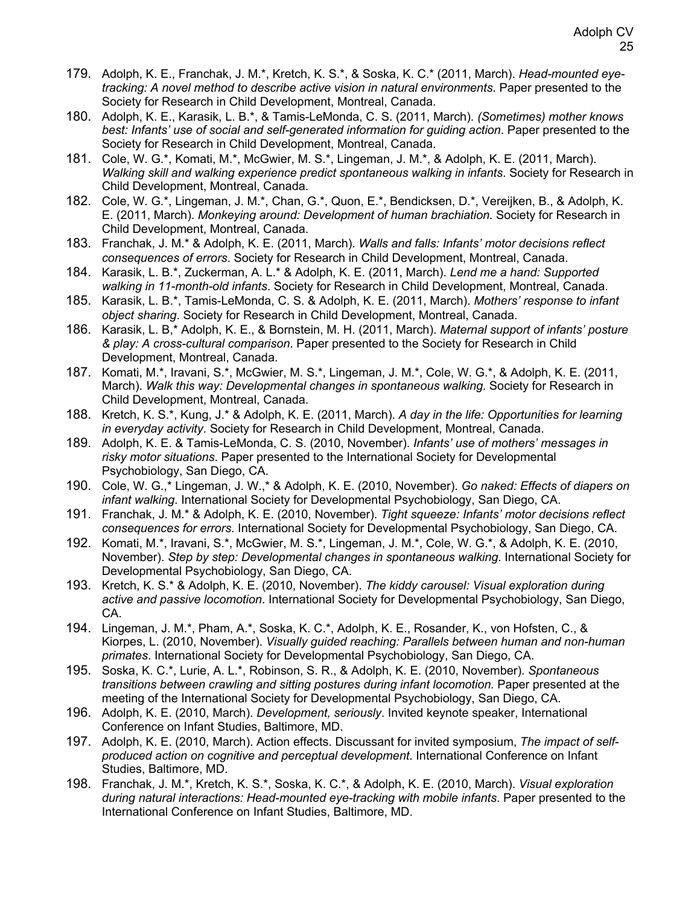179. Adolph, K. E., Franchak, J. M.*, Kretch, K. S.*, & Soska, K. C.* (2011, March). *Head-mounted eye-tracking: A novel method to describe active vision in natural environments*. Paper presented to the Society for Research in Child Development, Montreal, Canada.
180. Adolph, K. E., Karasik, L. B.*, & Tamis-LeMonda, C. S. (2011, March). *(Sometimes) mother knows best: Infants' use of social and self-generated information for guiding action*. Paper presented to the Society for Research in Child Development, Montreal, Canada.
181. Cole, W. G.*, Komati, M.*, McGwier, M. S.*, Lingeman, J. M.*, & Adolph, K. E. (2011, March). *Walking skill and walking experience predict spontaneous walking in infants*. Society for Research in Child Development, Montreal, Canada.
182. Cole, W. G.*, Lingeman, J. M.*, Chan, G.*, Quon, E.*, Bendicksen, D.*, Vereijken, B., & Adolph, K. E. (2011, March). *Monkeying around: Development of human brachiation*. Society for Research in Child Development, Montreal, Canada.
183. Franchak, J. M.* & Adolph, K. E. (2011, March). *Walls and falls: Infants' motor decisions reflect consequences of errors*. Society for Research in Child Development, Montreal, Canada.
184. Karasik, L. B.*, Zuckerman, A. L.* & Adolph, K. E. (2011, March). *Lend me a hand: Supported walking in 11-month-old infants*. Society for Research in Child Development, Montreal, Canada.
185. Karasik, L. B.*, Tamis-LeMonda, C. S. & Adolph, K. E. (2011, March). *Mothers' response to infant object sharing*. Society for Research in Child Development, Montreal, Canada.
186. Karasik, L. B,* Adolph, K. E., & Bornstein, M. H. (2011, March). *Maternal support of infants' posture & play: A cross-cultural comparison*. Paper presented to the Society for Research in Child Development, Montreal, Canada.
187. Komati, M.*, Iravani, S.*, McGwier, M. S.*, Lingeman, J. M.*, Cole, W. G.*, & Adolph, K. E. (2011, March). *Walk this way: Developmental changes in spontaneous walking*. Society for Research in Child Development, Montreal, Canada.
188. Kretch, K. S.*, Kung, J.* & Adolph, K. E. (2011, March). *A day in the life: Opportunities for learning in everyday activity*. Society for Research in Child Development, Montreal, Canada.
189. Adolph, K. E. & Tamis-LeMonda, C. S. (2010, November). *Infants' use of mothers' messages in risky motor situations*. Paper presented to the International Society for Developmental Psychobiology, San Diego, CA.
190. Cole, W. G.,* Lingeman, J. W.,* & Adolph, K. E. (2010, November). *Go naked: Effects of diapers on infant walking*. International Society for Developmental Psychobiology, San Diego, CA.
191. Franchak, J. M.* & Adolph, K. E. (2010, November). *Tight squeeze: Infants' motor decisions reflect consequences for errors*. International Society for Developmental Psychobiology, San Diego, CA.
192. Komati, M.*, Iravani, S.*, McGwier, M. S.*, Lingeman, J. M.*, Cole, W. G.*, & Adolph, K. E. (2010, November). *Step by step: Developmental changes in spontaneous walking*. International Society for Developmental Psychobiology, San Diego, CA.
193. Kretch, K. S.* & Adolph, K. E. (2010, November). *The kiddy carousel: Visual exploration during active and passive locomotion*. International Society for Developmental Psychobiology, San Diego, CA.
194. Lingeman, J. M.*, Pham, A.*, Soska, K. C.*, Adolph, K. E., Rosander, K., von Hofsten, C., & Kiorpes, L. (2010, November). *Visually guided reaching: Parallels between human and non-human primates*. International Society for Developmental Psychobiology, San Diego, CA.
195. Soska, K. C.*, Lurie, A. L.*, Robinson, S. R., & Adolph, K. E. (2010, November). *Spontaneous transitions between crawling and sitting postures during infant locomotion.* Paper presented at the meeting of the International Society for Developmental Psychobiology, San Diego, CA.
196. Adolph, K. E. (2010, March). *Development, seriously*. Invited keynote speaker, International Conference on Infant Studies, Baltimore, MD.
197. Adolph, K. E. (2010, March). Action effects. Discussant for invited symposium, *The impact of self-produced action on cognitive and perceptual development*. International Conference on Infant Studies, Baltimore, MD.
198. Franchak, J. M.*, Kretch, K. S.*, Soska, K. C.*, & Adolph, K. E. (2010, March). *Visual exploration during natural interactions: Head-mounted eye-tracking with mobile infants*. Paper presented to the International Conference on Infant Studies, Baltimore, MD.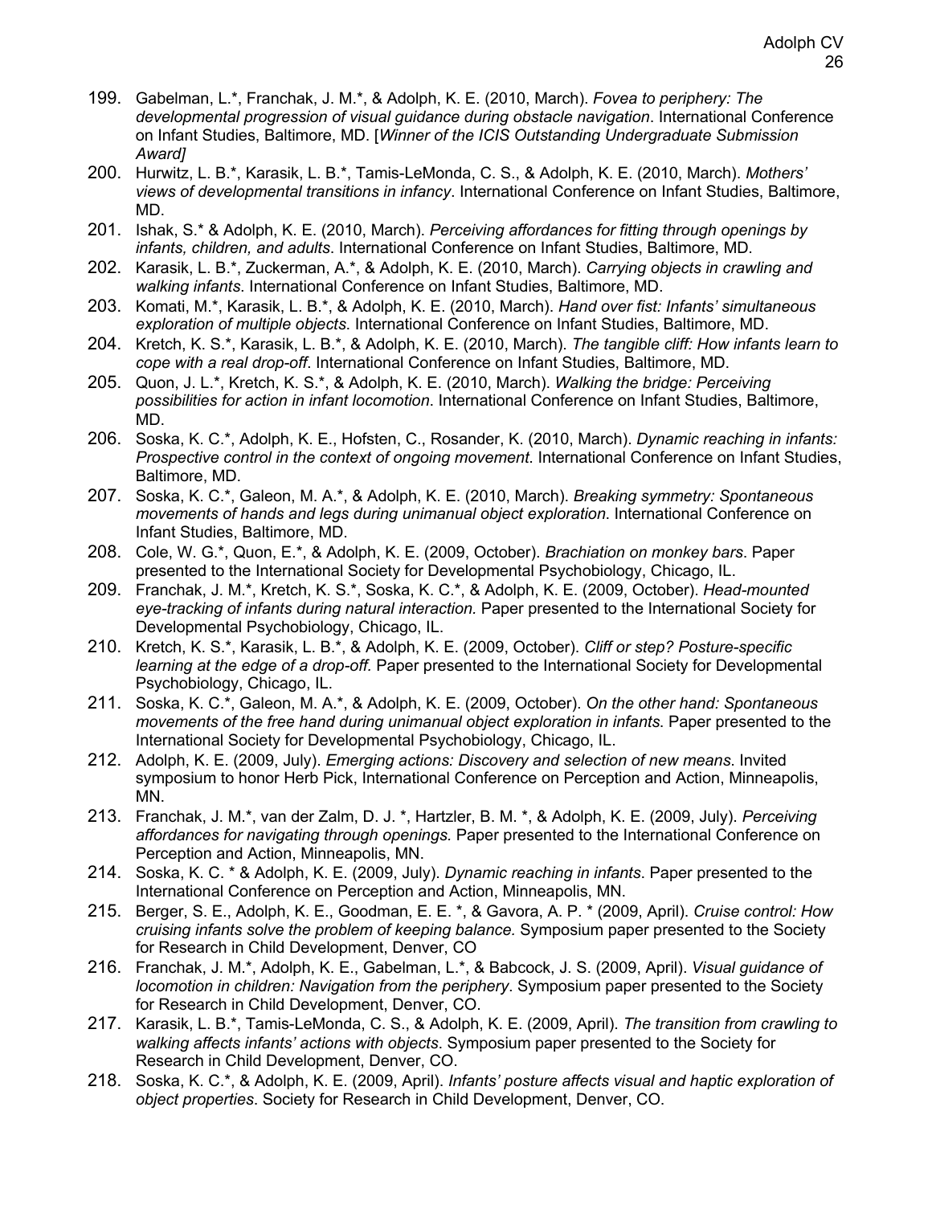199. Gabelman, L.*, Franchak, J. M.*, & Adolph, K. E. (2010, March). *Fovea to periphery: The developmental progression of visual guidance during obstacle navigation*. International Conference on Infant Studies, Baltimore, MD. [*Winner of the ICIS Outstanding Undergraduate Submission Award]*
200. Hurwitz, L. B.*, Karasik, L. B.*, Tamis-LeMonda, C. S., & Adolph, K. E. (2010, March). *Mothers' views of developmental transitions in infancy*. International Conference on Infant Studies, Baltimore, MD.
201. Ishak, S.* & Adolph, K. E. (2010, March). *Perceiving affordances for fitting through openings by infants, children, and adults*. International Conference on Infant Studies, Baltimore, MD.
202. Karasik, L. B.*, Zuckerman, A.*, & Adolph, K. E. (2010, March). *Carrying objects in crawling and walking infants*. International Conference on Infant Studies, Baltimore, MD.
203. Komati, M.*, Karasik, L. B.*, & Adolph, K. E. (2010, March). *Hand over fist: Infants' simultaneous exploration of multiple objects*. International Conference on Infant Studies, Baltimore, MD.
204. Kretch, K. S.*, Karasik, L. B.*, & Adolph, K. E. (2010, March). *The tangible cliff: How infants learn to cope with a real drop-off*. International Conference on Infant Studies, Baltimore, MD.
205. Quon, J. L.*, Kretch, K. S.*, & Adolph, K. E. (2010, March). *Walking the bridge: Perceiving possibilities for action in infant locomotion*. International Conference on Infant Studies, Baltimore, MD.
206. Soska, K. C.*, Adolph, K. E., Hofsten, C., Rosander, K. (2010, March). *Dynamic reaching in infants: Prospective control in the context of ongoing movement.* International Conference on Infant Studies, Baltimore, MD.
207. Soska, K. C.*, Galeon, M. A.*, & Adolph, K. E. (2010, March). *Breaking symmetry: Spontaneous movements of hands and legs during unimanual object exploration.* International Conference on Infant Studies, Baltimore, MD.
208. Cole, W. G.*, Quon, E.*, & Adolph, K. E. (2009, October). *Brachiation on monkey bars*. Paper presented to the International Society for Developmental Psychobiology, Chicago, IL.
209. Franchak, J. M.*, Kretch, K. S.*, Soska, K. C.*, & Adolph, K. E. (2009, October). *Head-mounted eye-tracking of infants during natural interaction.* Paper presented to the International Society for Developmental Psychobiology, Chicago, IL.
210. Kretch, K. S.*, Karasik, L. B.*, & Adolph, K. E. (2009, October). *Cliff or step? Posture-specific learning at the edge of a drop-off.* Paper presented to the International Society for Developmental Psychobiology, Chicago, IL.
211. Soska, K. C.*, Galeon, M. A.*, & Adolph, K. E. (2009, October). *On the other hand: Spontaneous movements of the free hand during unimanual object exploration in infants.* Paper presented to the International Society for Developmental Psychobiology, Chicago, IL.
212. Adolph, K. E. (2009, July). *Emerging actions: Discovery and selection of new means*. Invited symposium to honor Herb Pick, International Conference on Perception and Action, Minneapolis, MN.
213. Franchak, J. M.*, van der Zalm, D. J. *, Hartzler, B. M. *, & Adolph, K. E. (2009, July). *Perceiving affordances for navigating through openings.* Paper presented to the International Conference on Perception and Action, Minneapolis, MN.
214. Soska, K. C. * & Adolph, K. E. (2009, July). *Dynamic reaching in infants*. Paper presented to the International Conference on Perception and Action, Minneapolis, MN.
215. Berger, S. E., Adolph, K. E., Goodman, E. E. *, & Gavora, A. P. * (2009, April). *Cruise control: How cruising infants solve the problem of keeping balance.* Symposium paper presented to the Society for Research in Child Development, Denver, CO
216. Franchak, J. M.*, Adolph, K. E., Gabelman, L.*, & Babcock, J. S. (2009, April). *Visual guidance of locomotion in children: Navigation from the periphery*. Symposium paper presented to the Society for Research in Child Development, Denver, CO.
217. Karasik, L. B.*, Tamis-LeMonda, C. S., & Adolph, K. E. (2009, April). *The transition from crawling to walking affects infants' actions with objects*. Symposium paper presented to the Society for Research in Child Development, Denver, CO.
218. Soska, K. C.*, & Adolph, K. E. (2009, April). *Infants' posture affects visual and haptic exploration of object properties*. Society for Research in Child Development, Denver, CO.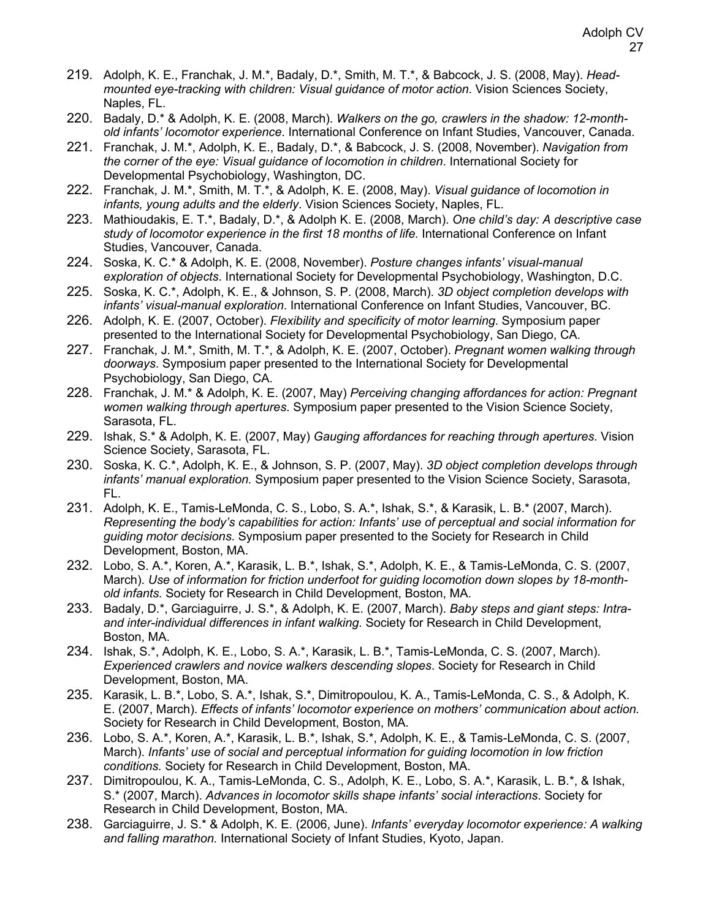219. Adolph, K. E., Franchak, J. M.*, Badaly, D.*, Smith, M. T.*, & Babcock, J. S. (2008, May). *Head-mounted eye-tracking with children: Visual guidance of motor action*. Vision Sciences Society, Naples, FL.
220. Badaly, D.* & Adolph, K. E. (2008, March). *Walkers on the go, crawlers in the shadow: 12-month-old infants' locomotor experience.* International Conference on Infant Studies, Vancouver, Canada.
221. Franchak, J. M.*, Adolph, K. E., Badaly, D.*, & Babcock, J. S. (2008, November). *Navigation from the corner of the eye: Visual guidance of locomotion in children*. International Society for Developmental Psychobiology, Washington, DC.
222. Franchak, J. M.*, Smith, M. T.*, & Adolph, K. E. (2008, May). *Visual guidance of locomotion in infants, young adults and the elderly*. Vision Sciences Society, Naples, FL.
223. Mathioudakis, E. T.*, Badaly, D.*, & Adolph K. E. (2008, March). *One child's day: A descriptive case study of locomotor experience in the first 18 months of life.* International Conference on Infant Studies, Vancouver, Canada.
224. Soska, K. C.* & Adolph, K. E. (2008, November). *Posture changes infants' visual-manual exploration of objects*. International Society for Developmental Psychobiology, Washington, D.C.
225. Soska, K. C.*, Adolph, K. E., & Johnson, S. P. (2008, March). *3D object completion develops with infants' visual-manual exploration*. International Conference on Infant Studies, Vancouver, BC.
226. Adolph, K. E. (2007, October). *Flexibility and specificity of motor learning*. Symposium paper presented to the International Society for Developmental Psychobiology, San Diego, CA.
227. Franchak, J. M.*, Smith, M. T.*, & Adolph, K. E. (2007, October). *Pregnant women walking through doorways*. Symposium paper presented to the International Society for Developmental Psychobiology, San Diego, CA.
228. Franchak, J. M.* & Adolph, K. E. (2007, May) *Perceiving changing affordances for action: Pregnant women walking through apertures*. Symposium paper presented to the Vision Science Society, Sarasota, FL.
229. Ishak, S.* & Adolph, K. E. (2007, May) *Gauging affordances for reaching through apertures*. Vision Science Society, Sarasota, FL.
230. Soska, K. C.*, Adolph, K. E., & Johnson, S. P. (2007, May). *3D object completion develops through infants' manual exploration.* Symposium paper presented to the Vision Science Society, Sarasota, FL.
231. Adolph, K. E., Tamis-LeMonda, C. S., Lobo, S. A.*, Ishak, S.*, & Karasik, L. B.* (2007, March). *Representing the body's capabilities for action: Infants' use of perceptual and social information for guiding motor decisions*. Symposium paper presented to the Society for Research in Child Development, Boston, MA.
232. Lobo, S. A.*, Koren, A.*, Karasik, L. B.*, Ishak, S.*, Adolph, K. E., & Tamis-LeMonda, C. S. (2007, March). *Use of information for friction underfoot for guiding locomotion down slopes by 18-month-old infants.* Society for Research in Child Development, Boston, MA.
233. Badaly, D.*, Garciaguirre, J. S.*, & Adolph, K. E. (2007, March). *Baby steps and giant steps: Intra- and inter-individual differences in infant walking.* Society for Research in Child Development, Boston, MA.
234. Ishak, S.*, Adolph, K. E., Lobo, S. A.*, Karasik, L. B.*, Tamis-LeMonda, C. S. (2007, March). *Experienced crawlers and novice walkers descending slopes*. Society for Research in Child Development, Boston, MA.
235. Karasik, L. B.*, Lobo, S. A.*, Ishak, S.*, Dimitropoulou, K. A., Tamis-LeMonda, C. S., & Adolph, K. E. (2007, March). *Effects of infants' locomotor experience on mothers' communication about action.* Society for Research in Child Development, Boston, MA.
236. Lobo, S. A.*, Koren, A.*, Karasik, L. B.*, Ishak, S.*, Adolph, K. E., & Tamis-LeMonda, C. S. (2007, March). *Infants' use of social and perceptual information for guiding locomotion in low friction conditions.* Society for Research in Child Development, Boston, MA.
237. Dimitropoulou, K. A., Tamis-LeMonda, C. S., Adolph, K. E., Lobo, S. A.*, Karasik, L. B.*, & Ishak, S.* (2007, March). *Advances in locomotor skills shape infants' social interactions*. Society for Research in Child Development, Boston, MA.
238. Garciaguirre, J. S.* & Adolph, K. E. (2006, June). *Infants' everyday locomotor experience: A walking and falling marathon.* International Society of Infant Studies, Kyoto, Japan.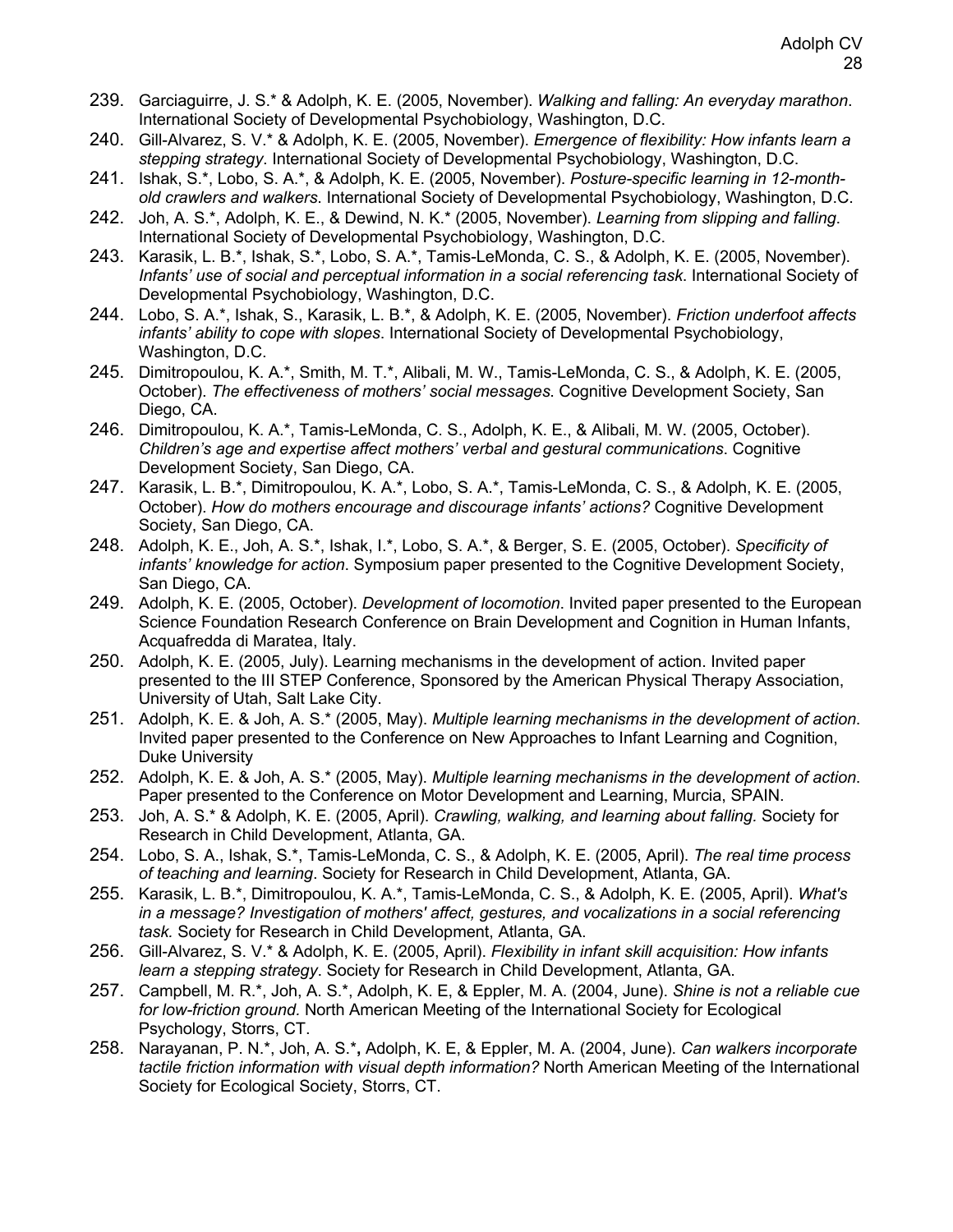239. Garciaguirre, J. S.* & Adolph, K. E. (2005, November). *Walking and falling: An everyday marathon*. International Society of Developmental Psychobiology, Washington, D.C.
240. Gill-Alvarez, S. V.* & Adolph, K. E. (2005, November). *Emergence of flexibility: How infants learn a stepping strategy*. International Society of Developmental Psychobiology, Washington, D.C.
241. Ishak, S.*, Lobo, S. A.*, & Adolph, K. E. (2005, November). *Posture-specific learning in 12-month-old crawlers and walkers*. International Society of Developmental Psychobiology, Washington, D.C.
242. Joh, A. S.*, Adolph, K. E., & Dewind, N. K.* (2005, November). *Learning from slipping and falling*. International Society of Developmental Psychobiology, Washington, D.C.
243. Karasik, L. B.*, Ishak, S.*, Lobo, S. A.*, Tamis-LeMonda, C. S., & Adolph, K. E. (2005, November). *Infants' use of social and perceptual information in a social referencing task*. International Society of Developmental Psychobiology, Washington, D.C.
244. Lobo, S. A.*, Ishak, S., Karasik, L. B.*, & Adolph, K. E. (2005, November). *Friction underfoot affects infants' ability to cope with slopes*. International Society of Developmental Psychobiology, Washington, D.C.
245. Dimitropoulou, K. A.*, Smith, M. T.*, Alibali, M. W., Tamis-LeMonda, C. S., & Adolph, K. E. (2005, October). *The effectiveness of mothers' social messages.* Cognitive Development Society, San Diego, CA.
246. Dimitropoulou, K. A.*, Tamis-LeMonda, C. S., Adolph, K. E., & Alibali, M. W. (2005, October). *Children's age and expertise affect mothers' verbal and gestural communications*. Cognitive Development Society, San Diego, CA.
247. Karasik, L. B.*, Dimitropoulou, K. A.*, Lobo, S. A.*, Tamis-LeMonda, C. S., & Adolph, K. E. (2005, October). *How do mothers encourage and discourage infants' actions?* Cognitive Development Society, San Diego, CA.
248. Adolph, K. E., Joh, A. S.*, Ishak, I.*, Lobo, S. A.*, & Berger, S. E. (2005, October). *Specificity of infants' knowledge for action*. Symposium paper presented to the Cognitive Development Society, San Diego, CA.
249. Adolph, K. E. (2005, October). *Development of locomotion*. Invited paper presented to the European Science Foundation Research Conference on Brain Development and Cognition in Human Infants, Acquafredda di Maratea, Italy.
250. Adolph, K. E. (2005, July). Learning mechanisms in the development of action. Invited paper presented to the III STEP Conference, Sponsored by the American Physical Therapy Association, University of Utah, Salt Lake City.
251. Adolph, K. E. & Joh, A. S.* (2005, May). *Multiple learning mechanisms in the development of action*. Invited paper presented to the Conference on New Approaches to Infant Learning and Cognition, Duke University
252. Adolph, K. E. & Joh, A. S.* (2005, May). *Multiple learning mechanisms in the development of action*. Paper presented to the Conference on Motor Development and Learning, Murcia, SPAIN.
253. Joh, A. S.* & Adolph, K. E. (2005, April). *Crawling, walking, and learning about falling.* Society for Research in Child Development, Atlanta, GA.
254. Lobo, S. A., Ishak, S.*, Tamis-LeMonda, C. S., & Adolph, K. E. (2005, April). *The real time process of teaching and learning*. Society for Research in Child Development, Atlanta, GA.
255. Karasik, L. B.*, Dimitropoulou, K. A.*, Tamis-LeMonda, C. S., & Adolph, K. E. (2005, April). *What's in a message? Investigation of mothers' affect, gestures, and vocalizations in a social referencing task.* Society for Research in Child Development, Atlanta, GA.
256. Gill-Alvarez, S. V.* & Adolph, K. E. (2005, April). *Flexibility in infant skill acquisition: How infants learn a stepping strategy*. Society for Research in Child Development, Atlanta, GA.
257. Campbell, M. R.*, Joh, A. S.*, Adolph, K. E, & Eppler, M. A. (2004, June). *Shine is not a reliable cue for low-friction ground.* North American Meeting of the International Society for Ecological Psychology, Storrs, CT.
258. Narayanan, P. N.*, Joh, A. S.***,** Adolph, K. E, & Eppler, M. A. (2004, June). *Can walkers incorporate tactile friction information with visual depth information?* North American Meeting of the International Society for Ecological Society, Storrs, CT.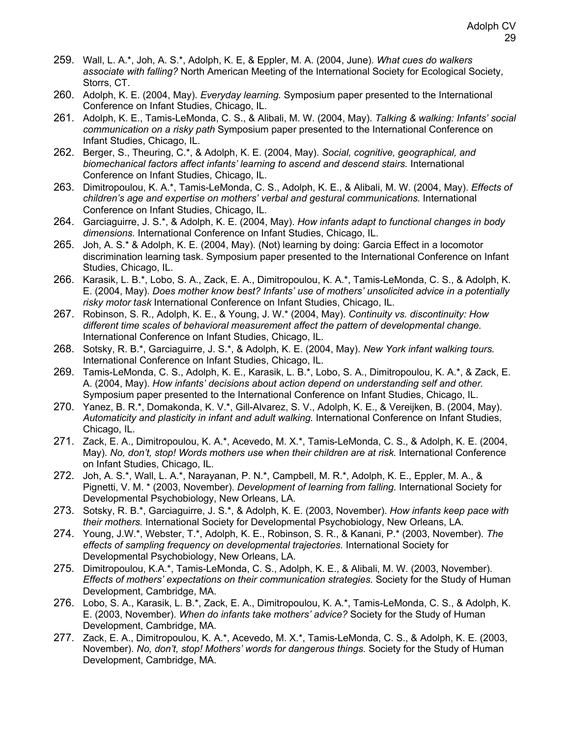259. Wall, L. A.*, Joh, A. S.*, Adolph, K. E, & Eppler, M. A. (2004, June). *What cues do walkers associate with falling?* North American Meeting of the International Society for Ecological Society, Storrs, CT.
260. Adolph, K. E. (2004, May). *Everyday learning.* Symposium paper presented to the International Conference on Infant Studies, Chicago, IL.
261. Adolph, K. E., Tamis-LeMonda, C. S., & Alibali, M. W. (2004, May). *Talking & walking: Infants' social communication on a risky path* Symposium paper presented to the International Conference on Infant Studies, Chicago, IL.
262. Berger, S., Theuring, C.*, & Adolph, K. E. (2004, May). *Social, cognitive, geographical, and biomechanical factors affect infants' learning to ascend and descend stairs.* International Conference on Infant Studies, Chicago, IL.
263. Dimitropoulou, K. A.*, Tamis-LeMonda, C. S., Adolph, K. E., & Alibali, M. W. (2004, May). *Effects of children's age and expertise on mothers' verbal and gestural communications.* International Conference on Infant Studies, Chicago, IL.
264. Garciaguirre, J. S.*, & Adolph, K. E. (2004, May). *How infants adapt to functional changes in body dimensions.* International Conference on Infant Studies, Chicago, IL.
265. Joh, A. S.* & Adolph, K. E. (2004, May). (Not) learning by doing: Garcia Effect in a locomotor discrimination learning task. Symposium paper presented to the International Conference on Infant Studies, Chicago, IL.
266. Karasik, L. B.*, Lobo, S. A., Zack, E. A., Dimitropoulou, K. A.*, Tamis-LeMonda, C. S., & Adolph, K. E. (2004, May). *Does mother know best? Infants' use of mothers' unsolicited advice in a potentially risky motor task* International Conference on Infant Studies, Chicago, IL.
267. Robinson, S. R., Adolph, K. E., & Young, J. W.* (2004, May). *Continuity vs. discontinuity: How different time scales of behavioral measurement affect the pattern of developmental change.* International Conference on Infant Studies, Chicago, IL.
268. Sotsky, R. B.*, Garciaguirre, J. S.*, & Adolph, K. E. (2004, May). *New York infant walking tours.* International Conference on Infant Studies, Chicago, IL.
269. Tamis-LeMonda, C. S., Adolph, K. E., Karasik, L. B.*, Lobo, S. A., Dimitropoulou, K. A.*, & Zack, E. A. (2004, May). *How infants' decisions about action depend on understanding self and other.* Symposium paper presented to the International Conference on Infant Studies, Chicago, IL.
270. Yanez, B. R.*, Domakonda, K. V.*, Gill-Alvarez, S. V., Adolph, K. E., & Vereijken, B. (2004, May). *Automaticity and plasticity in infant and adult walking.* International Conference on Infant Studies, Chicago, IL.
271. Zack, E. A., Dimitropoulou, K. A.*, Acevedo, M. X.*, Tamis-LeMonda, C. S., & Adolph, K. E. (2004, May). *No, don't, stop! Words mothers use when their children are at risk.* International Conference on Infant Studies, Chicago, IL.
272. Joh, A. S.*, Wall, L. A.*, Narayanan, P. N.*, Campbell, M. R.*, Adolph, K. E., Eppler, M. A., & Pignetti, V. M. * (2003, November). *Development of learning from falling.* International Society for Developmental Psychobiology, New Orleans, LA.
273. Sotsky, R. B.*, Garciaguirre, J. S.*, & Adolph, K. E. (2003, November). *How infants keep pace with their mothers.* International Society for Developmental Psychobiology, New Orleans, LA.
274. Young, J.W.*, Webster, T.*, Adolph, K. E., Robinson, S. R., & Kanani, P.* (2003, November). *The effects of sampling frequency on developmental trajectories.* International Society for Developmental Psychobiology, New Orleans, LA.
275. Dimitropoulou, K.A.*, Tamis-LeMonda, C. S., Adolph, K. E., & Alibali, M. W. (2003, November). *Effects of mothers' expectations on their communication strategies.* Society for the Study of Human Development, Cambridge, MA.
276. Lobo, S. A., Karasik, L. B.*, Zack, E. A., Dimitropoulou, K. A.*, Tamis-LeMonda, C. S., & Adolph, K. E. (2003, November). *When do infants take mothers' advice?* Society for the Study of Human Development, Cambridge, MA.
277. Zack, E. A., Dimitropoulou, K. A.*, Acevedo, M. X.*, Tamis-LeMonda, C. S., & Adolph, K. E. (2003, November). *No, don't, stop! Mothers' words for dangerous things.* Society for the Study of Human Development, Cambridge, MA.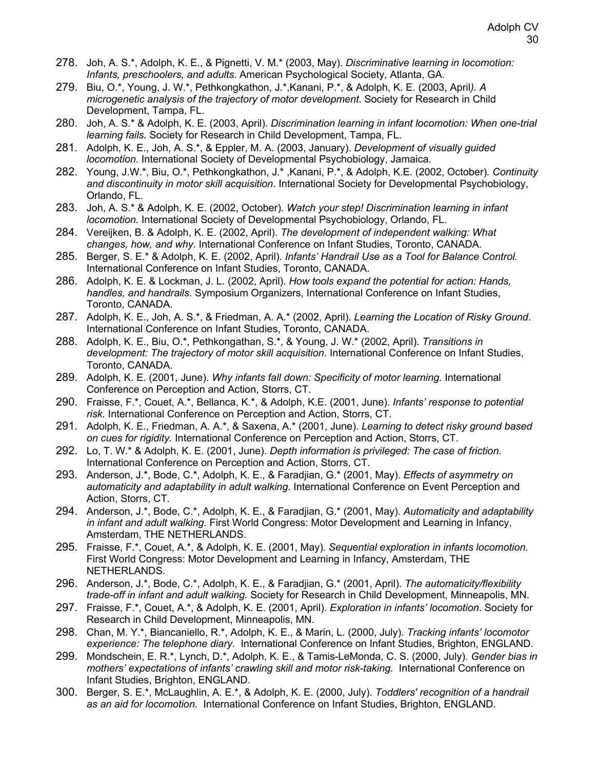278. Joh, A. S.*, Adolph, K. E., & Pignetti, V. M.* (2003, May). *Discriminative learning in locomotion: Infants, preschoolers, and adults*. American Psychological Society, Atlanta, GA.
279. Biu, O.*, Young, J. W.*, Pethkongkathon, J.*,Kanani, P.*, & Adolph, K. E. (2003, April*). A microgenetic analysis of the trajectory of motor development.* Society for Research in Child Development, Tampa, FL.
280. Joh, A. S.* & Adolph, K. E. (2003, April). *Discrimination learning in infant locomotion: When one-trial learning fails.* Society for Research in Child Development, Tampa, FL.
281. Adolph, K. E., Joh, A. S.*, & Eppler, M. A. (2003, January). *Development of visually guided locomotion.* International Society of Developmental Psychobiology, Jamaica.
282. Young, J.W.*, Biu, O.*, Pethkongkathon, J.* ,Kanani, P.*, & Adolph, K.E. (2002, October)*. Continuity and discontinuity in motor skill acquisition*. International Society for Developmental Psychobiology, Orlando, FL.
283. Joh, A. S.* & Adolph, K. E. (2002, October)*. Watch your step! Discrimination learning in infant locomotion.* International Society of Developmental Psychobiology, Orlando, FL.
284. Vereijken, B. & Adolph, K. E. (2002, April). *The development of independent walking: What changes, how, and why*. International Conference on Infant Studies, Toronto, CANADA.
285. Berger, S. E.* & Adolph, K. E. (2002, April). *Infants' Handrail Use as a Tool for Balance Control.* International Conference on Infant Studies, Toronto, CANADA.
286. Adolph, K. E. & Lockman, J. L. (2002, April). *How tools expand the potential for action: Hands, handles, and handrails*. Symposium Organizers, International Conference on Infant Studies, Toronto, CANADA.
287. Adolph, K. E., Joh, A. S.*, & Friedman, A. A.* (2002, April). *Learning the Location of Risky Ground*. International Conference on Infant Studies, Toronto, CANADA.
288. Adolph, K. E., Biu, O.*, Pethkongathan, S.*, & Young, J. W.* (2002, April). *Transitions in development: The trajectory of motor skill acquisition*. International Conference on Infant Studies, Toronto, CANADA.
289. Adolph, K. E. (2001, June). *Why infants fall down: Specificity of motor learning.* International Conference on Perception and Action, Storrs, CT.
290. Fraisse, F.*, Couet, A.*, Bellanca, K.*, & Adolph, K.E. (2001, June). *Infants' response to potential risk.* International Conference on Perception and Action, Storrs, CT.
291. Adolph, K. E., Friedman, A. A.*, & Saxena, A.* (2001, June). *Learning to detect risky ground based on cues for rigidity.* International Conference on Perception and Action, Storrs, CT.
292. Lo, T. W.* & Adolph, K. E. (2001, June). *Depth information is privileged: The case of friction.* International Conference on Perception and Action, Storrs, CT.
293. Anderson, J.*, Bode, C.*, Adolph, K. E., & Faradjian, G.* (2001, May). *Effects of asymmetry on automaticity and adaptability in adult walking.* International Conference on Event Perception and Action, Storrs, CT.
294. Anderson, J.*, Bode, C.*, Adolph, K. E., & Faradjian, G.* (2001, May). *Automaticity and adaptability in infant and adult walking.* First World Congress: Motor Development and Learning in Infancy, Amsterdam, THE NETHERLANDS.
295. Fraisse, F.*, Couet, A.*, & Adolph, K. E. (2001, May). *Sequential exploration in infants locomotion.* First World Congress: Motor Development and Learning in Infancy, Amsterdam, THE NETHERLANDS.
296. Anderson, J.*, Bode, C.*, Adolph, K. E., & Faradjian, G.* (2001, April). *The automaticity/flexibility trade-off in infant and adult walking.* Society for Research in Child Development, Minneapolis, MN.
297. Fraisse, F.*, Couet, A.*, & Adolph, K. E. (2001, April). *Exploration in infants' locomotion*. Society for Research in Child Development, Minneapolis, MN.
298. Chan, M. Y.*, Biancaniello, R.*, Adolph, K. E., & Marin, L. (2000, July). *Tracking infants' locomotor experience: The telephone diary.* International Conference on Infant Studies, Brighton, ENGLAND.
299. Mondschein, E. R.*, Lynch, D.*, Adolph, K. E., & Tamis-LeMonda, C. S. (2000, July). *Gender bias in mothers' expectations of infants' crawling skill and motor risk-taking.* International Conference on Infant Studies, Brighton, ENGLAND.
300. Berger, S. E.*, McLaughlin, A. E.*, & Adolph, K. E. (2000, July). *Toddlers' recognition of a handrail as an aid for locomotion.* International Conference on Infant Studies, Brighton, ENGLAND.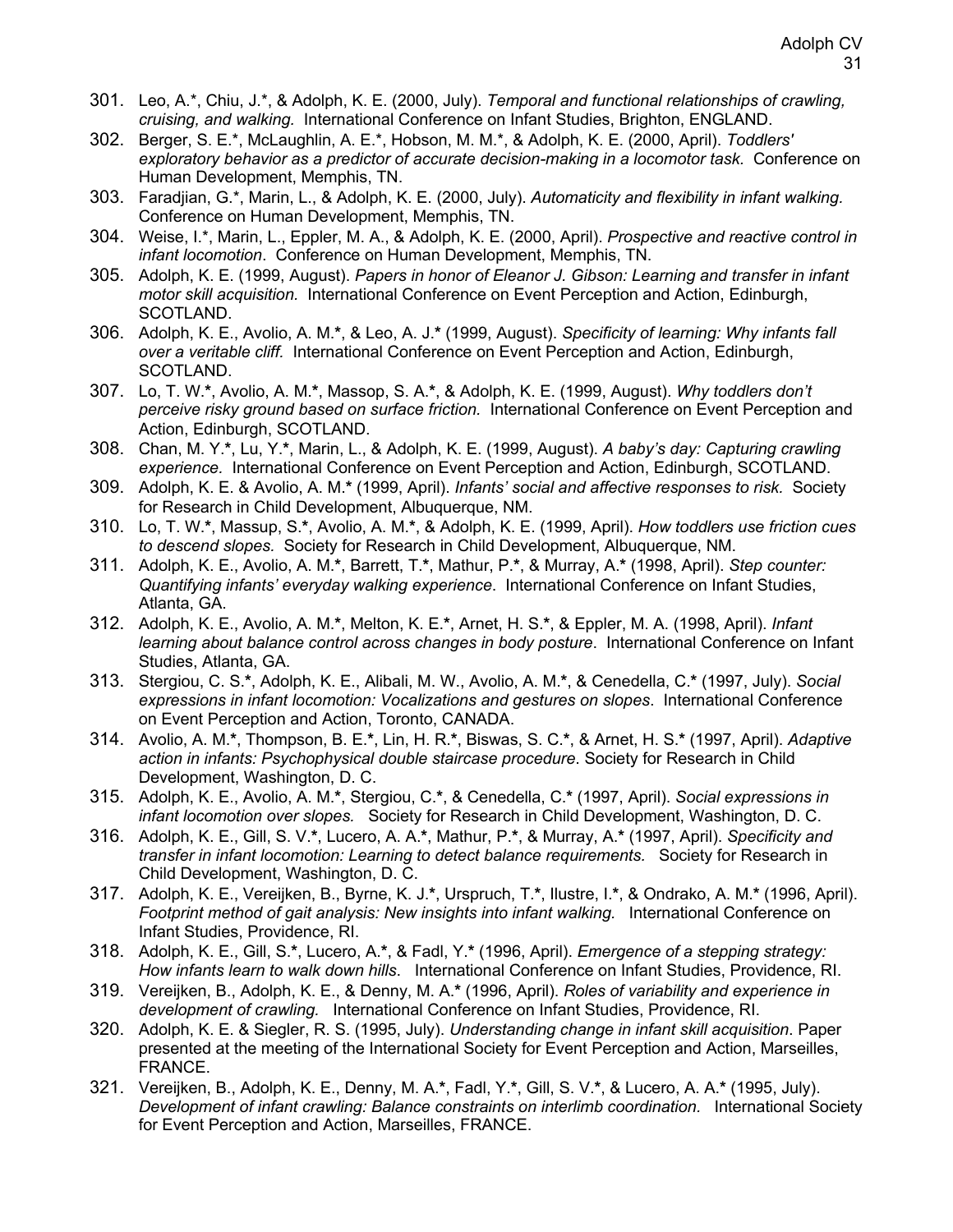301. Leo, A.*, Chiu, J.*, & Adolph, K. E. (2000, July). *Temporal and functional relationships of crawling, cruising, and walking.* International Conference on Infant Studies, Brighton, ENGLAND.
302. Berger, S. E.*, McLaughlin, A. E.*, Hobson, M. M.*, & Adolph, K. E. (2000, April). *Toddlers' exploratory behavior as a predictor of accurate decision-making in a locomotor task.* Conference on Human Development, Memphis, TN.
303. Faradjian, G.*, Marin, L., & Adolph, K. E. (2000, July). *Automaticity and flexibility in infant walking.* Conference on Human Development, Memphis, TN.
304. Weise, I.*, Marin, L., Eppler, M. A., & Adolph, K. E. (2000, April). *Prospective and reactive control in infant locomotion*. Conference on Human Development, Memphis, TN.
305. Adolph, K. E. (1999, August). *Papers in honor of Eleanor J. Gibson: Learning and transfer in infant motor skill acquisition.* International Conference on Event Perception and Action, Edinburgh, SCOTLAND.
306. Adolph, K. E., Avolio, A. M.*, & Leo, A. J.* (1999, August). *Specificity of learning: Why infants fall over a veritable cliff.* International Conference on Event Perception and Action, Edinburgh, SCOTLAND.
307. Lo, T. W.*, Avolio, A. M.*, Massop, S. A.*, & Adolph, K. E. (1999, August). *Why toddlers don't perceive risky ground based on surface friction.* International Conference on Event Perception and Action, Edinburgh, SCOTLAND.
308. Chan, M. Y.*, Lu, Y.*, Marin, L., & Adolph, K. E. (1999, August). *A baby's day: Capturing crawling experience.* International Conference on Event Perception and Action, Edinburgh, SCOTLAND.
309. Adolph, K. E. & Avolio, A. M.* (1999, April). *Infants' social and affective responses to risk.* Society for Research in Child Development, Albuquerque, NM.
310. Lo, T. W.*, Massup, S.*, Avolio, A. M.*, & Adolph, K. E. (1999, April). *How toddlers use friction cues to descend slopes.* Society for Research in Child Development, Albuquerque, NM.
311. Adolph, K. E., Avolio, A. M.*, Barrett, T.*, Mathur, P.*, & Murray, A.* (1998, April). *Step counter: Quantifying infants' everyday walking experience*. International Conference on Infant Studies, Atlanta, GA.
312. Adolph, K. E., Avolio, A. M.*, Melton, K. E.*, Arnet, H. S.*, & Eppler, M. A. (1998, April). *Infant learning about balance control across changes in body posture*. International Conference on Infant Studies, Atlanta, GA.
313. Stergiou, C. S.*, Adolph, K. E., Alibali, M. W., Avolio, A. M.*, & Cenedella, C.* (1997, July). *Social expressions in infant locomotion: Vocalizations and gestures on slopes*. International Conference on Event Perception and Action, Toronto, CANADA.
314. Avolio, A. M.*, Thompson, B. E.*, Lin, H. R.*, Biswas, S. C.*, & Arnet, H. S.* (1997, April). *Adaptive action in infants: Psychophysical double staircase procedure*. Society for Research in Child Development, Washington, D. C.
315. Adolph, K. E., Avolio, A. M.*, Stergiou, C.*, & Cenedella, C.* (1997, April). *Social expressions in infant locomotion over slopes.* Society for Research in Child Development, Washington, D. C.
316. Adolph, K. E., Gill, S. V.*, Lucero, A. A.*, Mathur, P.*, & Murray, A.* (1997, April). *Specificity and transfer in infant locomotion: Learning to detect balance requirements.* Society for Research in Child Development, Washington, D. C.
317. Adolph, K. E., Vereijken, B., Byrne, K. J.*, Urspruch, T.*, Ilustre, I.*, & Ondrako, A. M.* (1996, April). *Footprint method of gait analysis: New insights into infant walking.* International Conference on Infant Studies, Providence, RI.
318. Adolph, K. E., Gill, S.*, Lucero, A.*, & Fadl, Y.* (1996, April). *Emergence of a stepping strategy: How infants learn to walk down hills*. International Conference on Infant Studies, Providence, RI.
319. Vereijken, B., Adolph, K. E., & Denny, M. A.* (1996, April). *Roles of variability and experience in development of crawling.* International Conference on Infant Studies, Providence, RI.
320. Adolph, K. E. & Siegler, R. S. (1995, July). *Understanding change in infant skill acquisition*. Paper presented at the meeting of the International Society for Event Perception and Action, Marseilles, FRANCE.
321. Vereijken, B., Adolph, K. E., Denny, M. A.*, Fadl, Y.*, Gill, S. V.*, & Lucero, A. A.* (1995, July). *Development of infant crawling: Balance constraints on interlimb coordination.* International Society for Event Perception and Action, Marseilles, FRANCE.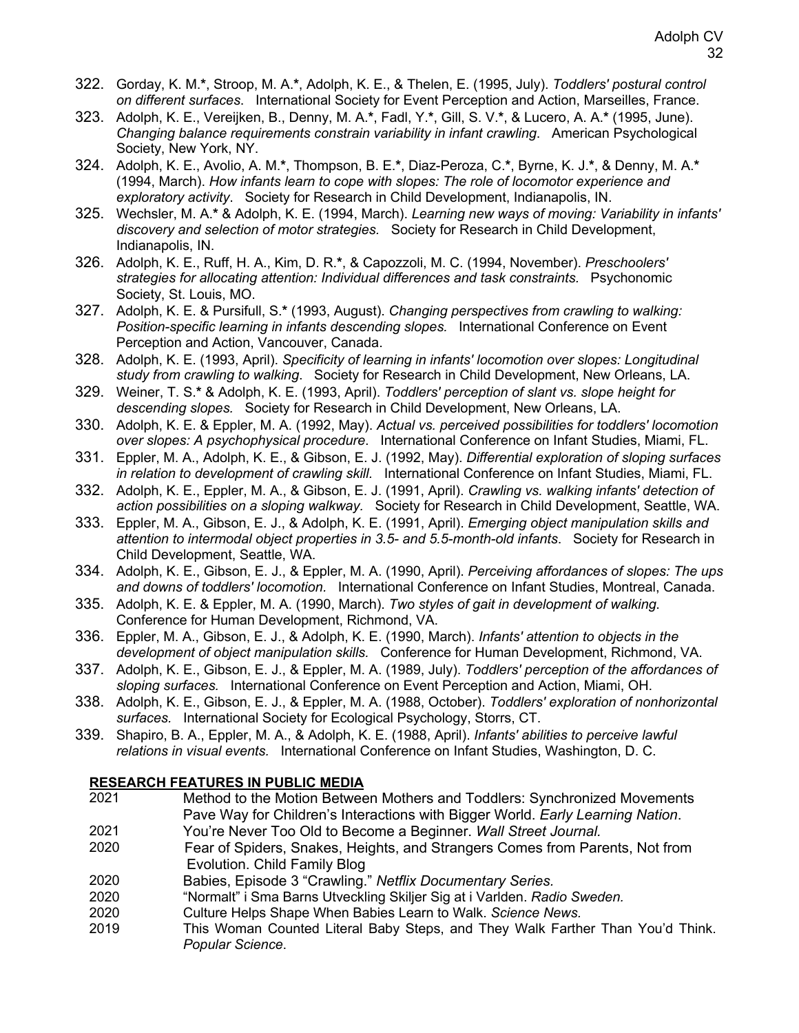322. Gorday, K. M.*, Stroop, M. A.*, Adolph, K. E., & Thelen, E. (1995, July). *Toddlers' postural control on different surfaces*. International Society for Event Perception and Action, Marseilles, France.
323. Adolph, K. E., Vereijken, B., Denny, M. A.*, Fadl, Y.*, Gill, S. V.*, & Lucero, A. A.* (1995, June). *Changing balance requirements constrain variability in infant crawling*. American Psychological Society, New York, NY.
324. Adolph, K. E., Avolio, A. M.*, Thompson, B. E.*, Diaz-Peroza, C.*, Byrne, K. J.*, & Denny, M. A.* (1994, March). *How infants learn to cope with slopes: The role of locomotor experience and exploratory activity*. Society for Research in Child Development, Indianapolis, IN.
325. Wechsler, M. A.* & Adolph, K. E. (1994, March). *Learning new ways of moving: Variability in infants' discovery and selection of motor strategies.* Society for Research in Child Development, Indianapolis, IN.
326. Adolph, K. E., Ruff, H. A., Kim, D. R.*, & Capozzoli, M. C. (1994, November). *Preschoolers' strategies for allocating attention: Individual differences and task constraints.* Psychonomic Society, St. Louis, MO.
327. Adolph, K. E. & Pursifull, S.* (1993, August). *Changing perspectives from crawling to walking: Position-specific learning in infants descending slopes.* International Conference on Event Perception and Action, Vancouver, Canada.
328. Adolph, K. E. (1993, April). *Specificity of learning in infants' locomotion over slopes: Longitudinal study from crawling to walking*. Society for Research in Child Development, New Orleans, LA.
329. Weiner, T. S.* & Adolph, K. E. (1993, April). *Toddlers' perception of slant vs. slope height for descending slopes.* Society for Research in Child Development, New Orleans, LA.
330. Adolph, K. E. & Eppler, M. A. (1992, May). *Actual vs. perceived possibilities for toddlers' locomotion over slopes: A psychophysical procedure*. International Conference on Infant Studies, Miami, FL.
331. Eppler, M. A., Adolph, K. E., & Gibson, E. J. (1992, May). *Differential exploration of sloping surfaces in relation to development of crawling skill.* International Conference on Infant Studies, Miami, FL.
332. Adolph, K. E., Eppler, M. A., & Gibson, E. J. (1991, April). *Crawling vs. walking infants' detection of action possibilities on a sloping walkway*. Society for Research in Child Development, Seattle, WA.
333. Eppler, M. A., Gibson, E. J., & Adolph, K. E. (1991, April). *Emerging object manipulation skills and attention to intermodal object properties in 3.5- and 5.5-month-old infants*. Society for Research in Child Development, Seattle, WA.
334. Adolph, K. E., Gibson, E. J., & Eppler, M. A. (1990, April). *Perceiving affordances of slopes: The ups and downs of toddlers' locomotion.* International Conference on Infant Studies, Montreal, Canada.
335. Adolph, K. E. & Eppler, M. A. (1990, March). *Two styles of gait in development of walking.* Conference for Human Development, Richmond, VA.
336. Eppler, M. A., Gibson, E. J., & Adolph, K. E. (1990, March). *Infants' attention to objects in the development of object manipulation skills.* Conference for Human Development, Richmond, VA.
337. Adolph, K. E., Gibson, E. J., & Eppler, M. A. (1989, July). *Toddlers' perception of the affordances of sloping surfaces.* International Conference on Event Perception and Action, Miami, OH.
338. Adolph, K. E., Gibson, E. J., & Eppler, M. A. (1988, October). *Toddlers' exploration of nonhorizontal surfaces.* International Society for Ecological Psychology, Storrs, CT.
339. Shapiro, B. A., Eppler, M. A., & Adolph, K. E. (1988, April). *Infants' abilities to perceive lawful relations in visual events.* International Conference on Infant Studies, Washington, D. C.

## RESEARCH FEATURES IN PUBLIC MEDIA

2021 Method to the Motion Between Mothers and Toddlers: Synchronized Movements Pave Way for Children's Interactions with Bigger World. *Early Learning Nation*.

2021 You're Never Too Old to Become a Beginner. *Wall Street Journal.*

2020 Fear of Spiders, Snakes, Heights, and Strangers Comes from Parents, Not from Evolution. Child Family Blog

2020 Babies, Episode 3 "Crawling." *Netflix Documentary Series.*

2020 "Normalt" i Sma Barns Utveckling Skiljer Sig at i Varlden. *Radio Sweden.*

2020 Culture Helps Shape When Babies Learn to Walk. *Science News.*

2019 This Woman Counted Literal Baby Steps, and They Walk Farther Than You'd Think. *Popular Science*.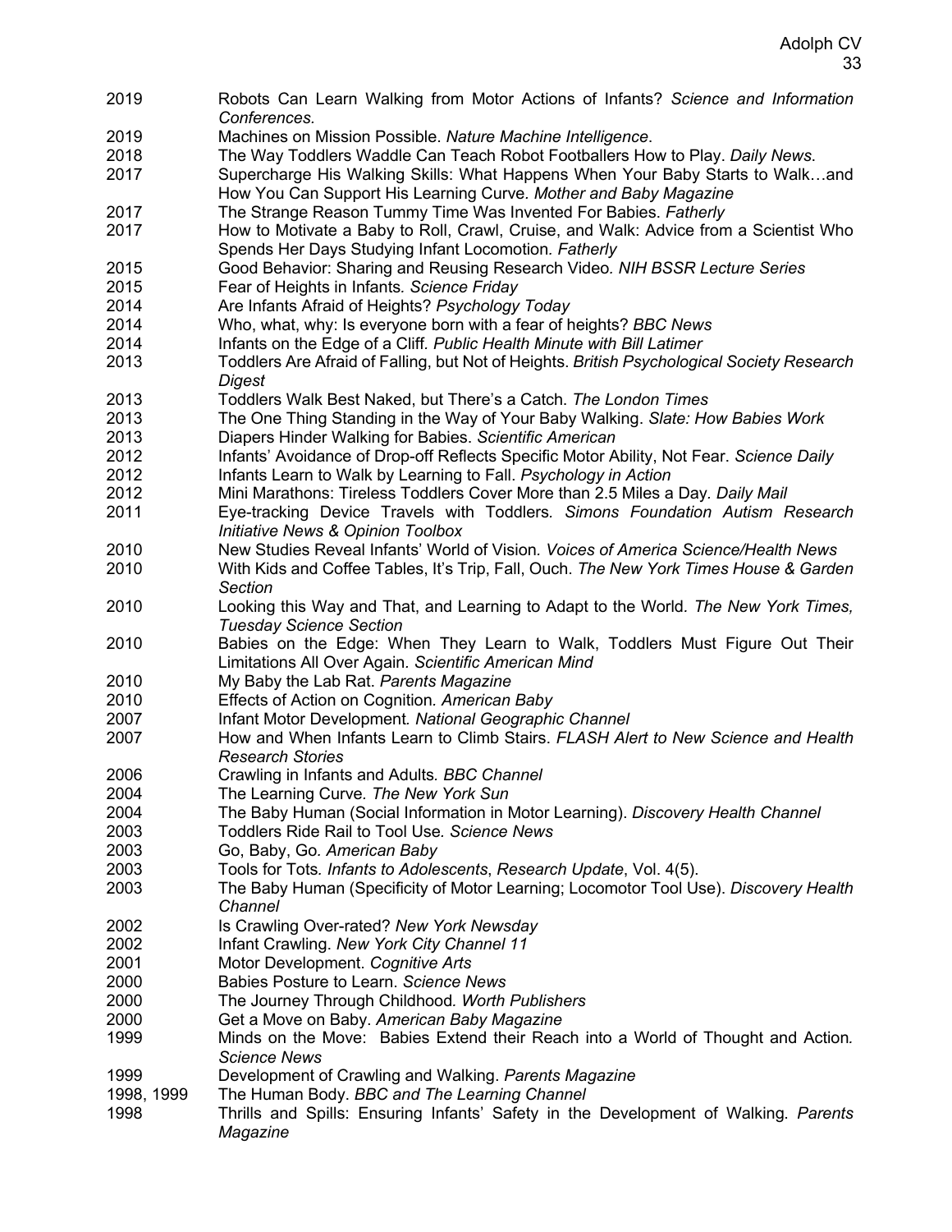2019 Robots Can Learn Walking from Motor Actions of Infants? *Science and Information Conferences.*

2019 Machines on Mission Possible. *Nature Machine Intelligence*.

2018 The Way Toddlers Waddle Can Teach Robot Footballers How to Play. *Daily News*.

2017 Supercharge His Walking Skills: What Happens When Your Baby Starts to Walk…and How You Can Support His Learning Curve. *Mother and Baby Magazine*

2017 The Strange Reason Tummy Time Was Invented For Babies. *Fatherly*

2017 How to Motivate a Baby to Roll, Crawl, Cruise, and Walk: Advice from a Scientist Who Spends Her Days Studying Infant Locomotion. *Fatherly*

2015 Good Behavior: Sharing and Reusing Research Video. *NIH BSSR Lecture Series*

2015 Fear of Heights in Infants. *Science Friday*

2014 Are Infants Afraid of Heights? *Psychology Today*

2014 Who, what, why: Is everyone born with a fear of heights? *BBC News*

2014 Infants on the Edge of a Cliff. *Public Health Minute with Bill Latimer*

2013 Toddlers Are Afraid of Falling, but Not of Heights. *British Psychological Society Research Digest*

2013 Toddlers Walk Best Naked, but There's a Catch. *The London Times*

2013 The One Thing Standing in the Way of Your Baby Walking. *Slate: How Babies Work*

2013 Diapers Hinder Walking for Babies. *Scientific American*

2012 Infants' Avoidance of Drop-off Reflects Specific Motor Ability, Not Fear. *Science Daily*

2012 Infants Learn to Walk by Learning to Fall. *Psychology in Action*

2012 Mini Marathons: Tireless Toddlers Cover More than 2.5 Miles a Day. *Daily Mail*

2011 Eye-tracking Device Travels with Toddlers. *Simons Foundation Autism Research Initiative News & Opinion Toolbox*

2010 New Studies Reveal Infants' World of Vision. *Voices of America Science/Health News*

2010 With Kids and Coffee Tables, It's Trip, Fall, Ouch. *The New York Times House & Garden Section*

2010 Looking this Way and That, and Learning to Adapt to the World. *The New York Times, Tuesday Science Section*

2010 Babies on the Edge: When They Learn to Walk, Toddlers Must Figure Out Their Limitations All Over Again. *Scientific American Mind*

2010 My Baby the Lab Rat. *Parents Magazine*

2010 Effects of Action on Cognition. *American Baby*

2007 Infant Motor Development. *National Geographic Channel*

2007 How and When Infants Learn to Climb Stairs. *FLASH Alert to New Science and Health Research Stories*

2006 Crawling in Infants and Adults. *BBC Channel*

2004 The Learning Curve. *The New York Sun*

2004 The Baby Human (Social Information in Motor Learning). *Discovery Health Channel*

2003 Toddlers Ride Rail to Tool Use. *Science News*

2003 Go, Baby, Go. *American Baby*

2003 Tools for Tots. *Infants to Adolescents*, *Research Update*, Vol. 4(5).

2003 The Baby Human (Specificity of Motor Learning; Locomotor Tool Use). *Discovery Health Channel*

2002 Is Crawling Over-rated? *New York Newsday*

2002 Infant Crawling. *New York City Channel 11*

2001 Motor Development. *Cognitive Arts*

2000 Babies Posture to Learn. *Science News*

2000 The Journey Through Childhood. *Worth Publishers*

2000 Get a Move on Baby. *American Baby Magazine*

1999 Minds on the Move: Babies Extend their Reach into a World of Thought and Action. *Science News*

1999 Development of Crawling and Walking. *Parents Magazine*

1998, 1999 The Human Body. *BBC and The Learning Channel*

1998 Thrills and Spills: Ensuring Infants' Safety in the Development of Walking. *Parents Magazine*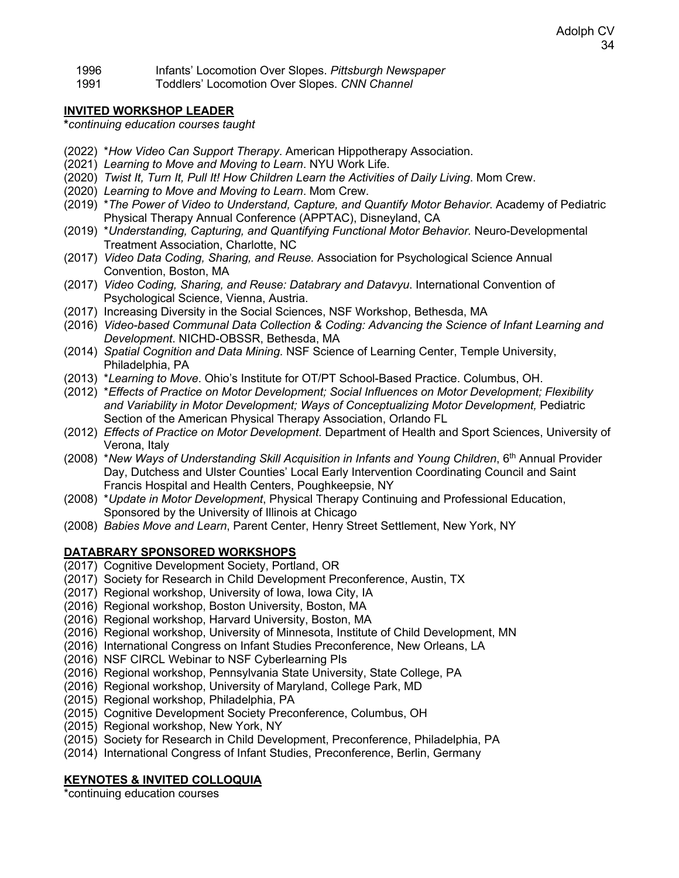1996 Infants' Locomotion Over Slopes. *Pittsburgh Newspaper*
1991 Toddlers' Locomotion Over Slopes. *CNN Channel*

## **INVITED WORKSHOP LEADER**

**\***continuing education courses taught*

- (2022) \**How Video Can Support Therapy*. American Hippotherapy Association.
- (2021) *Learning to Move and Moving to Learn*. NYU Work Life.
- (2020) *Twist It, Turn It, Pull It! How Children Learn the Activities of Daily Living*. Mom Crew.
- (2020) *Learning to Move and Moving to Learn*. Mom Crew.
- (2019) \**The Power of Video to Understand, Capture, and Quantify Motor Behavior*. Academy of Pediatric Physical Therapy Annual Conference (APPTAC), Disneyland, CA
- (2019) \**Understanding, Capturing, and Quantifying Functional Motor Behavior.* Neuro-Developmental Treatment Association, Charlotte, NC
- (2017) *Video Data Coding, Sharing, and Reuse.* Association for Psychological Science Annual Convention, Boston, MA
- (2017) *Video Coding, Sharing, and Reuse: Databrary and Datavyu*. International Convention of Psychological Science, Vienna, Austria.
- (2017) Increasing Diversity in the Social Sciences, NSF Workshop, Bethesda, MA
- (2016) *Video-based Communal Data Collection & Coding: Advancing the Science of Infant Learning and Development*. NICHD-OBSSR, Bethesda, MA
- (2014) *Spatial Cognition and Data Mining*. NSF Science of Learning Center, Temple University, Philadelphia, PA
- (2013) \**Learning to Move*. Ohio's Institute for OT/PT School-Based Practice. Columbus, OH.
- (2012) \**Effects of Practice on Motor Development; Social Influences on Motor Development; Flexibility and Variability in Motor Development; Ways of Conceptualizing Motor Development,* Pediatric Section of the American Physical Therapy Association, Orlando FL
- (2012) *Effects of Practice on Motor Development*. Department of Health and Sport Sciences, University of Verona, Italy
- (2008) \**New Ways of Understanding Skill Acquisition in Infants and Young Children*, 6th Annual Provider Day, Dutchess and Ulster Counties' Local Early Intervention Coordinating Council and Saint Francis Hospital and Health Centers, Poughkeepsie, NY
- (2008) \**Update in Motor Development*, Physical Therapy Continuing and Professional Education, Sponsored by the University of Illinois at Chicago
- (2008) *Babies Move and Learn*, Parent Center, Henry Street Settlement, New York, NY

## **DATABRARY SPONSORED WORKSHOPS**

- (2017) Cognitive Development Society, Portland, OR
- (2017) Society for Research in Child Development Preconference, Austin, TX
- (2017) Regional workshop, University of Iowa, Iowa City, IA
- (2016) Regional workshop, Boston University, Boston, MA
- (2016) Regional workshop, Harvard University, Boston, MA
- (2016) Regional workshop, University of Minnesota, Institute of Child Development, MN
- (2016) International Congress on Infant Studies Preconference, New Orleans, LA
- (2016) NSF CIRCL Webinar to NSF Cyberlearning PIs
- (2016) Regional workshop, Pennsylvania State University, State College, PA
- (2016) Regional workshop, University of Maryland, College Park, MD
- (2015) Regional workshop, Philadelphia, PA
- (2015) Cognitive Development Society Preconference, Columbus, OH
- (2015) Regional workshop, New York, NY
- (2015) Society for Research in Child Development, Preconference, Philadelphia, PA
- (2014) International Congress of Infant Studies, Preconference, Berlin, Germany

## **KEYNOTES & INVITED COLLOQUIA**

\*continuing education courses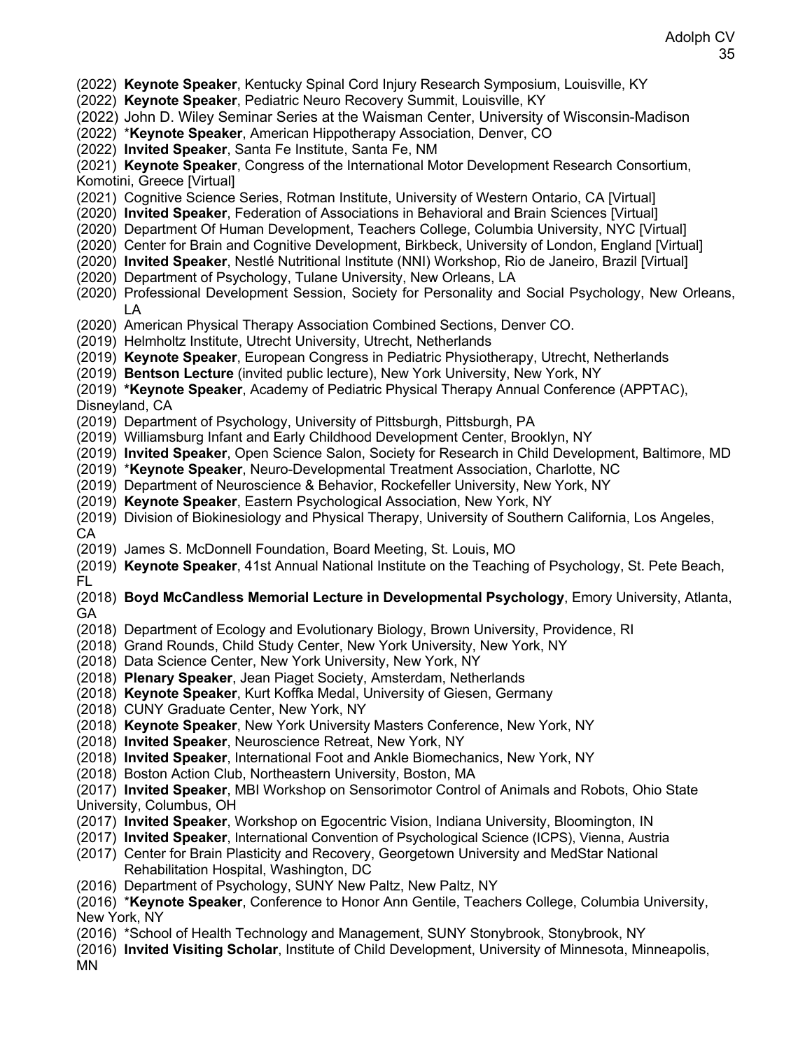(2022) **Keynote Speaker**, Kentucky Spinal Cord Injury Research Symposium, Louisville, KY
(2022) **Keynote Speaker**, Pediatric Neuro Recovery Summit, Louisville, KY
(2022) John D. Wiley Seminar Series at the Waisman Center, University of Wisconsin-Madison
(2022) ***Keynote Speaker**, American Hippotherapy Association, Denver, CO
(2022) **Invited Speaker**, Santa Fe Institute, Santa Fe, NM
(2021) **Keynote Speaker**, Congress of the International Motor Development Research Consortium, Komotini, Greece [Virtual]
(2021) Cognitive Science Series, Rotman Institute, University of Western Ontario, CA [Virtual]
(2020) **Invited Speaker**, Federation of Associations in Behavioral and Brain Sciences [Virtual]
(2020) Department Of Human Development, Teachers College, Columbia University, NYC [Virtual]
(2020) Center for Brain and Cognitive Development, Birkbeck, University of London, England [Virtual]
(2020) **Invited Speaker**, Nestlé Nutritional Institute (NNI) Workshop, Rio de Janeiro, Brazil [Virtual]
(2020) Department of Psychology, Tulane University, New Orleans, LA
(2020) Professional Development Session, Society for Personality and Social Psychology, New Orleans, LA
(2020) American Physical Therapy Association Combined Sections, Denver CO.
(2019) Helmholtz Institute, Utrecht University, Utrecht, Netherlands
(2019) **Keynote Speaker**, European Congress in Pediatric Physiotherapy, Utrecht, Netherlands
(2019) **Bentson Lecture** (invited public lecture), New York University, New York, NY
(2019) ***Keynote Speaker**, Academy of Pediatric Physical Therapy Annual Conference (APPTAC), Disneyland, CA
(2019) Department of Psychology, University of Pittsburgh, Pittsburgh, PA
(2019) Williamsburg Infant and Early Childhood Development Center, Brooklyn, NY
(2019) **Invited Speaker**, Open Science Salon, Society for Research in Child Development, Baltimore, MD
(2019) ***Keynote Speaker**, Neuro-Developmental Treatment Association, Charlotte, NC
(2019) Department of Neuroscience & Behavior, Rockefeller University, New York, NY
(2019) **Keynote Speaker**, Eastern Psychological Association, New York, NY
(2019) Division of Biokinesiology and Physical Therapy, University of Southern California, Los Angeles, CA
(2019) James S. McDonnell Foundation, Board Meeting, St. Louis, MO
(2019) **Keynote Speaker**, 41st Annual National Institute on the Teaching of Psychology, St. Pete Beach, FL
(2018) **Boyd McCandless Memorial Lecture in Developmental Psychology**, Emory University, Atlanta, GA
(2018) Department of Ecology and Evolutionary Biology, Brown University, Providence, RI
(2018) Grand Rounds, Child Study Center, New York University, New York, NY
(2018) Data Science Center, New York University, New York, NY
(2018) **Plenary Speaker**, Jean Piaget Society, Amsterdam, Netherlands
(2018) **Keynote Speaker**, Kurt Koffka Medal, University of Giesen, Germany
(2018) CUNY Graduate Center, New York, NY
(2018) **Keynote Speaker**, New York University Masters Conference, New York, NY
(2018) **Invited Speaker**, Neuroscience Retreat, New York, NY
(2018) **Invited Speaker**, International Foot and Ankle Biomechanics, New York, NY
(2018) Boston Action Club, Northeastern University, Boston, MA
(2017) **Invited Speaker**, MBI Workshop on Sensorimotor Control of Animals and Robots, Ohio State University, Columbus, OH
(2017) **Invited Speaker**, Workshop on Egocentric Vision, Indiana University, Bloomington, IN
(2017) **Invited Speaker**, International Convention of Psychological Science (ICPS), Vienna, Austria
(2017) Center for Brain Plasticity and Recovery, Georgetown University and MedStar National Rehabilitation Hospital, Washington, DC
(2016) Department of Psychology, SUNY New Paltz, New Paltz, NY
(2016) ***Keynote Speaker**, Conference to Honor Ann Gentile, Teachers College, Columbia University, New York, NY
(2016) *School of Health Technology and Management, SUNY Stonybrook, Stonybrook, NY
(2016) **Invited Visiting Scholar**, Institute of Child Development, University of Minnesota, Minneapolis, MN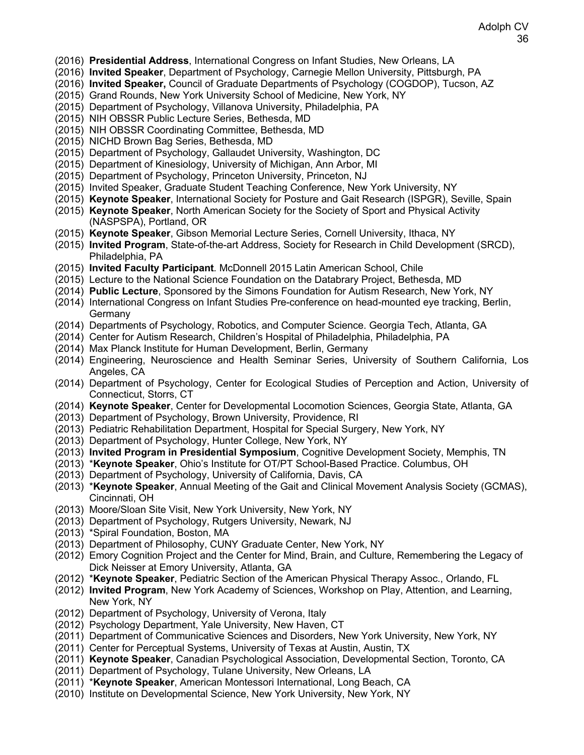(2016) **Presidential Address**, International Congress on Infant Studies, New Orleans, LA
(2016) **Invited Speaker**, Department of Psychology, Carnegie Mellon University, Pittsburgh, PA
(2016) **Invited Speaker,** Council of Graduate Departments of Psychology (COGDOP), Tucson, AZ
(2015) Grand Rounds, New York University School of Medicine, New York, NY
(2015) Department of Psychology, Villanova University, Philadelphia, PA
(2015) NIH OBSSR Public Lecture Series, Bethesda, MD
(2015) NIH OBSSR Coordinating Committee, Bethesda, MD
(2015) NICHD Brown Bag Series, Bethesda, MD
(2015) Department of Psychology, Gallaudet University, Washington, DC
(2015) Department of Kinesiology, University of Michigan, Ann Arbor, MI
(2015) Department of Psychology, Princeton University, Princeton, NJ
(2015) Invited Speaker, Graduate Student Teaching Conference, New York University, NY
(2015) **Keynote Speaker**, International Society for Posture and Gait Research (ISPGR), Seville, Spain
(2015) **Keynote Speaker**, North American Society for the Society of Sport and Physical Activity (NASPSPA), Portland, OR
(2015) **Keynote Speaker**, Gibson Memorial Lecture Series, Cornell University, Ithaca, NY
(2015) **Invited Program**, State-of-the-art Address, Society for Research in Child Development (SRCD), Philadelphia, PA
(2015) **Invited Faculty Participant**. McDonnell 2015 Latin American School, Chile
(2015) Lecture to the National Science Foundation on the Databrary Project, Bethesda, MD
(2014) **Public Lecture**, Sponsored by the Simons Foundation for Autism Research, New York, NY
(2014) International Congress on Infant Studies Pre-conference on head-mounted eye tracking, Berlin, Germany
(2014) Departments of Psychology, Robotics, and Computer Science. Georgia Tech, Atlanta, GA
(2014) Center for Autism Research, Children's Hospital of Philadelphia, Philadelphia, PA
(2014) Max Planck Institute for Human Development, Berlin, Germany
(2014) Engineering, Neuroscience and Health Seminar Series, University of Southern California, Los Angeles, CA
(2014) Department of Psychology, Center for Ecological Studies of Perception and Action, University of Connecticut, Storrs, CT
(2014) **Keynote Speaker**, Center for Developmental Locomotion Sciences, Georgia State, Atlanta, GA
(2013) Department of Psychology, Brown University, Providence, RI
(2013) Pediatric Rehabilitation Department, Hospital for Special Surgery, New York, NY
(2013) Department of Psychology, Hunter College, New York, NY
(2013) **Invited Program in Presidential Symposium**, Cognitive Development Society, Memphis, TN
(2013) ***Keynote Speaker**, Ohio's Institute for OT/PT School-Based Practice. Columbus, OH
(2013) Department of Psychology, University of California, Davis, CA
(2013) ***Keynote Speaker**, Annual Meeting of the Gait and Clinical Movement Analysis Society (GCMAS), Cincinnati, OH
(2013) Moore/Sloan Site Visit, New York University, New York, NY
(2013) Department of Psychology, Rutgers University, Newark, NJ
(2013) *Spiral Foundation, Boston, MA
(2013) Department of Philosophy, CUNY Graduate Center, New York, NY
(2012) Emory Cognition Project and the Center for Mind, Brain, and Culture, Remembering the Legacy of Dick Neisser at Emory University, Atlanta, GA
(2012) ***Keynote Speaker**, Pediatric Section of the American Physical Therapy Assoc., Orlando, FL
(2012) **Invited Program**, New York Academy of Sciences, Workshop on Play, Attention, and Learning, New York, NY
(2012) Department of Psychology, University of Verona, Italy
(2012) Psychology Department, Yale University, New Haven, CT
(2011) Department of Communicative Sciences and Disorders, New York University, New York, NY
(2011) Center for Perceptual Systems, University of Texas at Austin, Austin, TX
(2011) **Keynote Speaker**, Canadian Psychological Association, Developmental Section, Toronto, CA
(2011) Department of Psychology, Tulane University, New Orleans, LA
(2011) ***Keynote Speaker**, American Montessori International, Long Beach, CA
(2010) Institute on Developmental Science, New York University, New York, NY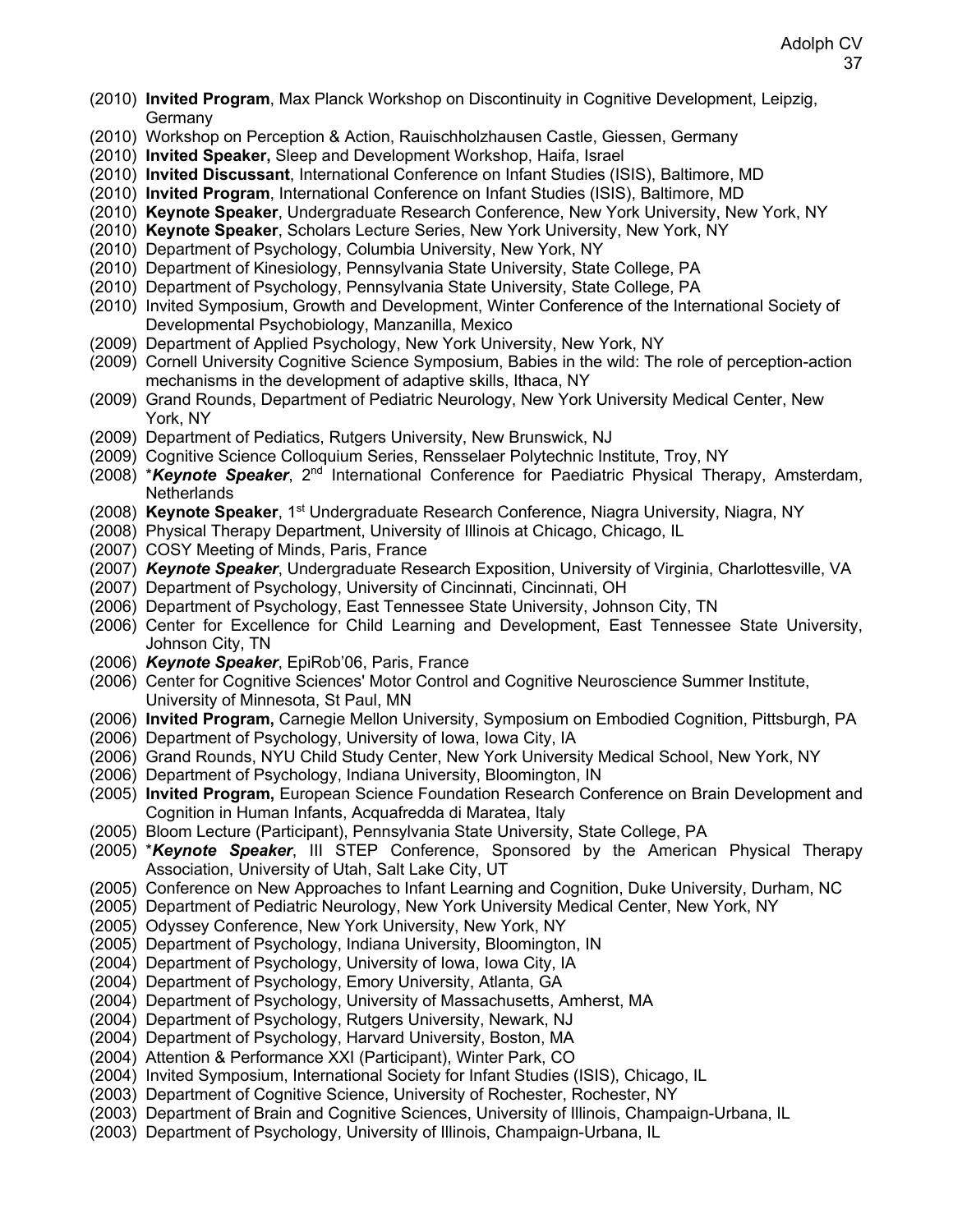(2010) **Invited Program**, Max Planck Workshop on Discontinuity in Cognitive Development, Leipzig, Germany
(2010) Workshop on Perception & Action, Rauischholzhausen Castle, Giessen, Germany
(2010) **Invited Speaker,** Sleep and Development Workshop, Haifa, Israel
(2010) **Invited Discussant**, International Conference on Infant Studies (ISIS), Baltimore, MD
(2010) **Invited Program**, International Conference on Infant Studies (ISIS), Baltimore, MD
(2010) **Keynote Speaker**, Undergraduate Research Conference, New York University, New York, NY
(2010) **Keynote Speaker**, Scholars Lecture Series, New York University, New York, NY
(2010) Department of Psychology, Columbia University, New York, NY
(2010) Department of Kinesiology, Pennsylvania State University, State College, PA
(2010) Department of Psychology, Pennsylvania State University, State College, PA
(2010) Invited Symposium, Growth and Development, Winter Conference of the International Society of Developmental Psychobiology, Manzanilla, Mexico
(2009) Department of Applied Psychology, New York University, New York, NY
(2009) Cornell University Cognitive Science Symposium, Babies in the wild: The role of perception-action mechanisms in the development of adaptive skills, Ithaca, NY
(2009) Grand Rounds, Department of Pediatric Neurology, New York University Medical Center, New York, NY
(2009) Department of Pediatics, Rutgers University, New Brunswick, NJ
(2009) Cognitive Science Colloquium Series, Rensselaer Polytechnic Institute, Troy, NY
(2008) ****Keynote Speaker***, 2nd International Conference for Paediatric Physical Therapy, Amsterdam, Netherlands
(2008) **Keynote Speaker**, 1st Undergraduate Research Conference, Niagra University, Niagra, NY
(2008) Physical Therapy Department, University of Illinois at Chicago, Chicago, IL
(2007) COSY Meeting of Minds, Paris, France
(2007) ***Keynote Speaker***, Undergraduate Research Exposition, University of Virginia, Charlottesville, VA
(2007) Department of Psychology, University of Cincinnati, Cincinnati, OH
(2006) Department of Psychology, East Tennessee State University, Johnson City, TN
(2006) Center for Excellence for Child Learning and Development, East Tennessee State University, Johnson City, TN
(2006) ***Keynote Speaker***, EpiRob'06, Paris, France
(2006) Center for Cognitive Sciences' Motor Control and Cognitive Neuroscience Summer Institute, University of Minnesota, St Paul, MN
(2006) **Invited Program,** Carnegie Mellon University, Symposium on Embodied Cognition, Pittsburgh, PA
(2006) Department of Psychology, University of Iowa, Iowa City, IA
(2006) Grand Rounds, NYU Child Study Center, New York University Medical School, New York, NY
(2006) Department of Psychology, Indiana University, Bloomington, IN
(2005) **Invited Program,** European Science Foundation Research Conference on Brain Development and Cognition in Human Infants, Acquafredda di Maratea, Italy
(2005) Bloom Lecture (Participant), Pennsylvania State University, State College, PA
(2005) ****Keynote Speaker***, III STEP Conference, Sponsored by the American Physical Therapy Association, University of Utah, Salt Lake City, UT
(2005) Conference on New Approaches to Infant Learning and Cognition, Duke University, Durham, NC
(2005) Department of Pediatric Neurology, New York University Medical Center, New York, NY
(2005) Odyssey Conference, New York University, New York, NY
(2005) Department of Psychology, Indiana University, Bloomington, IN
(2004) Department of Psychology, University of Iowa, Iowa City, IA
(2004) Department of Psychology, Emory University, Atlanta, GA
(2004) Department of Psychology, University of Massachusetts, Amherst, MA
(2004) Department of Psychology, Rutgers University, Newark, NJ
(2004) Department of Psychology, Harvard University, Boston, MA
(2004) Attention & Performance XXI (Participant), Winter Park, CO
(2004) Invited Symposium, International Society for Infant Studies (ISIS), Chicago, IL
(2003) Department of Cognitive Science, University of Rochester, Rochester, NY
(2003) Department of Brain and Cognitive Sciences, University of Illinois, Champaign-Urbana, IL
(2003) Department of Psychology, University of Illinois, Champaign-Urbana, IL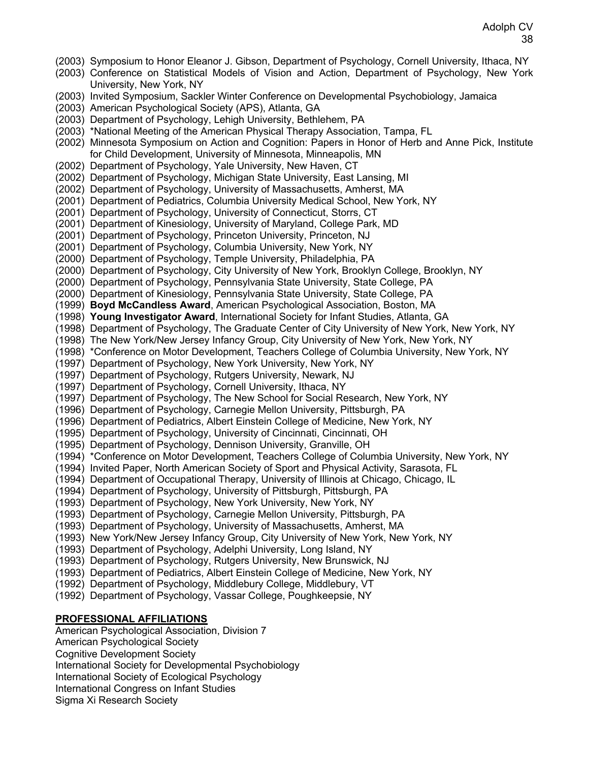(2003) Symposium to Honor Eleanor J. Gibson, Department of Psychology, Cornell University, Ithaca, NY
(2003) Conference on Statistical Models of Vision and Action, Department of Psychology, New York University, New York, NY
(2003) Invited Symposium, Sackler Winter Conference on Developmental Psychobiology, Jamaica
(2003) American Psychological Society (APS), Atlanta, GA
(2003) Department of Psychology, Lehigh University, Bethlehem, PA
(2003) *National Meeting of the American Physical Therapy Association, Tampa, FL
(2002) Minnesota Symposium on Action and Cognition: Papers in Honor of Herb and Anne Pick, Institute for Child Development, University of Minnesota, Minneapolis, MN
(2002) Department of Psychology, Yale University, New Haven, CT
(2002) Department of Psychology, Michigan State University, East Lansing, MI
(2002) Department of Psychology, University of Massachusetts, Amherst, MA
(2001) Department of Pediatrics, Columbia University Medical School, New York, NY
(2001) Department of Psychology, University of Connecticut, Storrs, CT
(2001) Department of Kinesiology, University of Maryland, College Park, MD
(2001) Department of Psychology, Princeton University, Princeton, NJ
(2001) Department of Psychology, Columbia University, New York, NY
(2000) Department of Psychology, Temple University, Philadelphia, PA
(2000) Department of Psychology, City University of New York, Brooklyn College, Brooklyn, NY
(2000) Department of Psychology, Pennsylvania State University, State College, PA
(2000) Department of Kinesiology, Pennsylvania State University, State College, PA
(1999) **Boyd McCandless Award**, American Psychological Association, Boston, MA
(1998) **Young Investigator Award**, International Society for Infant Studies, Atlanta, GA
(1998) Department of Psychology, The Graduate Center of City University of New York, New York, NY
(1998) The New York/New Jersey Infancy Group, City University of New York, New York, NY
(1998) *Conference on Motor Development, Teachers College of Columbia University, New York, NY
(1997) Department of Psychology, New York University, New York, NY
(1997) Department of Psychology, Rutgers University, Newark, NJ
(1997) Department of Psychology, Cornell University, Ithaca, NY
(1997) Department of Psychology, The New School for Social Research, New York, NY
(1996) Department of Psychology, Carnegie Mellon University, Pittsburgh, PA
(1996) Department of Pediatrics, Albert Einstein College of Medicine, New York, NY
(1995) Department of Psychology, University of Cincinnati, Cincinnati, OH
(1995) Department of Psychology, Dennison University, Granville, OH
(1994) *Conference on Motor Development, Teachers College of Columbia University, New York, NY
(1994) Invited Paper, North American Society of Sport and Physical Activity, Sarasota, FL
(1994) Department of Occupational Therapy, University of Illinois at Chicago, Chicago, IL
(1994) Department of Psychology, University of Pittsburgh, Pittsburgh, PA
(1993) Department of Psychology, New York University, New York, NY
(1993) Department of Psychology, Carnegie Mellon University, Pittsburgh, PA
(1993) Department of Psychology, University of Massachusetts, Amherst, MA
(1993) New York/New Jersey Infancy Group, City University of New York, New York, NY
(1993) Department of Psychology, Adelphi University, Long Island, NY
(1993) Department of Psychology, Rutgers University, New Brunswick, NJ
(1993) Department of Pediatrics, Albert Einstein College of Medicine, New York, NY
(1992) Department of Psychology, Middlebury College, Middlebury, VT
(1992) Department of Psychology, Vassar College, Poughkeepsie, NY

## PROFESSIONAL AFFILIATIONS

American Psychological Association, Division 7
American Psychological Society
Cognitive Development Society
International Society for Developmental Psychobiology
International Society of Ecological Psychology
International Congress on Infant Studies
Sigma Xi Research Society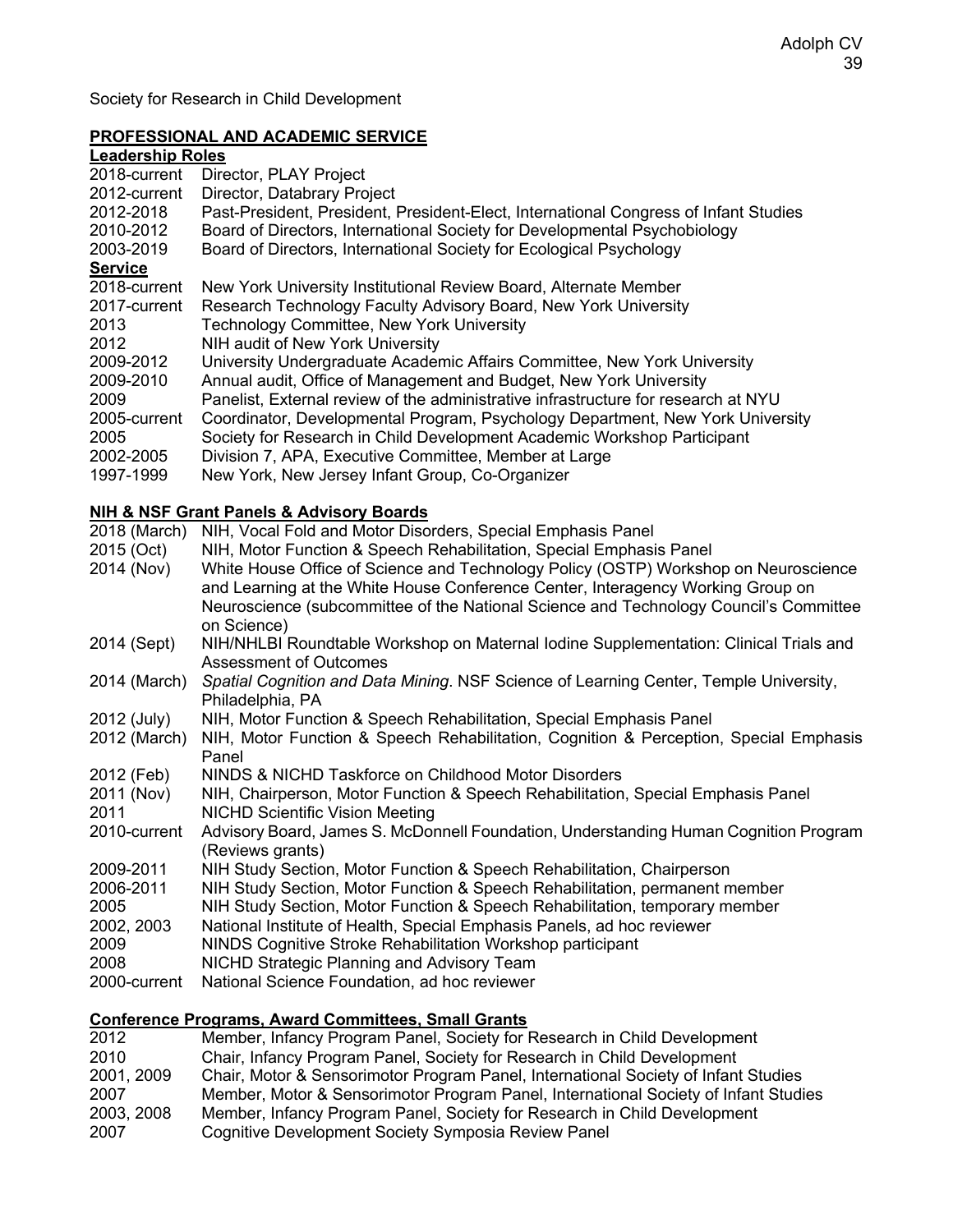Society for Research in Child Development

## PROFESSIONAL AND ACADEMIC SERVICE

### Leadership Roles

| | |
|---|---|
| 2018-current | Director, PLAY Project |
| 2012-current | Director, Databrary Project |
| 2012-2018 | Past-President, President, President-Elect, International Congress of Infant Studies |
| 2010-2012 | Board of Directors, International Society for Developmental Psychobiology |
| 2003-2019 | Board of Directors, International Society for Ecological Psychology |

### Service

| | |
|---|---|
| 2018-current | New York University Institutional Review Board, Alternate Member |
| 2017-current | Research Technology Faculty Advisory Board, New York University |
| 2013 | Technology Committee, New York University |
| 2012 | NIH audit of New York University |
| 2009-2012 | University Undergraduate Academic Affairs Committee, New York University |
| 2009-2010 | Annual audit, Office of Management and Budget, New York University |
| 2009 | Panelist, External review of the administrative infrastructure for research at NYU |
| 2005-current | Coordinator, Developmental Program, Psychology Department, New York University |
| 2005 | Society for Research in Child Development Academic Workshop Participant |
| 2002-2005 | Division 7, APA, Executive Committee, Member at Large |
| 1997-1999 | New York, New Jersey Infant Group, Co-Organizer |

### NIH & NSF Grant Panels & Advisory Boards

| | |
|---|---|
| 2018 (March) | NIH, Vocal Fold and Motor Disorders, Special Emphasis Panel |
| 2015 (Oct) | NIH, Motor Function & Speech Rehabilitation, Special Emphasis Panel |
| 2014 (Nov) | White House Office of Science and Technology Policy (OSTP) Workshop on Neuroscience and Learning at the White House Conference Center, Interagency Working Group on Neuroscience (subcommittee of the National Science and Technology Council's Committee on Science) |
| 2014 (Sept) | NIH/NHLBI Roundtable Workshop on Maternal Iodine Supplementation: Clinical Trials and Assessment of Outcomes |
| 2014 (March) | *Spatial Cognition and Data Mining*. NSF Science of Learning Center, Temple University, Philadelphia, PA |
| 2012 (July) | NIH, Motor Function & Speech Rehabilitation, Special Emphasis Panel |
| 2012 (March) | NIH, Motor Function & Speech Rehabilitation, Cognition & Perception, Special Emphasis Panel |
| 2012 (Feb) | NINDS & NICHD Taskforce on Childhood Motor Disorders |
| 2011 (Nov) | NIH, Chairperson, Motor Function & Speech Rehabilitation, Special Emphasis Panel |
| 2011 | NICHD Scientific Vision Meeting |
| 2010-current | Advisory Board, James S. McDonnell Foundation, Understanding Human Cognition Program (Reviews grants) |
| 2009-2011 | NIH Study Section, Motor Function & Speech Rehabilitation, Chairperson |
| 2006-2011 | NIH Study Section, Motor Function & Speech Rehabilitation, permanent member |
| 2005 | NIH Study Section, Motor Function & Speech Rehabilitation, temporary member |
| 2002, 2003 | National Institute of Health, Special Emphasis Panels, ad hoc reviewer |
| 2009 | NINDS Cognitive Stroke Rehabilitation Workshop participant |
| 2008 | NICHD Strategic Planning and Advisory Team |
| 2000-current | National Science Foundation, ad hoc reviewer |

### Conference Programs, Award Committees, Small Grants

| | |
|---|---|
| 2012 | Member, Infancy Program Panel, Society for Research in Child Development |
| 2010 | Chair, Infancy Program Panel, Society for Research in Child Development |
| 2001, 2009 | Chair, Motor & Sensorimotor Program Panel, International Society of Infant Studies |
| 2007 | Member, Motor & Sensorimotor Program Panel, International Society of Infant Studies |
| 2003, 2008 | Member, Infancy Program Panel, Society for Research in Child Development |
| 2007 | Cognitive Development Society Symposia Review Panel |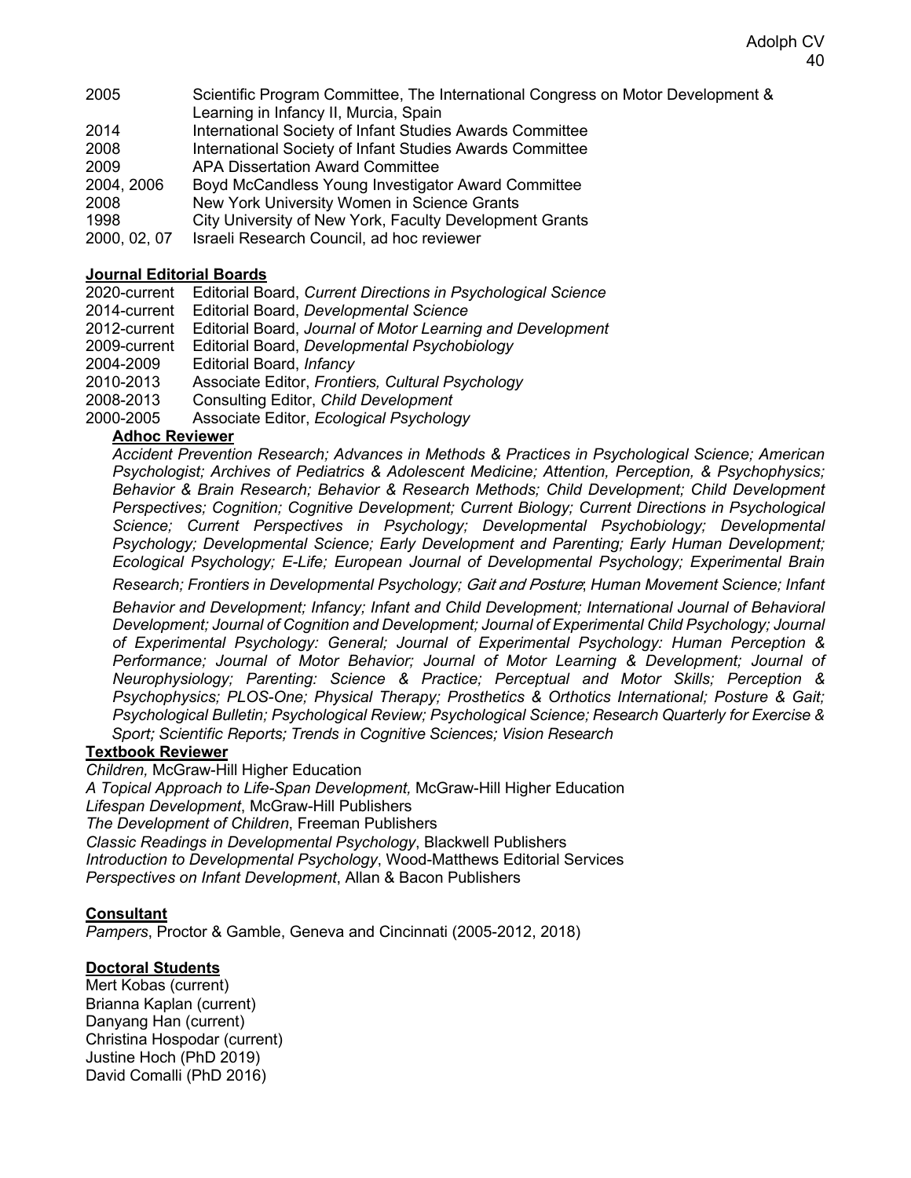2005 Scientific Program Committee, The International Congress on Motor Development & Learning in Infancy II, Murcia, Spain
2014 International Society of Infant Studies Awards Committee
2008 International Society of Infant Studies Awards Committee
2009 APA Dissertation Award Committee
2004, 2006 Boyd McCandless Young Investigator Award Committee
2008 New York University Women in Science Grants
1998 City University of New York, Faculty Development Grants
2000, 02, 07 Israeli Research Council, ad hoc reviewer

**Journal Editorial Boards**

2020-current Editorial Board, *Current Directions in Psychological Science*
2014-current Editorial Board, *Developmental Science*
2012-current Editorial Board, *Journal of Motor Learning and Development*
2009-current Editorial Board, *Developmental Psychobiology*
2004-2009 Editorial Board, *Infancy*
2010-2013 Associate Editor, *Frontiers, Cultural Psychology*
2008-2013 Consulting Editor, *Child Development*
2000-2005 Associate Editor, *Ecological Psychology*

**Adhoc Reviewer**

*Accident Prevention Research; Advances in Methods & Practices in Psychological Science; American Psychologist; Archives of Pediatrics & Adolescent Medicine; Attention, Perception, & Psychophysics; Behavior & Brain Research; Behavior & Research Methods; Child Development; Child Development Perspectives; Cognition; Cognitive Development; Current Biology; Current Directions in Psychological Science; Current Perspectives in Psychology; Developmental Psychobiology; Developmental Psychology; Developmental Science; Early Development and Parenting; Early Human Development; Ecological Psychology; E-Life; European Journal of Developmental Psychology; Experimental Brain Research; Frontiers in Developmental Psychology; Gait and Posture; Human Movement Science; Infant Behavior and Development; Infancy; Infant and Child Development; International Journal of Behavioral Development; Journal of Cognition and Development; Journal of Experimental Child Psychology; Journal of Experimental Psychology: General; Journal of Experimental Psychology: Human Perception & Performance; Journal of Motor Behavior; Journal of Motor Learning & Development; Journal of Neurophysiology; Parenting: Science & Practice; Perceptual and Motor Skills; Perception & Psychophysics; PLOS-One; Physical Therapy; Prosthetics & Orthotics International; Posture & Gait; Psychological Bulletin; Psychological Review; Psychological Science; Research Quarterly for Exercise & Sport; Scientific Reports; Trends in Cognitive Sciences; Vision Research*

**Textbook Reviewer**

*Children,* McGraw-Hill Higher Education
*A Topical Approach to Life-Span Development,* McGraw-Hill Higher Education
*Lifespan Development*, McGraw-Hill Publishers
*The Development of Children*, Freeman Publishers
*Classic Readings in Developmental Psychology*, Blackwell Publishers
*Introduction to Developmental Psychology*, Wood-Matthews Editorial Services
*Perspectives on Infant Development*, Allan & Bacon Publishers

**Consultant**

*Pampers*, Proctor & Gamble, Geneva and Cincinnati (2005-2012, 2018)

**Doctoral Students**

Mert Kobas (current)
Brianna Kaplan (current)
Danyang Han (current)
Christina Hospodar (current)
Justine Hoch (PhD 2019)
David Comalli (PhD 2016)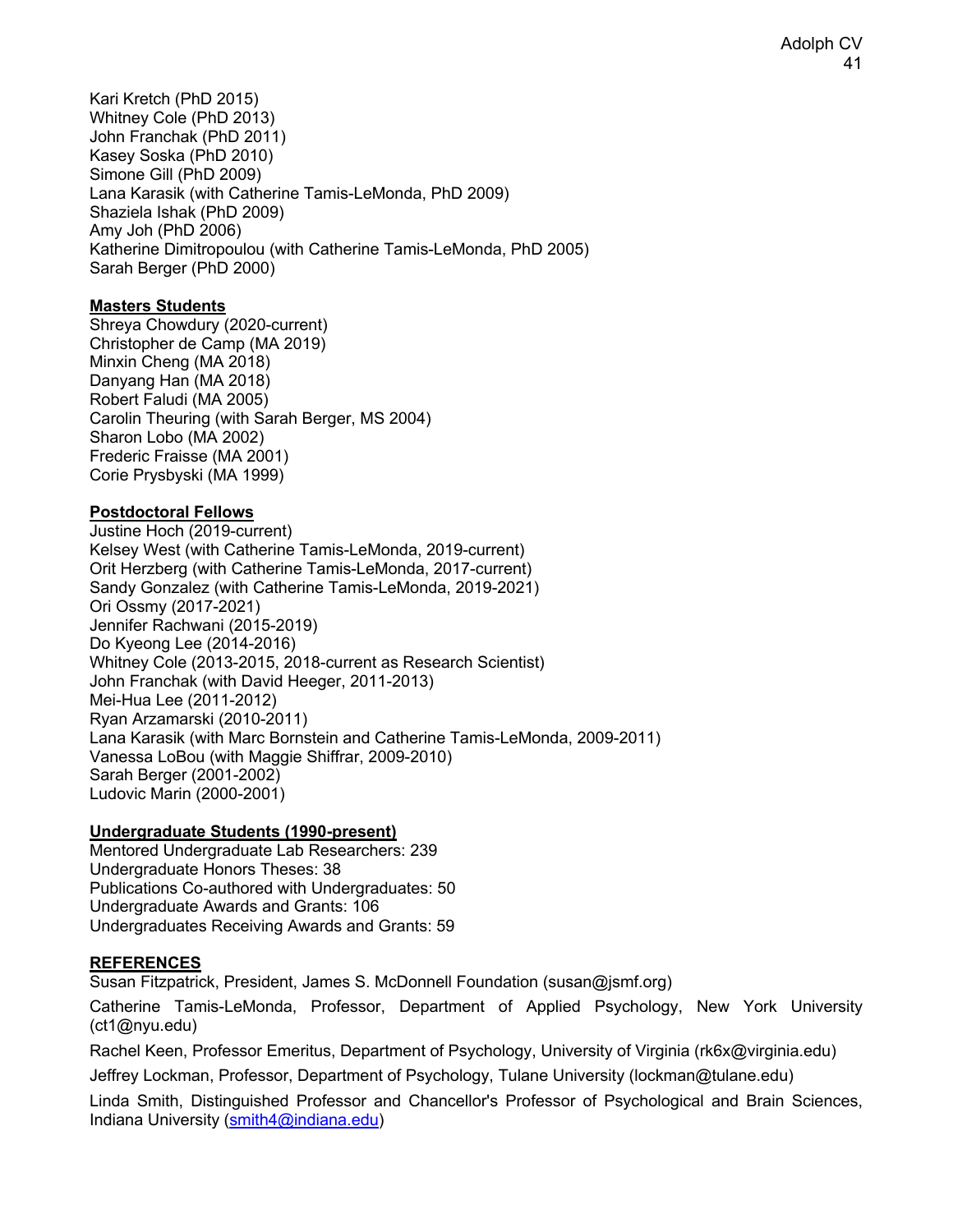Kari Kretch (PhD 2015)
Whitney Cole (PhD 2013)
John Franchak (PhD 2011)
Kasey Soska (PhD 2010)
Simone Gill (PhD 2009)
Lana Karasik (with Catherine Tamis-LeMonda, PhD 2009)
Shaziela Ishak (PhD 2009)
Amy Joh (PhD 2006)
Katherine Dimitropoulou (with Catherine Tamis-LeMonda, PhD 2005)
Sarah Berger (PhD 2000)

**Masters Students**

Shreya Chowdury (2020-current)
Christopher de Camp (MA 2019)
Minxin Cheng (MA 2018)
Danyang Han (MA 2018)
Robert Faludi (MA 2005)
Carolin Theuring (with Sarah Berger, MS 2004)
Sharon Lobo (MA 2002)
Frederic Fraisse (MA 2001)
Corie Prysbyski (MA 1999)

**Postdoctoral Fellows**

Justine Hoch (2019-current)
Kelsey West (with Catherine Tamis-LeMonda, 2019-current)
Orit Herzberg (with Catherine Tamis-LeMonda, 2017-current)
Sandy Gonzalez (with Catherine Tamis-LeMonda, 2019-2021)
Ori Ossmy (2017-2021)
Jennifer Rachwani (2015-2019)
Do Kyeong Lee (2014-2016)
Whitney Cole (2013-2015, 2018-current as Research Scientist)
John Franchak (with David Heeger, 2011-2013)
Mei-Hua Lee (2011-2012)
Ryan Arzamarski (2010-2011)
Lana Karasik (with Marc Bornstein and Catherine Tamis-LeMonda, 2009-2011)
Vanessa LoBou (with Maggie Shiffrar, 2009-2010)
Sarah Berger (2001-2002)
Ludovic Marin (2000-2001)

**Undergraduate Students (1990-present)**

Mentored Undergraduate Lab Researchers: 239
Undergraduate Honors Theses: 38
Publications Co-authored with Undergraduates: 50
Undergraduate Awards and Grants: 106
Undergraduates Receiving Awards and Grants: 59

**REFERENCES**

Susan Fitzpatrick, President, James S. McDonnell Foundation (susan@jsmf.org)

Catherine Tamis-LeMonda, Professor, Department of Applied Psychology, New York University (ct1@nyu.edu)

Rachel Keen, Professor Emeritus, Department of Psychology, University of Virginia (rk6x@virginia.edu)

Jeffrey Lockman, Professor, Department of Psychology, Tulane University (lockman@tulane.edu)

Linda Smith, Distinguished Professor and Chancellor's Professor of Psychological and Brain Sciences, Indiana University (smith4@indiana.edu)